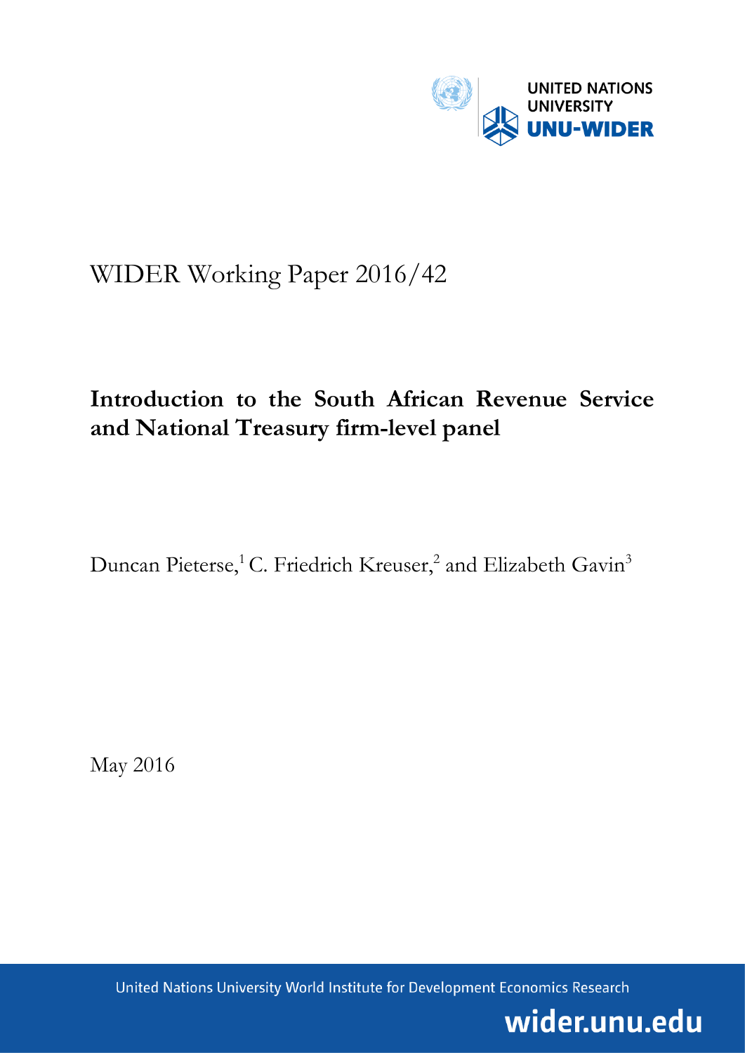UNITED NATIONS UNIVERSITY

UNU-WIDER

WIDER Working Paper 2016/42

# Introduction to the South African Revenue Service and National Treasury firm-level panel

Duncan Pieterse,[1] C. Friedrich Kreuser,[2] and Elizabeth Gavin[3]

May 2016

United Nations University World Institute for Development Economics Research

wider.unu.edu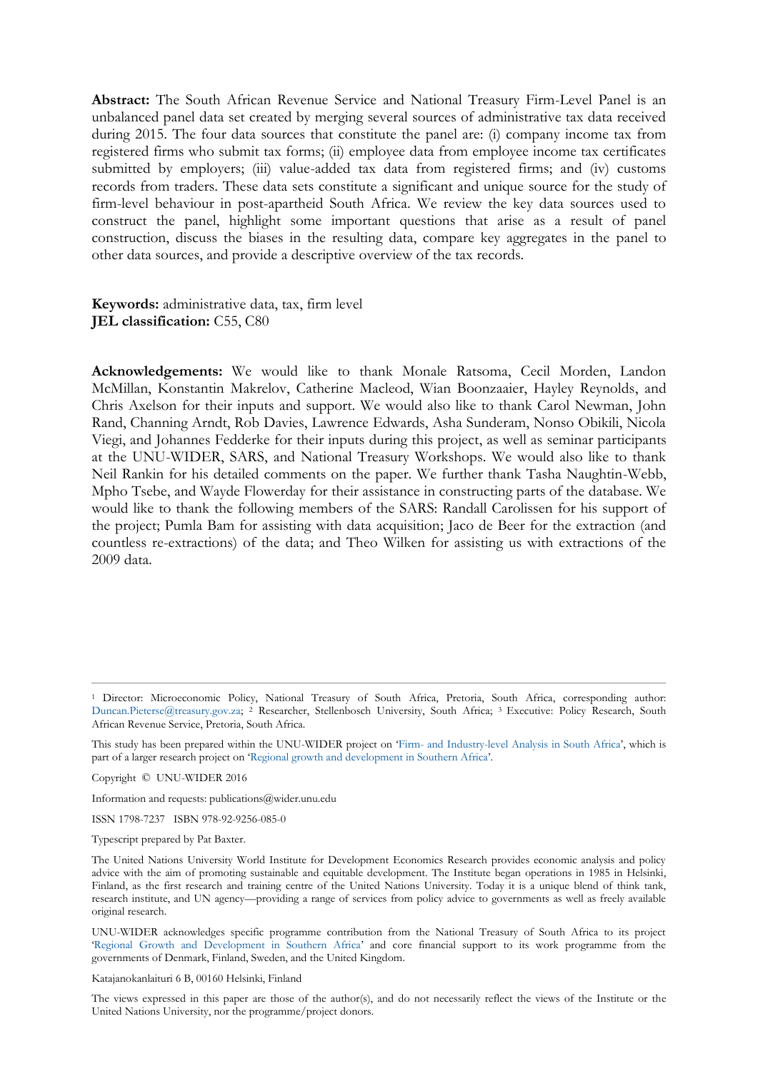**Abstract:** The South African Revenue Service and National Treasury Firm-Level Panel is an unbalanced panel data set created by merging several sources of administrative tax data received during 2015. The four data sources that constitute the panel are: (i) company income tax from registered firms who submit tax forms; (ii) employee data from employee income tax certificates submitted by employers; (iii) value-added tax data from registered firms; and (iv) customs records from traders. These data sets constitute a significant and unique source for the study of firm-level behaviour in post-apartheid South Africa. We review the key data sources used to construct the panel, highlight some important questions that arise as a result of panel construction, discuss the biases in the resulting data, compare key aggregates in the panel to other data sources, and provide a descriptive overview of the tax records.

**Keywords:** administrative data, tax, firm level
**JEL classification:** C55, C80

**Acknowledgements:** We would like to thank Monale Ratsoma, Cecil Morden, Landon McMillan, Konstantin Makrelov, Catherine Macleod, Wian Boonzaaier, Hayley Reynolds, and Chris Axelson for their inputs and support. We would also like to thank Carol Newman, John Rand, Channing Arndt, Rob Davies, Lawrence Edwards, Asha Sunderam, Nonso Obikili, Nicola Viegi, and Johannes Fedderke for their inputs during this project, as well as seminar participants at the UNU-WIDER, SARS, and National Treasury Workshops. We would also like to thank Neil Rankin for his detailed comments on the paper. We further thank Tasha Naughtin-Webb, Mpho Tsebe, and Wayde Flowerday for their assistance in constructing parts of the database. We would like to thank the following members of the SARS: Randall Carolissen for his support of the project; Pumla Bam for assisting with data acquisition; Jaco de Beer for the extraction (and countless re-extractions) of the data; and Theo Wilken for assisting us with extractions of the 2009 data.

---

[1] Director: Microeconomic Policy, National Treasury of South Africa, Pretoria, South Africa, corresponding author: Duncan.Pieterse@treasury.gov.za; [2] Researcher, Stellenbosch University, South Africa; [3] Executive: Policy Research, South African Revenue Service, Pretoria, South Africa.

This study has been prepared within the UNU-WIDER project on 'Firm- and Industry-level Analysis in South Africa', which is part of a larger research project on 'Regional growth and development in Southern Africa'.

Copyright © UNU-WIDER 2016

Information and requests: publications@wider.unu.edu

ISSN 1798-7237 ISBN 978-92-9256-085-0

Typescript prepared by Pat Baxter.

The United Nations University World Institute for Development Economics Research provides economic analysis and policy advice with the aim of promoting sustainable and equitable development. The Institute began operations in 1985 in Helsinki, Finland, as the first research and training centre of the United Nations University. Today it is a unique blend of think tank, research institute, and UN agency—providing a range of services from policy advice to governments as well as freely available original research.

UNU-WIDER acknowledges specific programme contribution from the National Treasury of South Africa to its project 'Regional Growth and Development in Southern Africa' and core financial support to its work programme from the governments of Denmark, Finland, Sweden, and the United Kingdom.

Katajanokanlaituri 6 B, 00160 Helsinki, Finland

The views expressed in this paper are those of the author(s), and do not necessarily reflect the views of the Institute or the United Nations University, nor the programme/project donors.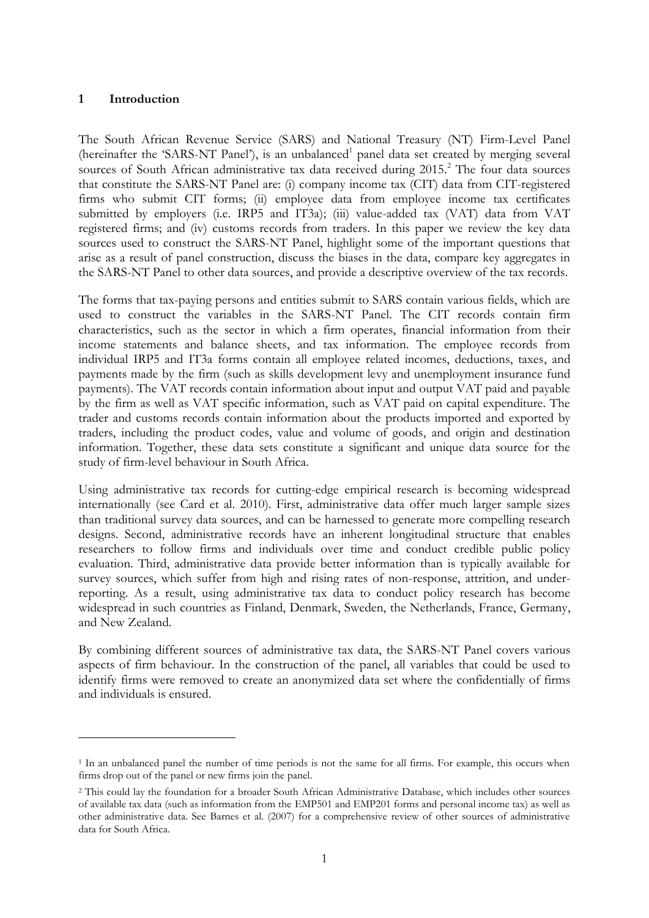## 1 Introduction

The South African Revenue Service (SARS) and National Treasury (NT) Firm-Level Panel (hereinafter the 'SARS-NT Panel'), is an unbalanced[1] panel data set created by merging several sources of South African administrative tax data received during 2015.[2] The four data sources that constitute the SARS-NT Panel are: (i) company income tax (CIT) data from CIT-registered firms who submit CIT forms; (ii) employee data from employee income tax certificates submitted by employers (i.e. IRP5 and IT3a); (iii) value-added tax (VAT) data from VAT registered firms; and (iv) customs records from traders. In this paper we review the key data sources used to construct the SARS-NT Panel, highlight some of the important questions that arise as a result of panel construction, discuss the biases in the data, compare key aggregates in the SARS-NT Panel to other data sources, and provide a descriptive overview of the tax records.

The forms that tax-paying persons and entities submit to SARS contain various fields, which are used to construct the variables in the SARS-NT Panel. The CIT records contain firm characteristics, such as the sector in which a firm operates, financial information from their income statements and balance sheets, and tax information. The employee records from individual IRP5 and IT3a forms contain all employee related incomes, deductions, taxes, and payments made by the firm (such as skills development levy and unemployment insurance fund payments). The VAT records contain information about input and output VAT paid and payable by the firm as well as VAT specific information, such as VAT paid on capital expenditure. The trader and customs records contain information about the products imported and exported by traders, including the product codes, value and volume of goods, and origin and destination information. Together, these data sets constitute a significant and unique data source for the study of firm-level behaviour in South Africa.

Using administrative tax records for cutting-edge empirical research is becoming widespread internationally (see Card et al. 2010). First, administrative data offer much larger sample sizes than traditional survey data sources, and can be harnessed to generate more compelling research designs. Second, administrative records have an inherent longitudinal structure that enables researchers to follow firms and individuals over time and conduct credible public policy evaluation. Third, administrative data provide better information than is typically available for survey sources, which suffer from high and rising rates of non-response, attrition, and under-reporting. As a result, using administrative tax data to conduct policy research has become widespread in such countries as Finland, Denmark, Sweden, the Netherlands, France, Germany, and New Zealand.

By combining different sources of administrative tax data, the SARS-NT Panel covers various aspects of firm behaviour. In the construction of the panel, all variables that could be used to identify firms were removed to create an anonymized data set where the confidentially of firms and individuals is ensured.

---

[1] In an unbalanced panel the number of time periods is not the same for all firms. For example, this occurs when firms drop out of the panel or new firms join the panel.

[2] This could lay the foundation for a broader South African Administrative Database, which includes other sources of available tax data (such as information from the EMP501 and EMP201 forms and personal income tax) as well as other administrative data. See Barnes et al. (2007) for a comprehensive review of other sources of administrative data for South Africa.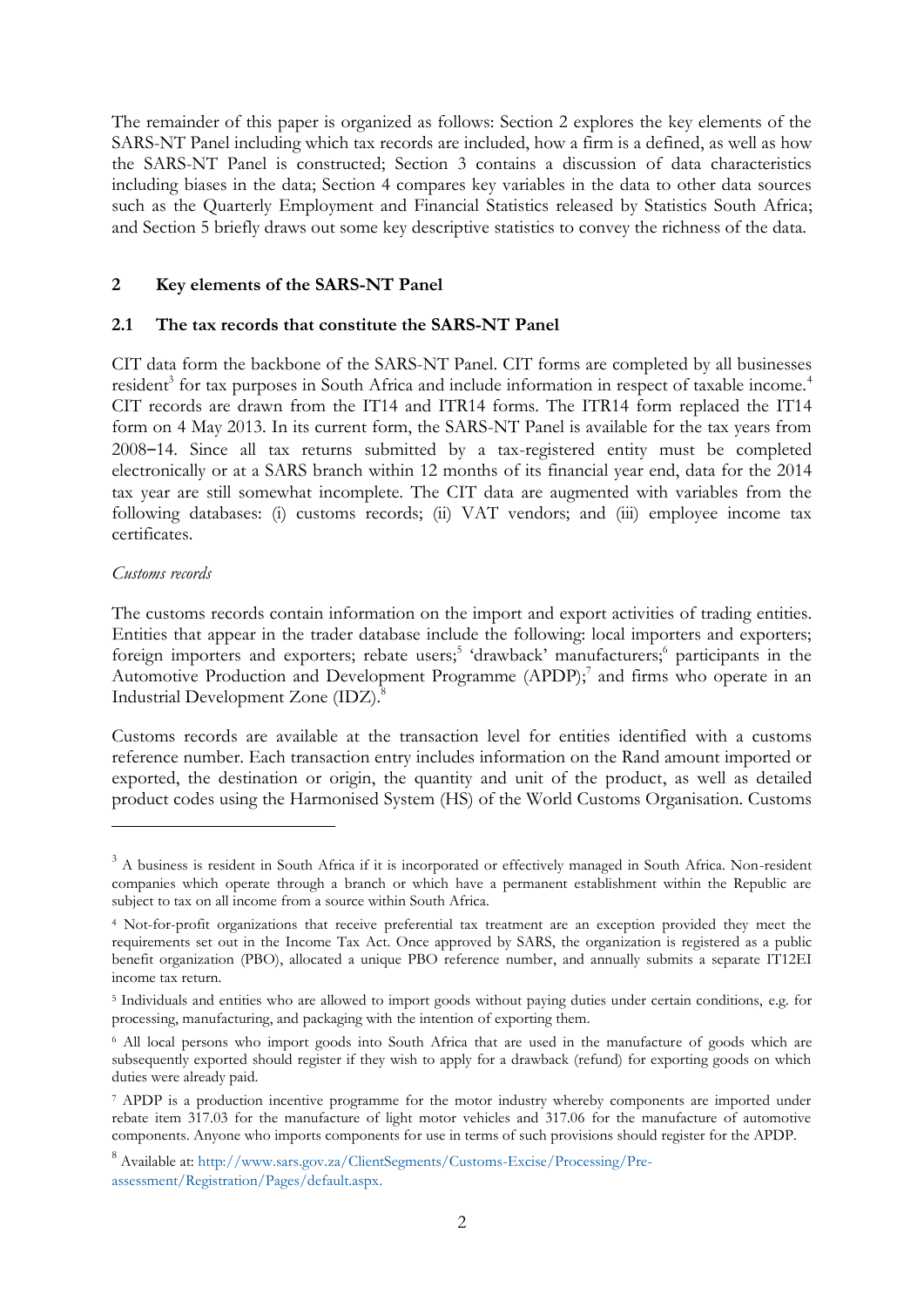The remainder of this paper is organized as follows: Section 2 explores the key elements of the SARS-NT Panel including which tax records are included, how a firm is a defined, as well as how the SARS-NT Panel is constructed; Section 3 contains a discussion of data characteristics including biases in the data; Section 4 compares key variables in the data to other data sources such as the Quarterly Employment and Financial Statistics released by Statistics South Africa; and Section 5 briefly draws out some key descriptive statistics to convey the richness of the data.

## 2 Key elements of the SARS-NT Panel

### 2.1 The tax records that constitute the SARS-NT Panel

CIT data form the backbone of the SARS-NT Panel. CIT forms are completed by all businesses resident[3] for tax purposes in South Africa and include information in respect of taxable income.[4] CIT records are drawn from the IT14 and ITR14 forms. The ITR14 form replaced the IT14 form on 4 May 2013. In its current form, the SARS-NT Panel is available for the tax years from 2008–14. Since all tax returns submitted by a tax-registered entity must be completed electronically or at a SARS branch within 12 months of its financial year end, data for the 2014 tax year are still somewhat incomplete. The CIT data are augmented with variables from the following databases: (i) customs records; (ii) VAT vendors; and (iii) employee income tax certificates.

*Customs records*

The customs records contain information on the import and export activities of trading entities. Entities that appear in the trader database include the following: local importers and exporters; foreign importers and exporters; rebate users;[5] 'drawback' manufacturers;[6] participants in the Automotive Production and Development Programme (APDP);[7] and firms who operate in an Industrial Development Zone (IDZ).[8]

Customs records are available at the transaction level for entities identified with a customs reference number. Each transaction entry includes information on the Rand amount imported or exported, the destination or origin, the quantity and unit of the product, as well as detailed product codes using the Harmonised System (HS) of the World Customs Organisation. Customs

---

[3] A business is resident in South Africa if it is incorporated or effectively managed in South Africa. Non-resident companies which operate through a branch or which have a permanent establishment within the Republic are subject to tax on all income from a source within South Africa.

[4] Not-for-profit organizations that receive preferential tax treatment are an exception provided they meet the requirements set out in the Income Tax Act. Once approved by SARS, the organization is registered as a public benefit organization (PBO), allocated a unique PBO reference number, and annually submits a separate IT12EI income tax return.

[5] Individuals and entities who are allowed to import goods without paying duties under certain conditions, e.g. for processing, manufacturing, and packaging with the intention of exporting them.

[6] All local persons who import goods into South Africa that are used in the manufacture of goods which are subsequently exported should register if they wish to apply for a drawback (refund) for exporting goods on which duties were already paid.

[7] APDP is a production incentive programme for the motor industry whereby components are imported under rebate item 317.03 for the manufacture of light motor vehicles and 317.06 for the manufacture of automotive components. Anyone who imports components for use in terms of such provisions should register for the APDP.

[8] Available at: http://www.sars.gov.za/ClientSegments/Customs-Excise/Processing/Pre-assessment/Registration/Pages/default.aspx.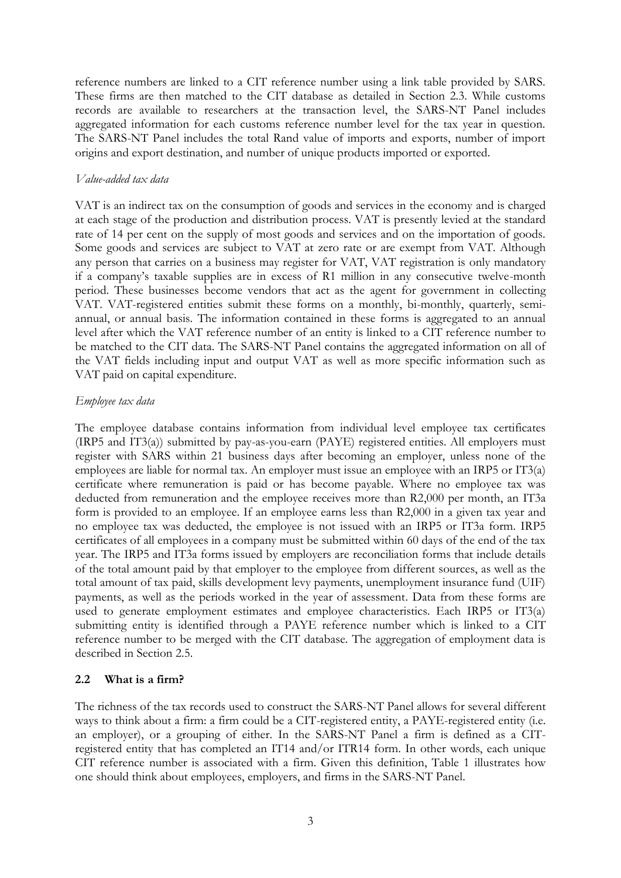reference numbers are linked to a CIT reference number using a link table provided by SARS. These firms are then matched to the CIT database as detailed in Section 2.3. While customs records are available to researchers at the transaction level, the SARS-NT Panel includes aggregated information for each customs reference number level for the tax year in question. The SARS-NT Panel includes the total Rand value of imports and exports, number of import origins and export destination, and number of unique products imported or exported.

*Value-added tax data*

VAT is an indirect tax on the consumption of goods and services in the economy and is charged at each stage of the production and distribution process. VAT is presently levied at the standard rate of 14 per cent on the supply of most goods and services and on the importation of goods. Some goods and services are subject to VAT at zero rate or are exempt from VAT. Although any person that carries on a business may register for VAT, VAT registration is only mandatory if a company's taxable supplies are in excess of R1 million in any consecutive twelve-month period. These businesses become vendors that act as the agent for government in collecting VAT. VAT-registered entities submit these forms on a monthly, bi-monthly, quarterly, semi-annual, or annual basis. The information contained in these forms is aggregated to an annual level after which the VAT reference number of an entity is linked to a CIT reference number to be matched to the CIT data. The SARS-NT Panel contains the aggregated information on all of the VAT fields including input and output VAT as well as more specific information such as VAT paid on capital expenditure.

*Employee tax data*

The employee database contains information from individual level employee tax certificates (IRP5 and IT3(a)) submitted by pay-as-you-earn (PAYE) registered entities. All employers must register with SARS within 21 business days after becoming an employer, unless none of the employees are liable for normal tax. An employer must issue an employee with an IRP5 or IT3(a) certificate where remuneration is paid or has become payable. Where no employee tax was deducted from remuneration and the employee receives more than R2,000 per month, an IT3a form is provided to an employee. If an employee earns less than R2,000 in a given tax year and no employee tax was deducted, the employee is not issued with an IRP5 or IT3a form. IRP5 certificates of all employees in a company must be submitted within 60 days of the end of the tax year. The IRP5 and IT3a forms issued by employers are reconciliation forms that include details of the total amount paid by that employer to the employee from different sources, as well as the total amount of tax paid, skills development levy payments, unemployment insurance fund (UIF) payments, as well as the periods worked in the year of assessment. Data from these forms are used to generate employment estimates and employee characteristics. Each IRP5 or IT3(a) submitting entity is identified through a PAYE reference number which is linked to a CIT reference number to be merged with the CIT database. The aggregation of employment data is described in Section 2.5.

## 2.2 What is a firm?

The richness of the tax records used to construct the SARS-NT Panel allows for several different ways to think about a firm: a firm could be a CIT-registered entity, a PAYE-registered entity (i.e. an employer), or a grouping of either. In the SARS-NT Panel a firm is defined as a CIT-registered entity that has completed an IT14 and/or ITR14 form. In other words, each unique CIT reference number is associated with a firm. Given this definition, Table 1 illustrates how one should think about employees, employers, and firms in the SARS-NT Panel.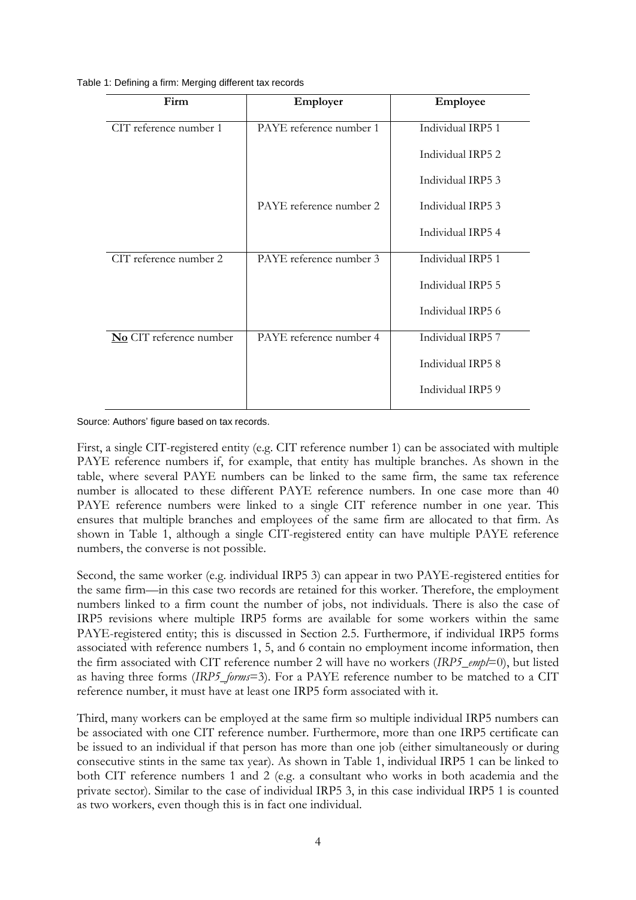Table 1: Defining a firm: Merging different tax records

| Firm | Employer | Employee |
|---|---|---|
| CIT reference number 1 | PAYE reference number 1 | Individual IRP5 1 |
| | | Individual IRP5 2 |
| | | Individual IRP5 3 |
| | PAYE reference number 2 | Individual IRP5 3 |
| | | Individual IRP5 4 |
| CIT reference number 2 | PAYE reference number 3 | Individual IRP5 1 |
| | | Individual IRP5 5 |
| | | Individual IRP5 6 |
| **No** CIT reference number | PAYE reference number 4 | Individual IRP5 7 |
| | | Individual IRP5 8 |
| | | Individual IRP5 9 |

Source: Authors' figure based on tax records.

First, a single CIT-registered entity (e.g. CIT reference number 1) can be associated with multiple PAYE reference numbers if, for example, that entity has multiple branches. As shown in the table, where several PAYE numbers can be linked to the same firm, the same tax reference number is allocated to these different PAYE reference numbers. In one case more than 40 PAYE reference numbers were linked to a single CIT reference number in one year. This ensures that multiple branches and employees of the same firm are allocated to that firm. As shown in Table 1, although a single CIT-registered entity can have multiple PAYE reference numbers, the converse is not possible.

Second, the same worker (e.g. individual IRP5 3) can appear in two PAYE-registered entities for the same firm—in this case two records are retained for this worker. Therefore, the employment numbers linked to a firm count the number of jobs, not individuals. There is also the case of IRP5 revisions where multiple IRP5 forms are available for some workers within the same PAYE-registered entity; this is discussed in Section 2.5. Furthermore, if individual IRP5 forms associated with reference numbers 1, 5, and 6 contain no employment income information, then the firm associated with CIT reference number 2 will have no workers (*IRP5_empl*=0), but listed as having three forms (*IRP5_forms*=3). For a PAYE reference number to be matched to a CIT reference number, it must have at least one IRP5 form associated with it.

Third, many workers can be employed at the same firm so multiple individual IRP5 numbers can be associated with one CIT reference number. Furthermore, more than one IRP5 certificate can be issued to an individual if that person has more than one job (either simultaneously or during consecutive stints in the same tax year). As shown in Table 1, individual IRP5 1 can be linked to both CIT reference numbers 1 and 2 (e.g. a consultant who works in both academia and the private sector). Similar to the case of individual IRP5 3, in this case individual IRP5 1 is counted as two workers, even though this is in fact one individual.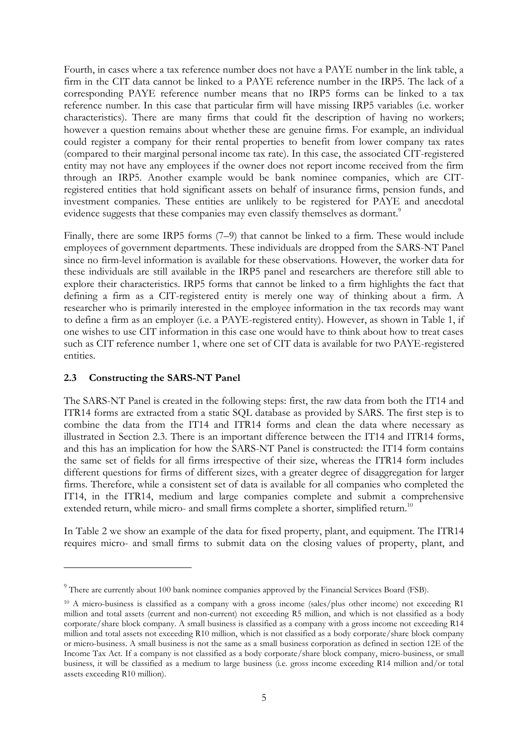Fourth, in cases where a tax reference number does not have a PAYE number in the link table, a firm in the CIT data cannot be linked to a PAYE reference number in the IRP5. The lack of a corresponding PAYE reference number means that no IRP5 forms can be linked to a tax reference number. In this case that particular firm will have missing IRP5 variables (i.e. worker characteristics). There are many firms that could fit the description of having no workers; however a question remains about whether these are genuine firms. For example, an individual could register a company for their rental properties to benefit from lower company tax rates (compared to their marginal personal income tax rate). In this case, the associated CIT-registered entity may not have any employees if the owner does not report income received from the firm through an IRP5. Another example would be bank nominee companies, which are CIT-registered entities that hold significant assets on behalf of insurance firms, pension funds, and investment companies. These entities are unlikely to be registered for PAYE and anecdotal evidence suggests that these companies may even classify themselves as dormant.[9]

Finally, there are some IRP5 forms (7–9) that cannot be linked to a firm. These would include employees of government departments. These individuals are dropped from the SARS-NT Panel since no firm-level information is available for these observations. However, the worker data for these individuals are still available in the IRP5 panel and researchers are therefore still able to explore their characteristics. IRP5 forms that cannot be linked to a firm highlights the fact that defining a firm as a CIT-registered entity is merely one way of thinking about a firm. A researcher who is primarily interested in the employee information in the tax records may want to define a firm as an employer (i.e. a PAYE-registered entity). However, as shown in Table 1, if one wishes to use CIT information in this case one would have to think about how to treat cases such as CIT reference number 1, where one set of CIT data is available for two PAYE-registered entities.

## 2.3 Constructing the SARS-NT Panel

The SARS-NT Panel is created in the following steps: first, the raw data from both the IT14 and ITR14 forms are extracted from a static SQL database as provided by SARS. The first step is to combine the data from the IT14 and ITR14 forms and clean the data where necessary as illustrated in Section 2.3. There is an important difference between the IT14 and ITR14 forms, and this has an implication for how the SARS-NT Panel is constructed: the IT14 form contains the same set of fields for all firms irrespective of their size, whereas the ITR14 form includes different questions for firms of different sizes, with a greater degree of disaggregation for larger firms. Therefore, while a consistent set of data is available for all companies who completed the IT14, in the ITR14, medium and large companies complete and submit a comprehensive extended return, while micro- and small firms complete a shorter, simplified return.[10]

In Table 2 we show an example of the data for fixed property, plant, and equipment. The ITR14 requires micro- and small firms to submit data on the closing values of property, plant, and

---

[9] There are currently about 100 bank nominee companies approved by the Financial Services Board (FSB).

[10] A micro-business is classified as a company with a gross income (sales/plus other income) not exceeding R1 million and total assets (current and non-current) not exceeding R5 million, and which is not classified as a body corporate/share block company. A small business is classified as a company with a gross income not exceeding R14 million and total assets not exceeding R10 million, which is not classified as a body corporate/share block company or micro-business. A small business is not the same as a small business corporation as defined in section 12E of the Income Tax Act. If a company is not classified as a body corporate/share block company, micro-business, or small business, it will be classified as a medium to large business (i.e. gross income exceeding R14 million and/or total assets exceeding R10 million).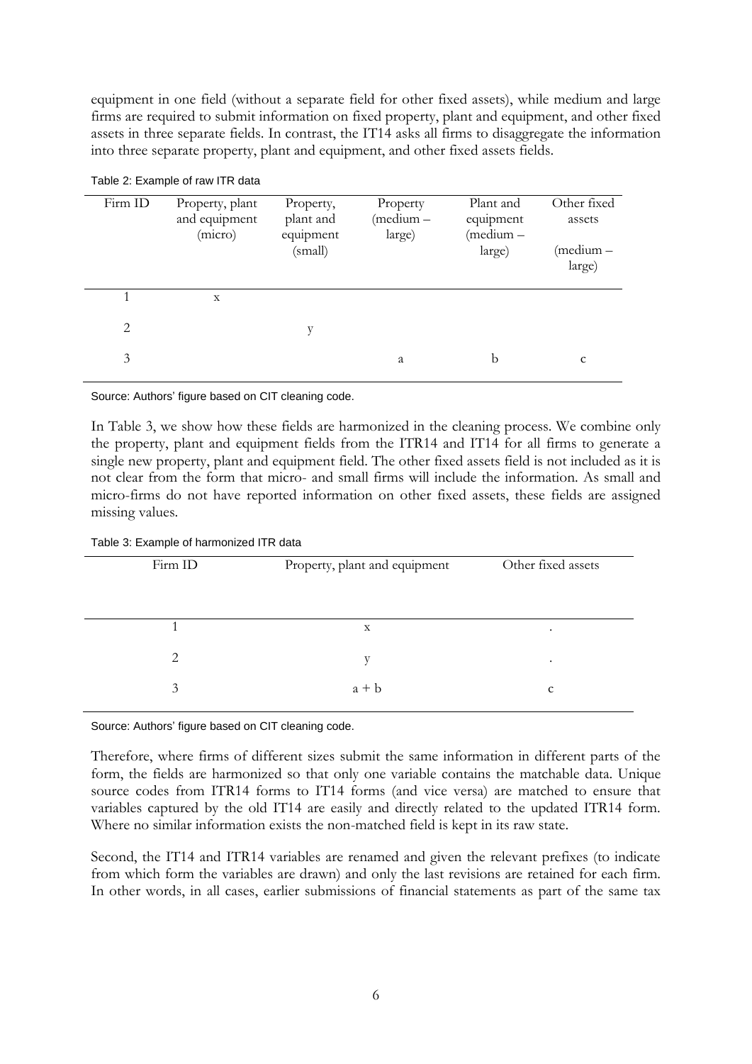equipment in one field (without a separate field for other fixed assets), while medium and large firms are required to submit information on fixed property, plant and equipment, and other fixed assets in three separate fields. In contrast, the IT14 asks all firms to disaggregate the information into three separate property, plant and equipment, and other fixed assets fields.

Table 2: Example of raw ITR data

| Firm ID | Property, plant and equipment (micro) | Property, plant and equipment (small) | Property (medium – large) | Plant and equipment (medium – large) | Other fixed assets (medium – large) |
|---|---|---|---|---|---|
| 1 | x | | | | |
| 2 | | y | | | |
| 3 | | | a | b | c |

Source: Authors' figure based on CIT cleaning code.

In Table 3, we show how these fields are harmonized in the cleaning process. We combine only the property, plant and equipment fields from the ITR14 and IT14 for all firms to generate a single new property, plant and equipment field. The other fixed assets field is not included as it is not clear from the form that micro- and small firms will include the information. As small and micro-firms do not have reported information on other fixed assets, these fields are assigned missing values.

Table 3: Example of harmonized ITR data

| Firm ID | Property, plant and equipment | Other fixed assets |
|---|---|---|
| 1 | x | . |
| 2 | y | . |
| 3 | a + b | c |

Source: Authors' figure based on CIT cleaning code.

Therefore, where firms of different sizes submit the same information in different parts of the form, the fields are harmonized so that only one variable contains the matchable data. Unique source codes from ITR14 forms to IT14 forms (and vice versa) are matched to ensure that variables captured by the old IT14 are easily and directly related to the updated ITR14 form. Where no similar information exists the non-matched field is kept in its raw state.

Second, the IT14 and ITR14 variables are renamed and given the relevant prefixes (to indicate from which form the variables are drawn) and only the last revisions are retained for each firm. In other words, in all cases, earlier submissions of financial statements as part of the same tax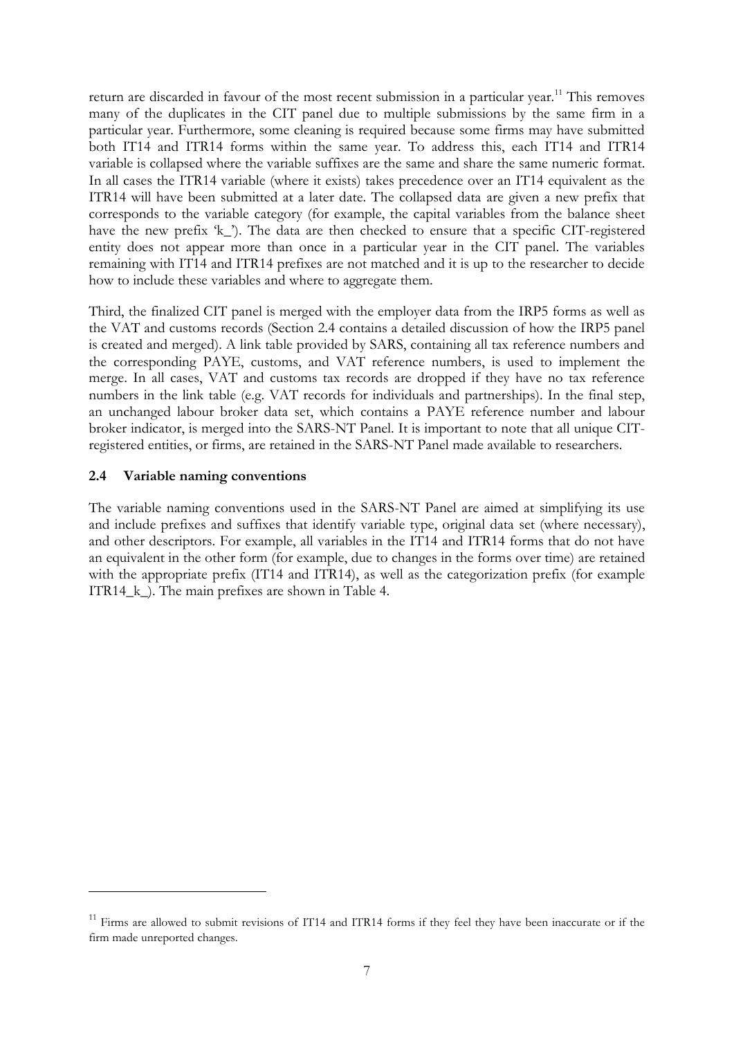return are discarded in favour of the most recent submission in a particular year.[11] This removes many of the duplicates in the CIT panel due to multiple submissions by the same firm in a particular year. Furthermore, some cleaning is required because some firms may have submitted both IT14 and ITR14 forms within the same year. To address this, each IT14 and ITR14 variable is collapsed where the variable suffixes are the same and share the same numeric format. In all cases the ITR14 variable (where it exists) takes precedence over an IT14 equivalent as the ITR14 will have been submitted at a later date. The collapsed data are given a new prefix that corresponds to the variable category (for example, the capital variables from the balance sheet have the new prefix 'k_'). The data are then checked to ensure that a specific CIT-registered entity does not appear more than once in a particular year in the CIT panel. The variables remaining with IT14 and ITR14 prefixes are not matched and it is up to the researcher to decide how to include these variables and where to aggregate them.

Third, the finalized CIT panel is merged with the employer data from the IRP5 forms as well as the VAT and customs records (Section 2.4 contains a detailed discussion of how the IRP5 panel is created and merged). A link table provided by SARS, containing all tax reference numbers and the corresponding PAYE, customs, and VAT reference numbers, is used to implement the merge. In all cases, VAT and customs tax records are dropped if they have no tax reference numbers in the link table (e.g. VAT records for individuals and partnerships). In the final step, an unchanged labour broker data set, which contains a PAYE reference number and labour broker indicator, is merged into the SARS-NT Panel. It is important to note that all unique CIT-registered entities, or firms, are retained in the SARS-NT Panel made available to researchers.

### 2.4 Variable naming conventions

The variable naming conventions used in the SARS-NT Panel are aimed at simplifying its use and include prefixes and suffixes that identify variable type, original data set (where necessary), and other descriptors. For example, all variables in the IT14 and ITR14 forms that do not have an equivalent in the other form (for example, due to changes in the forms over time) are retained with the appropriate prefix (IT14 and ITR14), as well as the categorization prefix (for example ITR14_k_). The main prefixes are shown in Table 4.

[11] Firms are allowed to submit revisions of IT14 and ITR14 forms if they feel they have been inaccurate or if the firm made unreported changes.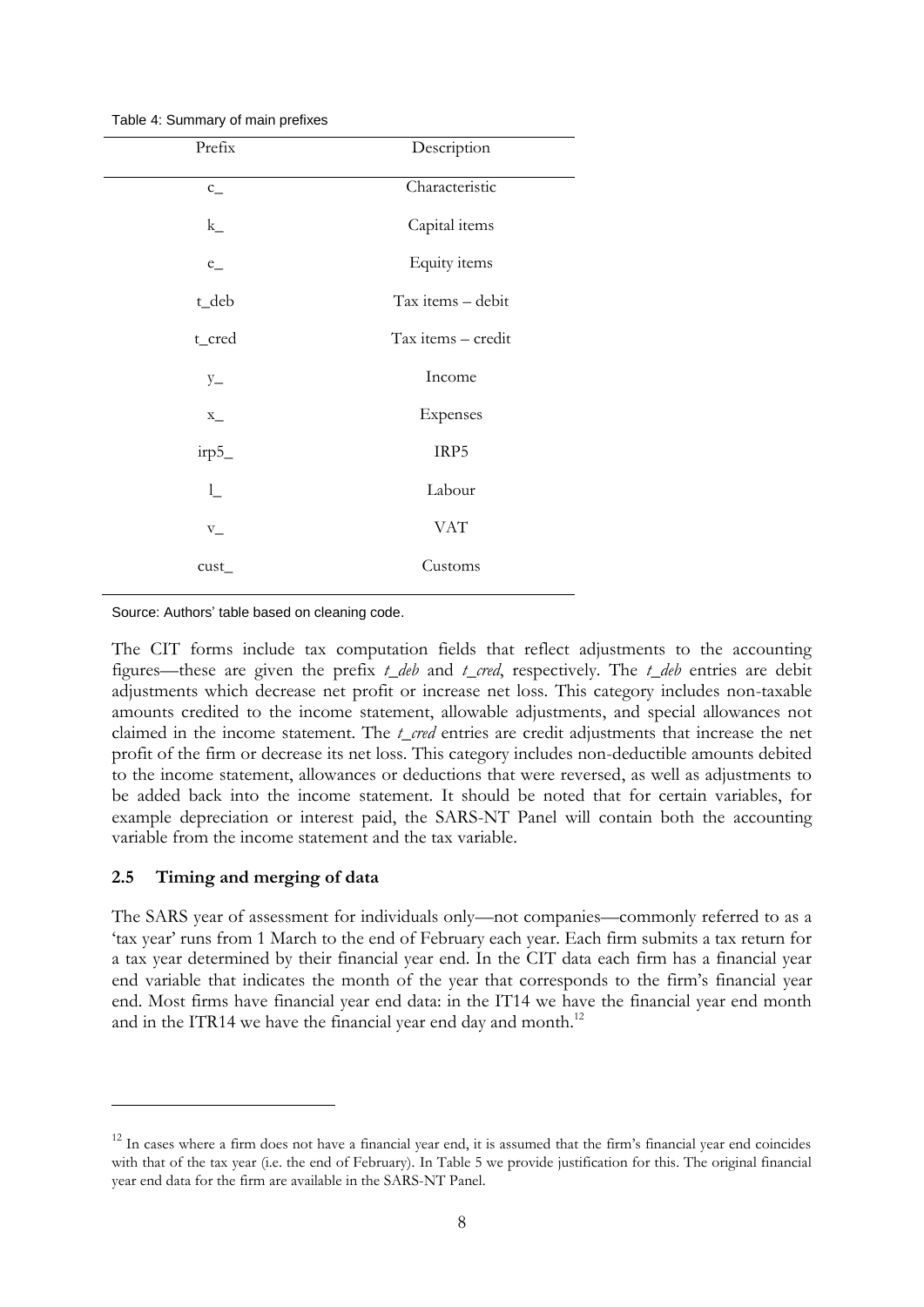Table 4: Summary of main prefixes

| Prefix | Description |
|---|---|
| c_ | Characteristic |
| k_ | Capital items |
| e_ | Equity items |
| t_deb | Tax items – debit |
| t_cred | Tax items – credit |
| y_ | Income |
| x_ | Expenses |
| irp5_ | IRP5 |
| l_ | Labour |
| v_ | VAT |
| cust_ | Customs |

Source: Authors' table based on cleaning code.

The CIT forms include tax computation fields that reflect adjustments to the accounting figures—these are given the prefix *t_deb* and *t_cred*, respectively. The *t_deb* entries are debit adjustments which decrease net profit or increase net loss. This category includes non-taxable amounts credited to the income statement, allowable adjustments, and special allowances not claimed in the income statement. The *t_cred* entries are credit adjustments that increase the net profit of the firm or decrease its net loss. This category includes non-deductible amounts debited to the income statement, allowances or deductions that were reversed, as well as adjustments to be added back into the income statement. It should be noted that for certain variables, for example depreciation or interest paid, the SARS-NT Panel will contain both the accounting variable from the income statement and the tax variable.

## 2.5 Timing and merging of data

The SARS year of assessment for individuals only—not companies—commonly referred to as a 'tax year' runs from 1 March to the end of February each year. Each firm submits a tax return for a tax year determined by their financial year end. In the CIT data each firm has a financial year end variable that indicates the month of the year that corresponds to the firm's financial year end. Most firms have financial year end data: in the IT14 we have the financial year end month and in the ITR14 we have the financial year end day and month.[12]

[12] In cases where a firm does not have a financial year end, it is assumed that the firm's financial year end coincides with that of the tax year (i.e. the end of February). In Table 5 we provide justification for this. The original financial year end data for the firm are available in the SARS-NT Panel.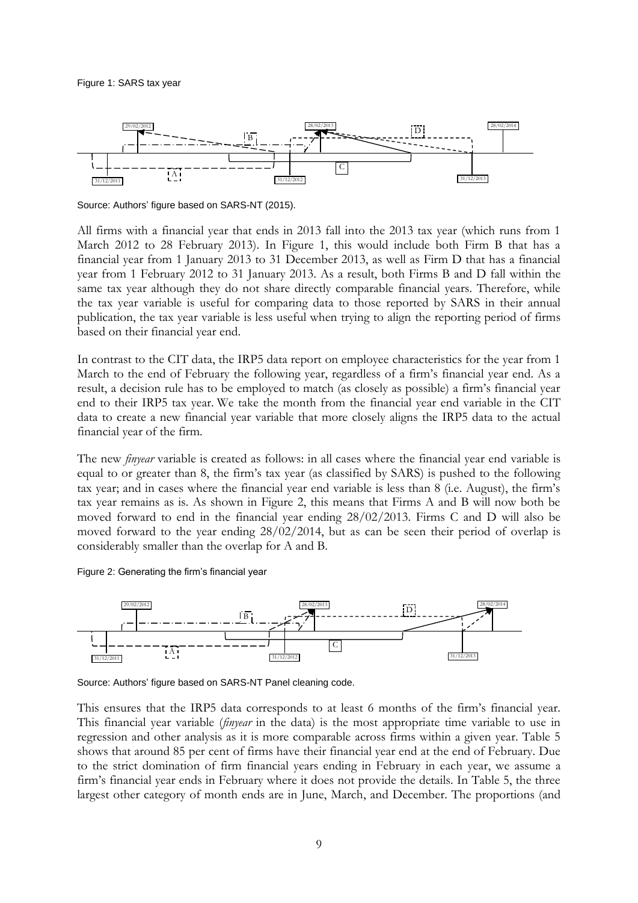Figure 1: SARS tax year

29/02/2012
B
28/02/2013
D
28/02/2014
C
A
31/12/2011
31/12/2012
31/12/2013

Source: Authors' figure based on SARS-NT (2015).

All firms with a financial year that ends in 2013 fall into the 2013 tax year (which runs from 1 March 2012 to 28 February 2013). In Figure 1, this would include both Firm B that has a financial year from 1 January 2013 to 31 December 2013, as well as Firm D that has a financial year from 1 February 2012 to 31 January 2013. As a result, both Firms B and D fall within the same tax year although they do not share directly comparable financial years. Therefore, while the tax year variable is useful for comparing data to those reported by SARS in their annual publication, the tax year variable is less useful when trying to align the reporting period of firms based on their financial year end.

In contrast to the CIT data, the IRP5 data report on employee characteristics for the year from 1 March to the end of February the following year, regardless of a firm's financial year end. As a result, a decision rule has to be employed to match (as closely as possible) a firm's financial year end to their IRP5 tax year. We take the month from the financial year end variable in the CIT data to create a new financial year variable that more closely aligns the IRP5 data to the actual financial year of the firm.

The new *finyear* variable is created as follows: in all cases where the financial year end variable is equal to or greater than 8, the firm's tax year (as classified by SARS) is pushed to the following tax year; and in cases where the financial year end variable is less than 8 (i.e. August), the firm's tax year remains as is. As shown in Figure 2, this means that Firms A and B will now both be moved forward to end in the financial year ending 28/02/2013. Firms C and D will also be moved forward to the year ending 28/02/2014, but as can be seen their period of overlap is considerably smaller than the overlap for A and B.

Figure 2: Generating the firm's financial year

29/02/2012
B
28/02/2013
D
28/02/2014
C
A
31/12/2011
31/12/2012
31/12/2013

Source: Authors' figure based on SARS-NT Panel cleaning code.

This ensures that the IRP5 data corresponds to at least 6 months of the firm's financial year. This financial year variable (*finyear* in the data) is the most appropriate time variable to use in regression and other analysis as it is more comparable across firms within a given year. Table 5 shows that around 85 per cent of firms have their financial year end at the end of February. Due to the strict domination of firm financial years ending in February in each year, we assume a firm's financial year ends in February where it does not provide the details. In Table 5, the three largest other category of month ends are in June, March, and December. The proportions (and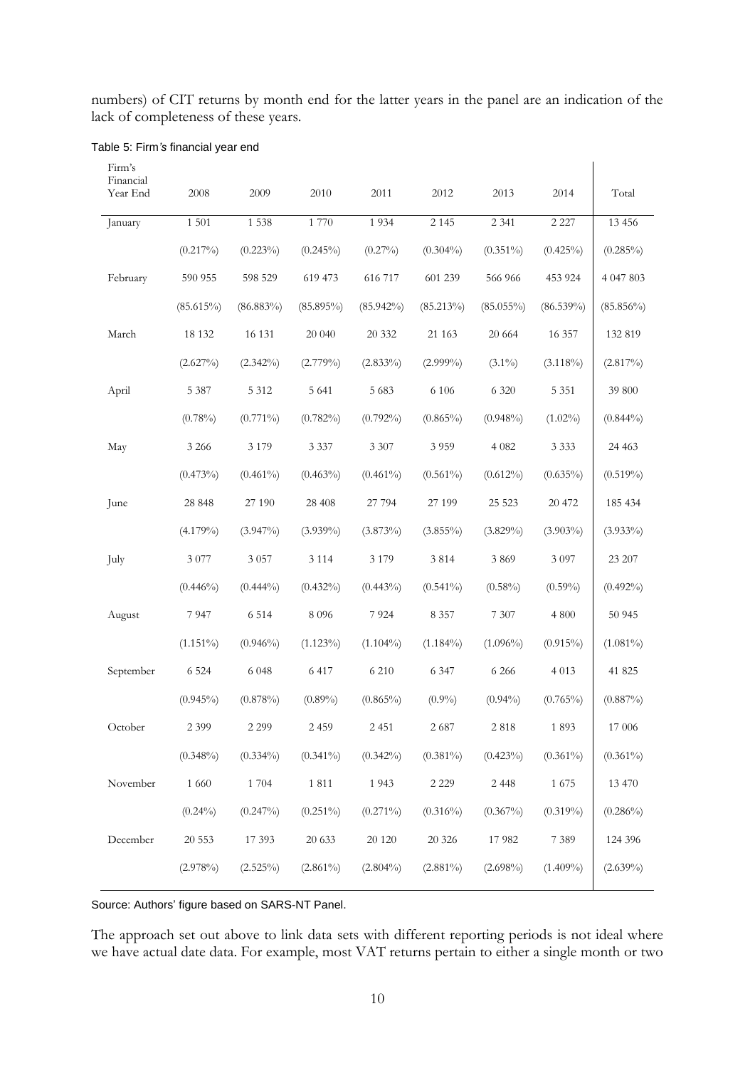numbers) of CIT returns by month end for the latter years in the panel are an indication of the lack of completeness of these years.

Table 5: Firm's financial year end

| Firm's Financial Year End | 2008 | 2009 | 2010 | 2011 | 2012 | 2013 | 2014 | Total |
|---|---|---|---|---|---|---|---|---|
| January | 1 501 | 1 538 | 1 770 | 1 934 | 2 145 | 2 341 | 2 227 | 13 456 |
| | (0.217%) | (0.223%) | (0.245%) | (0.27%) | (0.304%) | (0.351%) | (0.425%) | (0.285%) |
| February | 590 955 | 598 529 | 619 473 | 616 717 | 601 239 | 566 966 | 453 924 | 4 047 803 |
| | (85.615%) | (86.883%) | (85.895%) | (85.942%) | (85.213%) | (85.055%) | (86.539%) | (85.856%) |
| March | 18 132 | 16 131 | 20 040 | 20 332 | 21 163 | 20 664 | 16 357 | 132 819 |
| | (2.627%) | (2.342%) | (2.779%) | (2.833%) | (2.999%) | (3.1%) | (3.118%) | (2.817%) |
| April | 5 387 | 5 312 | 5 641 | 5 683 | 6 106 | 6 320 | 5 351 | 39 800 |
| | (0.78%) | (0.771%) | (0.782%) | (0.792%) | (0.865%) | (0.948%) | (1.02%) | (0.844%) |
| May | 3 266 | 3 179 | 3 337 | 3 307 | 3 959 | 4 082 | 3 333 | 24 463 |
| | (0.473%) | (0.461%) | (0.463%) | (0.461%) | (0.561%) | (0.612%) | (0.635%) | (0.519%) |
| June | 28 848 | 27 190 | 28 408 | 27 794 | 27 199 | 25 523 | 20 472 | 185 434 |
| | (4.179%) | (3.947%) | (3.939%) | (3.873%) | (3.855%) | (3.829%) | (3.903%) | (3.933%) |
| July | 3 077 | 3 057 | 3 114 | 3 179 | 3 814 | 3 869 | 3 097 | 23 207 |
| | (0.446%) | (0.444%) | (0.432%) | (0.443%) | (0.541%) | (0.58%) | (0.59%) | (0.492%) |
| August | 7 947 | 6 514 | 8 096 | 7 924 | 8 357 | 7 307 | 4 800 | 50 945 |
| | (1.151%) | (0.946%) | (1.123%) | (1.104%) | (1.184%) | (1.096%) | (0.915%) | (1.081%) |
| September | 6 524 | 6 048 | 6 417 | 6 210 | 6 347 | 6 266 | 4 013 | 41 825 |
| | (0.945%) | (0.878%) | (0.89%) | (0.865%) | (0.9%) | (0.94%) | (0.765%) | (0.887%) |
| October | 2 399 | 2 299 | 2 459 | 2 451 | 2 687 | 2 818 | 1 893 | 17 006 |
| | (0.348%) | (0.334%) | (0.341%) | (0.342%) | (0.381%) | (0.423%) | (0.361%) | (0.361%) |
| November | 1 660 | 1 704 | 1 811 | 1 943 | 2 229 | 2 448 | 1 675 | 13 470 |
| | (0.24%) | (0.247%) | (0.251%) | (0.271%) | (0.316%) | (0.367%) | (0.319%) | (0.286%) |
| December | 20 553 | 17 393 | 20 633 | 20 120 | 20 326 | 17 982 | 7 389 | 124 396 |
| | (2.978%) | (2.525%) | (2.861%) | (2.804%) | (2.881%) | (2.698%) | (1.409%) | (2.639%) |

Source: Authors' figure based on SARS-NT Panel.

The approach set out above to link data sets with different reporting periods is not ideal where we have actual date data. For example, most VAT returns pertain to either a single month or two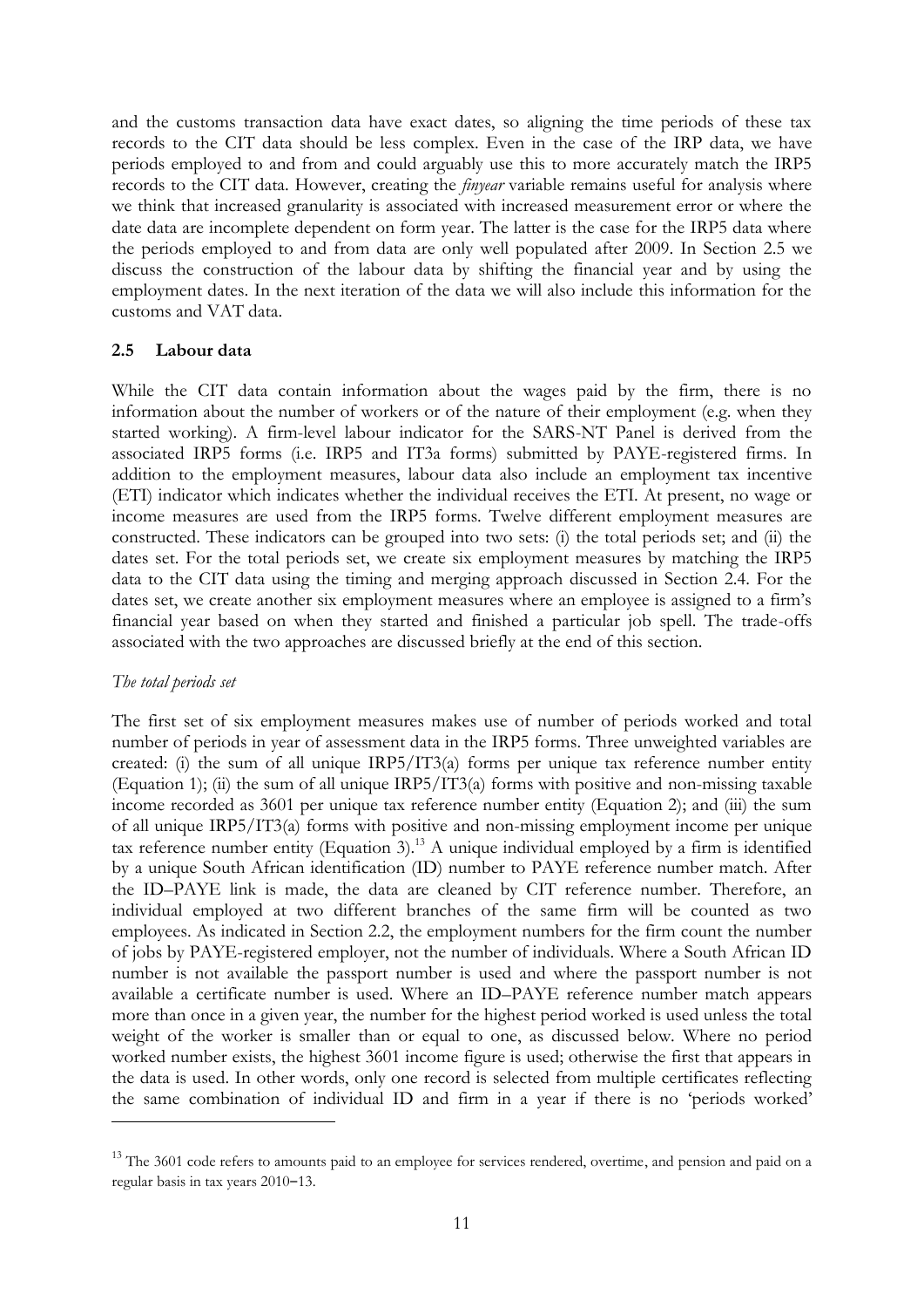and the customs transaction data have exact dates, so aligning the time periods of these tax records to the CIT data should be less complex. Even in the case of the IRP data, we have periods employed to and from and could arguably use this to more accurately match the IRP5 records to the CIT data. However, creating the *finyear* variable remains useful for analysis where we think that increased granularity is associated with increased measurement error or where the date data are incomplete dependent on form year. The latter is the case for the IRP5 data where the periods employed to and from data are only well populated after 2009. In Section 2.5 we discuss the construction of the labour data by shifting the financial year and by using the employment dates. In the next iteration of the data we will also include this information for the customs and VAT data.

## 2.5 Labour data

While the CIT data contain information about the wages paid by the firm, there is no information about the number of workers or of the nature of their employment (e.g. when they started working). A firm-level labour indicator for the SARS-NT Panel is derived from the associated IRP5 forms (i.e. IRP5 and IT3a forms) submitted by PAYE-registered firms. In addition to the employment measures, labour data also include an employment tax incentive (ETI) indicator which indicates whether the individual receives the ETI. At present, no wage or income measures are used from the IRP5 forms. Twelve different employment measures are constructed. These indicators can be grouped into two sets: (i) the total periods set; and (ii) the dates set. For the total periods set, we create six employment measures by matching the IRP5 data to the CIT data using the timing and merging approach discussed in Section 2.4. For the dates set, we create another six employment measures where an employee is assigned to a firm's financial year based on when they started and finished a particular job spell. The trade-offs associated with the two approaches are discussed briefly at the end of this section.

*The total periods set*

The first set of six employment measures makes use of number of periods worked and total number of periods in year of assessment data in the IRP5 forms. Three unweighted variables are created: (i) the sum of all unique IRP5/IT3(a) forms per unique tax reference number entity (Equation 1); (ii) the sum of all unique IRP5/IT3(a) forms with positive and non-missing taxable income recorded as 3601 per unique tax reference number entity (Equation 2); and (iii) the sum of all unique IRP5/IT3(a) forms with positive and non-missing employment income per unique tax reference number entity (Equation 3).[13] A unique individual employed by a firm is identified by a unique South African identification (ID) number to PAYE reference number match. After the ID–PAYE link is made, the data are cleaned by CIT reference number. Therefore, an individual employed at two different branches of the same firm will be counted as two employees. As indicated in Section 2.2, the employment numbers for the firm count the number of jobs by PAYE-registered employer, not the number of individuals. Where a South African ID number is not available the passport number is used and where the passport number is not available a certificate number is used. Where an ID–PAYE reference number match appears more than once in a given year, the number for the highest period worked is used unless the total weight of the worker is smaller than or equal to one, as discussed below. Where no period worked number exists, the highest 3601 income figure is used; otherwise the first that appears in the data is used. In other words, only one record is selected from multiple certificates reflecting the same combination of individual ID and firm in a year if there is no 'periods worked'

[13] The 3601 code refers to amounts paid to an employee for services rendered, overtime, and pension and paid on a regular basis in tax years 2010–13.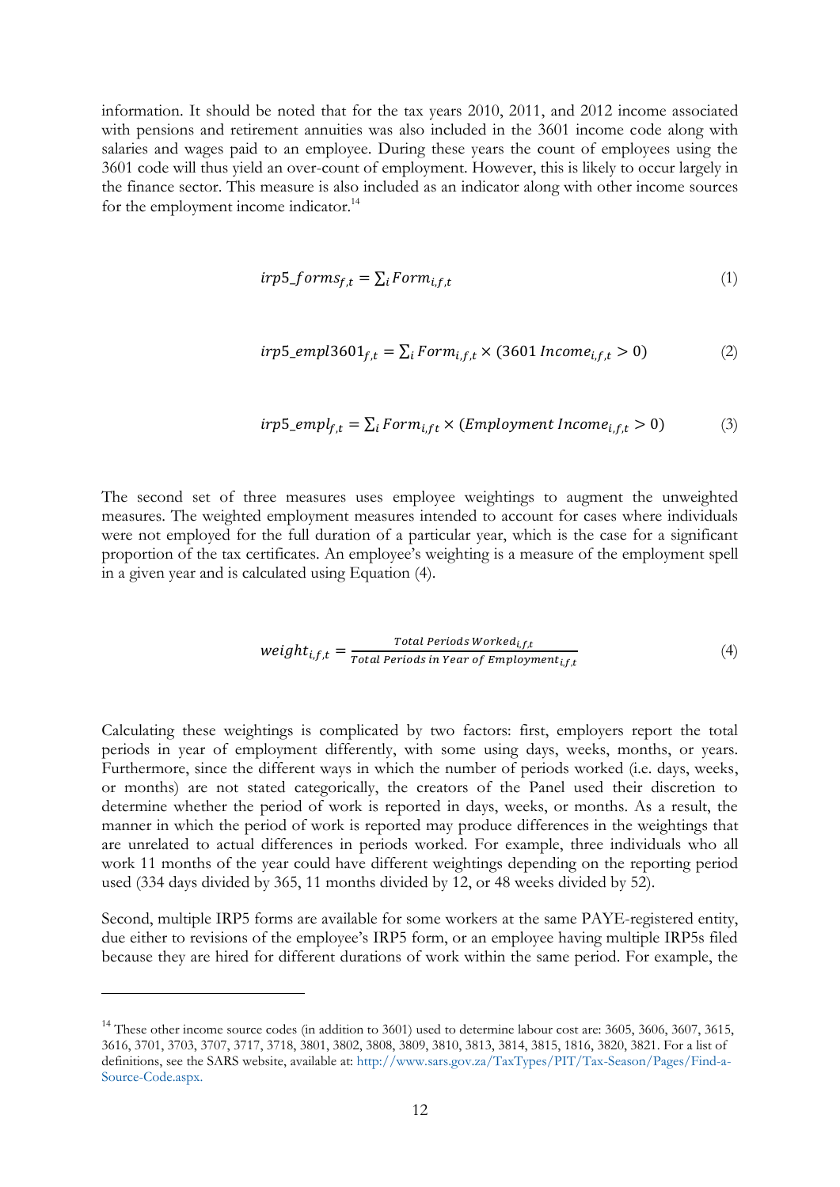information. It should be noted that for the tax years 2010, 2011, and 2012 income associated with pensions and retirement annuities was also included in the 3601 income code along with salaries and wages paid to an employee. During these years the count of employees using the 3601 code will thus yield an over-count of employment. However, this is likely to occur largely in the finance sector. This measure is also included as an indicator along with other income sources for the employment income indicator.[14]

$$irp5\_forms_{f,t} = \sum_i Form_{i,f,t} \tag{1}$$

$$irp5\_empl3601_{f,t} = \sum_i Form_{i,f,t} \times (3601\ Income_{i,f,t} > 0) \tag{2}$$

$$irp5\_empl_{f,t} = \sum_i Form_{i,ft} \times (Employment\ Income_{i,f,t} > 0) \tag{3}$$

The second set of three measures uses employee weightings to augment the unweighted measures. The weighted employment measures intended to account for cases where individuals were not employed for the full duration of a particular year, which is the case for a significant proportion of the tax certificates. An employee's weighting is a measure of the employment spell in a given year and is calculated using Equation (4).

$$weight_{i,f,t} = \frac{Total\ Periods\ Worked_{i,f,t}}{Total\ Periods\ in\ Year\ of\ Employment_{i,f,t}} \tag{4}$$

Calculating these weightings is complicated by two factors: first, employers report the total periods in year of employment differently, with some using days, weeks, months, or years. Furthermore, since the different ways in which the number of periods worked (i.e. days, weeks, or months) are not stated categorically, the creators of the Panel used their discretion to determine whether the period of work is reported in days, weeks, or months. As a result, the manner in which the period of work is reported may produce differences in the weightings that are unrelated to actual differences in periods worked. For example, three individuals who all work 11 months of the year could have different weightings depending on the reporting period used (334 days divided by 365, 11 months divided by 12, or 48 weeks divided by 52).

Second, multiple IRP5 forms are available for some workers at the same PAYE-registered entity, due either to revisions of the employee's IRP5 form, or an employee having multiple IRP5s filed because they are hired for different durations of work within the same period. For example, the

---

[14] These other income source codes (in addition to 3601) used to determine labour cost are: 3605, 3606, 3607, 3615, 3616, 3701, 3703, 3707, 3717, 3718, 3801, 3802, 3808, 3809, 3810, 3813, 3814, 3815, 1816, 3820, 3821. For a list of definitions, see the SARS website, available at: http://www.sars.gov.za/TaxTypes/PIT/Tax-Season/Pages/Find-a-Source-Code.aspx.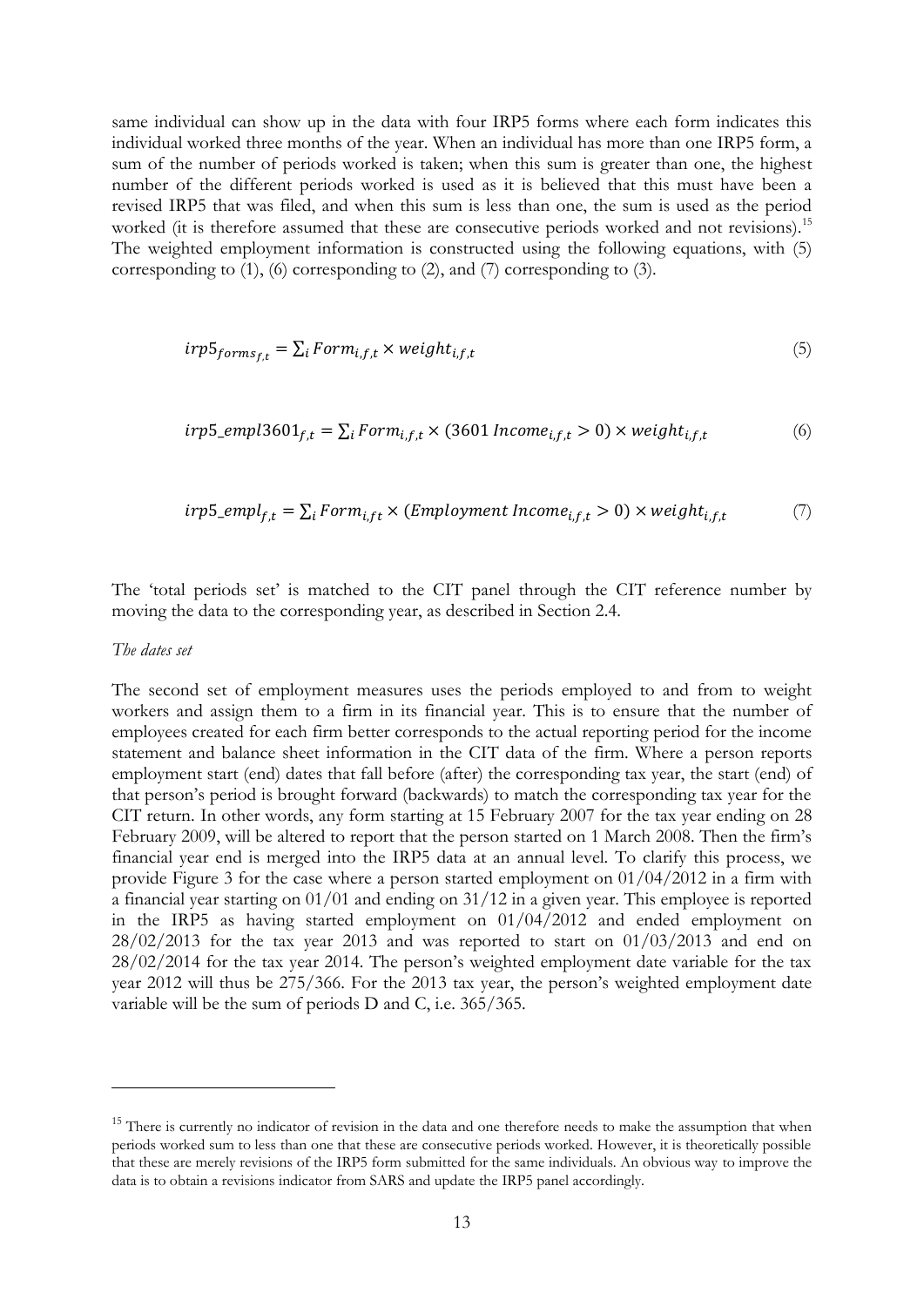same individual can show up in the data with four IRP5 forms where each form indicates this individual worked three months of the year. When an individual has more than one IRP5 form, a sum of the number of periods worked is taken; when this sum is greater than one, the highest number of the different periods worked is used as it is believed that this must have been a revised IRP5 that was filed, and when this sum is less than one, the sum is used as the period worked (it is therefore assumed that these are consecutive periods worked and not revisions).[15] The weighted employment information is constructed using the following equations, with (5) corresponding to (1), (6) corresponding to (2), and (7) corresponding to (3).

$$irp5_{forms_{f,t}} = \sum_i Form_{i,f,t} \times weight_{i,f,t} \tag{5}$$

$$irp5\_empl3601_{f,t} = \sum_i Form_{i,f,t} \times (3601\ Income_{i,f,t} > 0) \times weight_{i,f,t} \tag{6}$$

$$irp5\_empl_{f,t} = \sum_i Form_{i,ft} \times (Employment\ Income_{i,f,t} > 0) \times weight_{i,f,t} \tag{7}$$

The 'total periods set' is matched to the CIT panel through the CIT reference number by moving the data to the corresponding year, as described in Section 2.4.

*The dates set*

The second set of employment measures uses the periods employed to and from to weight workers and assign them to a firm in its financial year. This is to ensure that the number of employees created for each firm better corresponds to the actual reporting period for the income statement and balance sheet information in the CIT data of the firm. Where a person reports employment start (end) dates that fall before (after) the corresponding tax year, the start (end) of that person's period is brought forward (backwards) to match the corresponding tax year for the CIT return. In other words, any form starting at 15 February 2007 for the tax year ending on 28 February 2009, will be altered to report that the person started on 1 March 2008. Then the firm's financial year end is merged into the IRP5 data at an annual level. To clarify this process, we provide Figure 3 for the case where a person started employment on 01/04/2012 in a firm with a financial year starting on 01/01 and ending on 31/12 in a given year. This employee is reported in the IRP5 as having started employment on 01/04/2012 and ended employment on 28/02/2013 for the tax year 2013 and was reported to start on 01/03/2013 and end on 28/02/2014 for the tax year 2014. The person's weighted employment date variable for the tax year 2012 will thus be 275/366. For the 2013 tax year, the person's weighted employment date variable will be the sum of periods D and C, i.e. 365/365.

[15] There is currently no indicator of revision in the data and one therefore needs to make the assumption that when periods worked sum to less than one that these are consecutive periods worked. However, it is theoretically possible that these are merely revisions of the IRP5 form submitted for the same individuals. An obvious way to improve the data is to obtain a revisions indicator from SARS and update the IRP5 panel accordingly.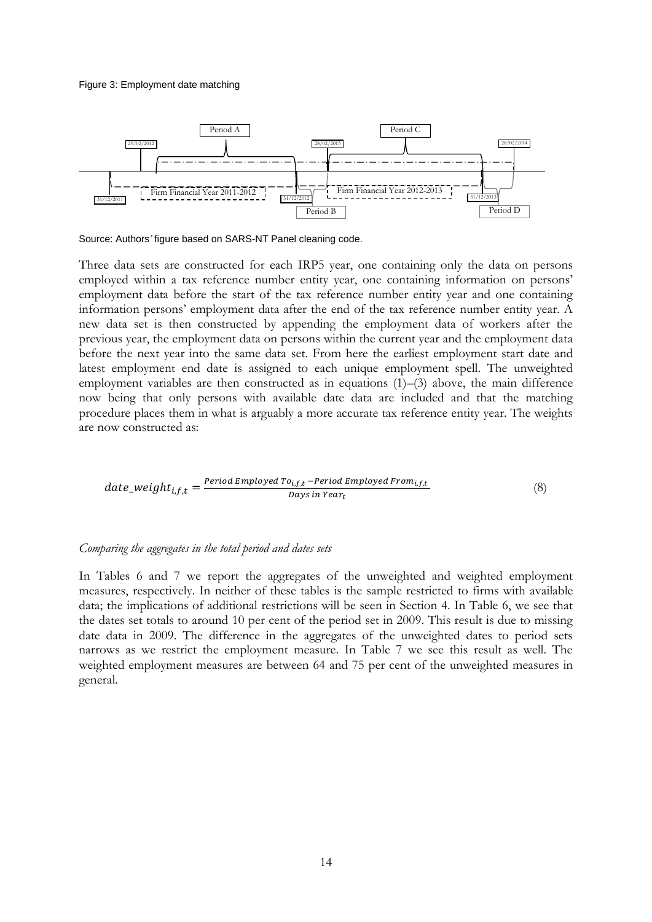Figure 3: Employment date matching

Period A

Period C

29/02/2012

28/02/2013

28/02/2014

31/12/2011

Firm Financial Year 2011-2012

31/12/2012

Firm Financial Year 2012-2013

31/12/2013

Period B

Period D

Source: Authors' figure based on SARS-NT Panel cleaning code.

Three data sets are constructed for each IRP5 year, one containing only the data on persons employed within a tax reference number entity year, one containing information on persons' employment data before the start of the tax reference number entity year and one containing information persons' employment data after the end of the tax reference number entity year. A new data set is then constructed by appending the employment data of workers after the previous year, the employment data on persons within the current year and the employment data before the next year into the same data set. From here the earliest employment start date and latest employment end date is assigned to each unique employment spell. The unweighted employment variables are then constructed as in equations (1)–(3) above, the main difference now being that only persons with available date data are included and that the matching procedure places them in what is arguably a more accurate tax reference entity year. The weights are now constructed as:

$$date\_weight_{i,f,t} = \frac{Period\ Employed\ To_{i,f,t} - Period\ Employed\ From_{i,f,t}}{Days\ in\ Year_t} \tag{8}$$

*Comparing the aggregates in the total period and dates sets*

In Tables 6 and 7 we report the aggregates of the unweighted and weighted employment measures, respectively. In neither of these tables is the sample restricted to firms with available data; the implications of additional restrictions will be seen in Section 4. In Table 6, we see that the dates set totals to around 10 per cent of the period set in 2009. This result is due to missing date data in 2009. The difference in the aggregates of the unweighted dates to period sets narrows as we restrict the employment measure. In Table 7 we see this result as well. The weighted employment measures are between 64 and 75 per cent of the unweighted measures in general.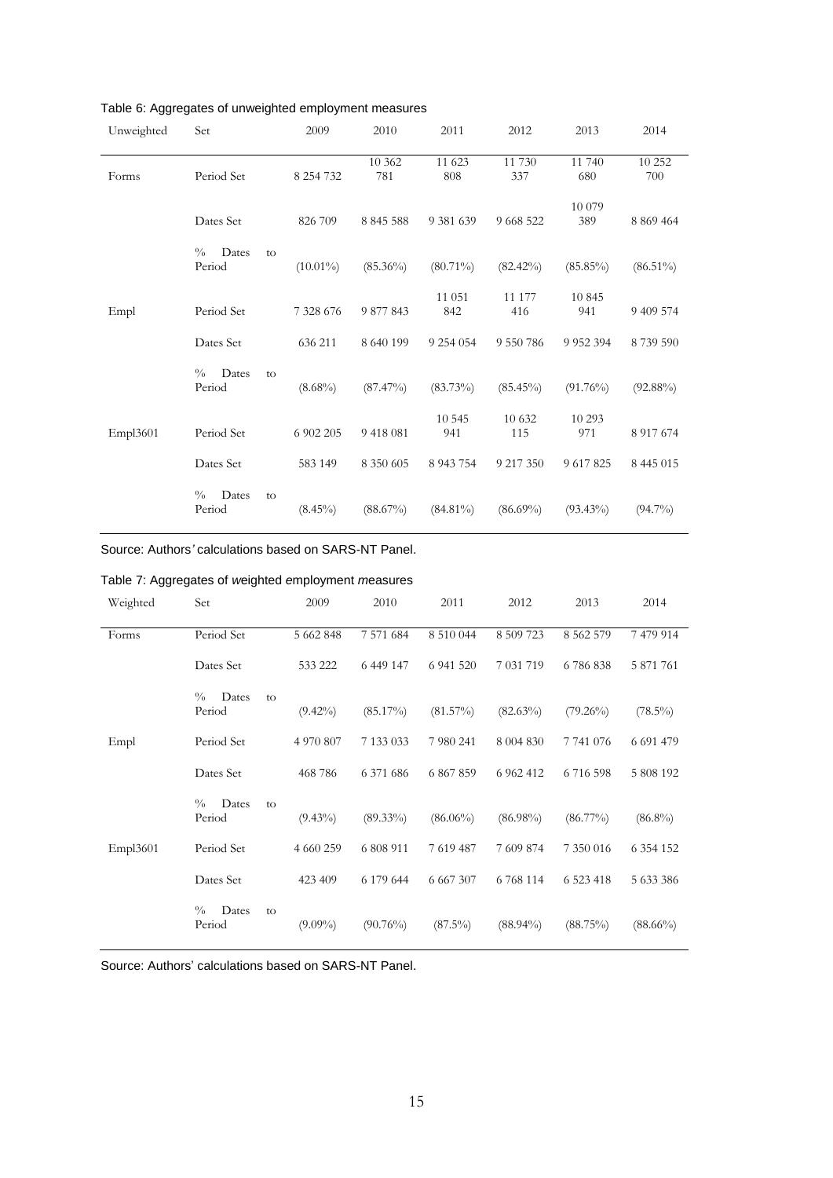Table 6: Aggregates of unweighted employment measures

| Unweighted | Set | 2009 | 2010 | 2011 | 2012 | 2013 | 2014 |
|---|---|---|---|---|---|---|---|
| Forms | Period Set | 8 254 732 | 10 362 781 | 11 623 808 | 11 730 337 | 11 740 680 | 10 252 700 |
| | Dates Set | 826 709 | 8 845 588 | 9 381 639 | 9 668 522 | 10 079 389 | 8 869 464 |
| | % Dates to Period | (10.01%) | (85.36%) | (80.71%) | (82.42%) | (85.85%) | (86.51%) |
| Empl | Period Set | 7 328 676 | 9 877 843 | 11 051 842 | 11 177 416 | 10 845 941 | 9 409 574 |
| | Dates Set | 636 211 | 8 640 199 | 9 254 054 | 9 550 786 | 9 952 394 | 8 739 590 |
| | % Dates to Period | (8.68%) | (87.47%) | (83.73%) | (85.45%) | (91.76%) | (92.88%) |
| Empl3601 | Period Set | 6 902 205 | 9 418 081 | 10 545 941 | 10 632 115 | 10 293 971 | 8 917 674 |
| | Dates Set | 583 149 | 8 350 605 | 8 943 754 | 9 217 350 | 9 617 825 | 8 445 015 |
| | % Dates to Period | (8.45%) | (88.67%) | (84.81%) | (86.69%) | (93.43%) | (94.7%) |

Source: Authors' calculations based on SARS-NT Panel.

Table 7: Aggregates of *w*eighted *e*mployment *m*easures

| Weighted | Set | 2009 | 2010 | 2011 | 2012 | 2013 | 2014 |
|---|---|---|---|---|---|---|---|
| Forms | Period Set | 5 662 848 | 7 571 684 | 8 510 044 | 8 509 723 | 8 562 579 | 7 479 914 |
| | Dates Set | 533 222 | 6 449 147 | 6 941 520 | 7 031 719 | 6 786 838 | 5 871 761 |
| | % Dates to Period | (9.42%) | (85.17%) | (81.57%) | (82.63%) | (79.26%) | (78.5%) |
| Empl | Period Set | 4 970 807 | 7 133 033 | 7 980 241 | 8 004 830 | 7 741 076 | 6 691 479 |
| | Dates Set | 468 786 | 6 371 686 | 6 867 859 | 6 962 412 | 6 716 598 | 5 808 192 |
| | % Dates to Period | (9.43%) | (89.33%) | (86.06%) | (86.98%) | (86.77%) | (86.8%) |
| Empl3601 | Period Set | 4 660 259 | 6 808 911 | 7 619 487 | 7 609 874 | 7 350 016 | 6 354 152 |
| | Dates Set | 423 409 | 6 179 644 | 6 667 307 | 6 768 114 | 6 523 418 | 5 633 386 |
| | % Dates to Period | (9.09%) | (90.76%) | (87.5%) | (88.94%) | (88.75%) | (88.66%) |

Source: Authors' calculations based on SARS-NT Panel.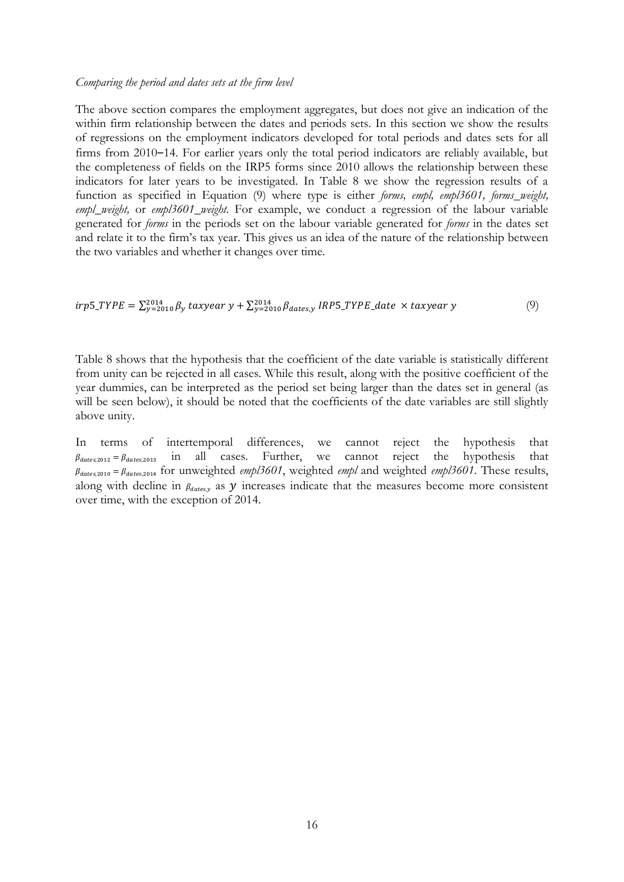*Comparing the period and dates sets at the firm level*

The above section compares the employment aggregates, but does not give an indication of the within firm relationship between the dates and periods sets. In this section we show the results of regressions on the employment indicators developed for total periods and dates sets for all firms from 2010–14. For earlier years only the total period indicators are reliably available, but the completeness of fields on the IRP5 forms since 2010 allows the relationship between these indicators for later years to be investigated. In Table 8 we show the regression results of a function as specified in Equation (9) where type is either *forms, empl, empl3601, forms_weight, empl_weight,* or *empl3601_weight*. For example, we conduct a regression of the labour variable generated for *forms* in the periods set on the labour variable generated for *forms* in the dates set and relate it to the firm's tax year. This gives us an idea of the nature of the relationship between the two variables and whether it changes over time.

$$irp5\_TYPE = \sum_{y=2010}^{2014} \beta_y \ taxyear\ y + \sum_{y=2010}^{2014} \beta_{dates,y}\ IRP5\_TYPE\_date\ \times taxyear\ y \quad (9)$$

Table 8 shows that the hypothesis that the coefficient of the date variable is statistically different from unity can be rejected in all cases. While this result, along with the positive coefficient of the year dummies, can be interpreted as the period set being larger than the dates set in general (as will be seen below), it should be noted that the coefficients of the date variables are still slightly above unity.

In terms of intertemporal differences, we cannot reject the hypothesis that $\beta_{dates,2012} = \beta_{dates,2013}$ in all cases. Further, we cannot reject the hypothesis that $\beta_{dates,2010} = \beta_{dates,2014}$ for unweighted *empl3601*, weighted *empl* and weighted *empl3601*. These results, along with decline in $\beta_{dates,y}$ as $y$ increases indicate that the measures become more consistent over time, with the exception of 2014.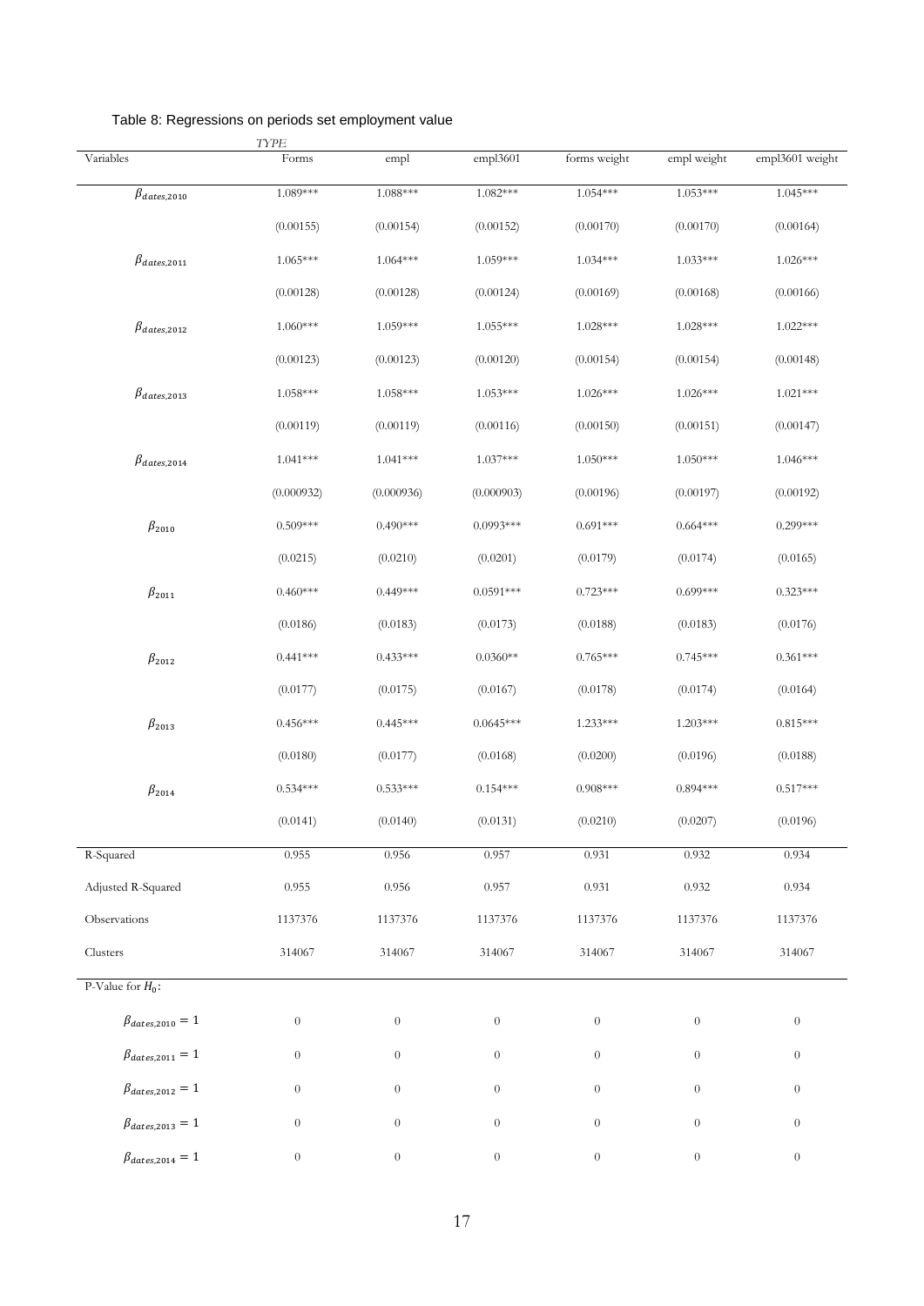Table 8: Regressions on periods set employment value

| Variables | *TYPE* Forms | empl | empl3601 | forms weight | empl weight | empl3601 weight |
|---|---|---|---|---|---|---|
| $\beta_{dates,2010}$ | 1.089*** | 1.088*** | 1.082*** | 1.054*** | 1.053*** | 1.045*** |
| | (0.00155) | (0.00154) | (0.00152) | (0.00170) | (0.00170) | (0.00164) |
| $\beta_{dates,2011}$ | 1.065*** | 1.064*** | 1.059*** | 1.034*** | 1.033*** | 1.026*** |
| | (0.00128) | (0.00128) | (0.00124) | (0.00169) | (0.00168) | (0.00166) |
| $\beta_{dates,2012}$ | 1.060*** | 1.059*** | 1.055*** | 1.028*** | 1.028*** | 1.022*** |
| | (0.00123) | (0.00123) | (0.00120) | (0.00154) | (0.00154) | (0.00148) |
| $\beta_{dates,2013}$ | 1.058*** | 1.058*** | 1.053*** | 1.026*** | 1.026*** | 1.021*** |
| | (0.00119) | (0.00119) | (0.00116) | (0.00150) | (0.00151) | (0.00147) |
| $\beta_{dates,2014}$ | 1.041*** | 1.041*** | 1.037*** | 1.050*** | 1.050*** | 1.046*** |
| | (0.000932) | (0.000936) | (0.000903) | (0.00196) | (0.00197) | (0.00192) |
| $\beta_{2010}$ | 0.509*** | 0.490*** | 0.0993*** | 0.691*** | 0.664*** | 0.299*** |
| | (0.0215) | (0.0210) | (0.0201) | (0.0179) | (0.0174) | (0.0165) |
| $\beta_{2011}$ | 0.460*** | 0.449*** | 0.0591*** | 0.723*** | 0.699*** | 0.323*** |
| | (0.0186) | (0.0183) | (0.0173) | (0.0188) | (0.0183) | (0.0176) |
| $\beta_{2012}$ | 0.441*** | 0.433*** | 0.0360** | 0.765*** | 0.745*** | 0.361*** |
| | (0.0177) | (0.0175) | (0.0167) | (0.0178) | (0.0174) | (0.0164) |
| $\beta_{2013}$ | 0.456*** | 0.445*** | 0.0645*** | 1.233*** | 1.203*** | 0.815*** |
| | (0.0180) | (0.0177) | (0.0168) | (0.0200) | (0.0196) | (0.0188) |
| $\beta_{2014}$ | 0.534*** | 0.533*** | 0.154*** | 0.908*** | 0.894*** | 0.517*** |
| | (0.0141) | (0.0140) | (0.0131) | (0.0210) | (0.0207) | (0.0196) |
| R-Squared | 0.955 | 0.956 | 0.957 | 0.931 | 0.932 | 0.934 |
| Adjusted R-Squared | 0.955 | 0.956 | 0.957 | 0.931 | 0.932 | 0.934 |
| Observations | 1137376 | 1137376 | 1137376 | 1137376 | 1137376 | 1137376 |
| Clusters | 314067 | 314067 | 314067 | 314067 | 314067 | 314067 |
| P-Value for $H_0$: | | | | | | |
| $\beta_{dates,2010} = 1$ | 0 | 0 | 0 | 0 | 0 | 0 |
| $\beta_{dates,2011} = 1$ | 0 | 0 | 0 | 0 | 0 | 0 |
| $\beta_{dates,2012} = 1$ | 0 | 0 | 0 | 0 | 0 | 0 |
| $\beta_{dates,2013} = 1$ | 0 | 0 | 0 | 0 | 0 | 0 |
| $\beta_{dates,2014} = 1$ | 0 | 0 | 0 | 0 | 0 | 0 |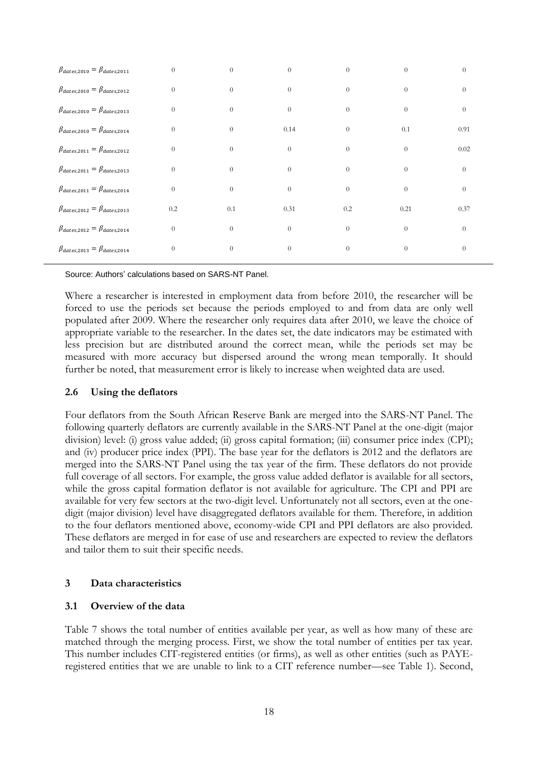| | | | | | | |
|---|---|---|---|---|---|---|
| $\beta_{dates,2010} = \beta_{dates,2011}$ | 0 | 0 | 0 | 0 | 0 | 0 |
| $\beta_{dates,2010} = \beta_{dates,2012}$ | 0 | 0 | 0 | 0 | 0 | 0 |
| $\beta_{dates,2010} = \beta_{dates,2013}$ | 0 | 0 | 0 | 0 | 0 | 0 |
| $\beta_{dates,2010} = \beta_{dates,2014}$ | 0 | 0 | 0.14 | 0 | 0.1 | 0.91 |
| $\beta_{dates,2011} = \beta_{dates,2012}$ | 0 | 0 | 0 | 0 | 0 | 0.02 |
| $\beta_{dates,2011} = \beta_{dates,2013}$ | 0 | 0 | 0 | 0 | 0 | 0 |
| $\beta_{dates,2011} = \beta_{dates,2014}$ | 0 | 0 | 0 | 0 | 0 | 0 |
| $\beta_{dates,2012} = \beta_{dates,2013}$ | 0.2 | 0.1 | 0.31 | 0.2 | 0.21 | 0.37 |
| $\beta_{dates,2012} = \beta_{dates,2014}$ | 0 | 0 | 0 | 0 | 0 | 0 |
| $\beta_{dates,2013} = \beta_{dates,2014}$ | 0 | 0 | 0 | 0 | 0 | 0 |

Source: Authors' calculations based on SARS-NT Panel.

Where a researcher is interested in employment data from before 2010, the researcher will be forced to use the periods set because the periods employed to and from data are only well populated after 2009. Where the researcher only requires data after 2010, we leave the choice of appropriate variable to the researcher. In the dates set, the date indicators may be estimated with less precision but are distributed around the correct mean, while the periods set may be measured with more accuracy but dispersed around the wrong mean temporally. It should further be noted, that measurement error is likely to increase when weighted data are used.

### 2.6 Using the deflators

Four deflators from the South African Reserve Bank are merged into the SARS-NT Panel. The following quarterly deflators are currently available in the SARS-NT Panel at the one-digit (major division) level: (i) gross value added; (ii) gross capital formation; (iii) consumer price index (CPI); and (iv) producer price index (PPI). The base year for the deflators is 2012 and the deflators are merged into the SARS-NT Panel using the tax year of the firm. These deflators do not provide full coverage of all sectors. For example, the gross value added deflator is available for all sectors, while the gross capital formation deflator is not available for agriculture. The CPI and PPI are available for very few sectors at the two-digit level. Unfortunately not all sectors, even at the one-digit (major division) level have disaggregated deflators available for them. Therefore, in addition to the four deflators mentioned above, economy-wide CPI and PPI deflators are also provided. These deflators are merged in for ease of use and researchers are expected to review the deflators and tailor them to suit their specific needs.

## 3 Data characteristics

### 3.1 Overview of the data

Table 7 shows the total number of entities available per year, as well as how many of these are matched through the merging process. First, we show the total number of entities per tax year. This number includes CIT-registered entities (or firms), as well as other entities (such as PAYE-registered entities that we are unable to link to a CIT reference number—see Table 1). Second,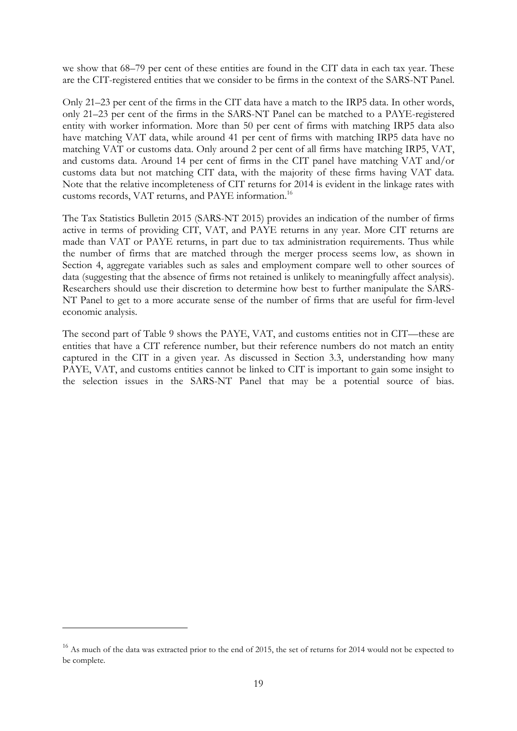we show that 68–79 per cent of these entities are found in the CIT data in each tax year. These are the CIT-registered entities that we consider to be firms in the context of the SARS-NT Panel.

Only 21–23 per cent of the firms in the CIT data have a match to the IRP5 data. In other words, only 21–23 per cent of the firms in the SARS-NT Panel can be matched to a PAYE-registered entity with worker information. More than 50 per cent of firms with matching IRP5 data also have matching VAT data, while around 41 per cent of firms with matching IRP5 data have no matching VAT or customs data. Only around 2 per cent of all firms have matching IRP5, VAT, and customs data. Around 14 per cent of firms in the CIT panel have matching VAT and/or customs data but not matching CIT data, with the majority of these firms having VAT data. Note that the relative incompleteness of CIT returns for 2014 is evident in the linkage rates with customs records, VAT returns, and PAYE information.[16]

The Tax Statistics Bulletin 2015 (SARS-NT 2015) provides an indication of the number of firms active in terms of providing CIT, VAT, and PAYE returns in any year. More CIT returns are made than VAT or PAYE returns, in part due to tax administration requirements. Thus while the number of firms that are matched through the merger process seems low, as shown in Section 4, aggregate variables such as sales and employment compare well to other sources of data (suggesting that the absence of firms not retained is unlikely to meaningfully affect analysis). Researchers should use their discretion to determine how best to further manipulate the SARS-NT Panel to get to a more accurate sense of the number of firms that are useful for firm-level economic analysis.

The second part of Table 9 shows the PAYE, VAT, and customs entities not in CIT—these are entities that have a CIT reference number, but their reference numbers do not match an entity captured in the CIT in a given year. As discussed in Section 3.3, understanding how many PAYE, VAT, and customs entities cannot be linked to CIT is important to gain some insight to the selection issues in the SARS-NT Panel that may be a potential source of bias.

[16] As much of the data was extracted prior to the end of 2015, the set of returns for 2014 would not be expected to be complete.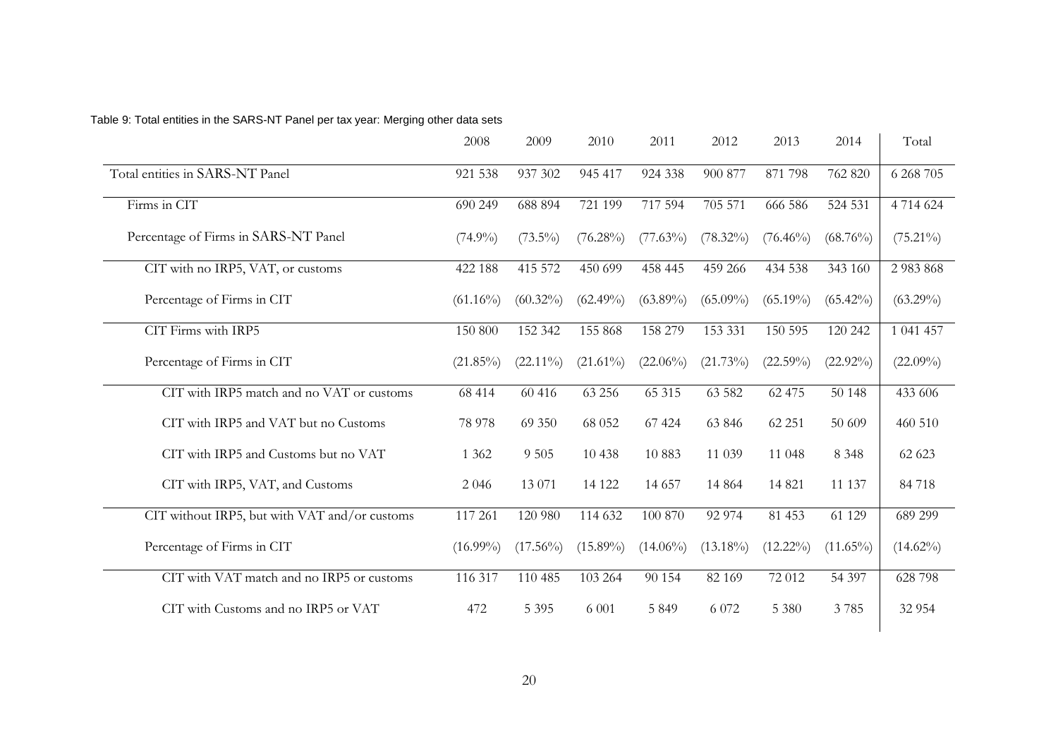Table 9: Total entities in the SARS-NT Panel per tax year: Merging other data sets

| | 2008 | 2009 | 2010 | 2011 | 2012 | 2013 | 2014 | Total |
|---|---|---|---|---|---|---|---|---|
| Total entities in SARS-NT Panel | 921 538 | 937 302 | 945 417 | 924 338 | 900 877 | 871 798 | 762 820 | 6 268 705 |
| Firms in CIT | 690 249 | 688 894 | 721 199 | 717 594 | 705 571 | 666 586 | 524 531 | 4 714 624 |
| Percentage of Firms in SARS-NT Panel | (74.9%) | (73.5%) | (76.28%) | (77.63%) | (78.32%) | (76.46%) | (68.76%) | (75.21%) |
| CIT with no IRP5, VAT, or customs | 422 188 | 415 572 | 450 699 | 458 445 | 459 266 | 434 538 | 343 160 | 2 983 868 |
| Percentage of Firms in CIT | (61.16%) | (60.32%) | (62.49%) | (63.89%) | (65.09%) | (65.19%) | (65.42%) | (63.29%) |
| CIT Firms with IRP5 | 150 800 | 152 342 | 155 868 | 158 279 | 153 331 | 150 595 | 120 242 | 1 041 457 |
| Percentage of Firms in CIT | (21.85%) | (22.11%) | (21.61%) | (22.06%) | (21.73%) | (22.59%) | (22.92%) | (22.09%) |
| CIT with IRP5 match and no VAT or customs | 68 414 | 60 416 | 63 256 | 65 315 | 63 582 | 62 475 | 50 148 | 433 606 |
| CIT with IRP5 and VAT but no Customs | 78 978 | 69 350 | 68 052 | 67 424 | 63 846 | 62 251 | 50 609 | 460 510 |
| CIT with IRP5 and Customs but no VAT | 1 362 | 9 505 | 10 438 | 10 883 | 11 039 | 11 048 | 8 348 | 62 623 |
| CIT with IRP5, VAT, and Customs | 2 046 | 13 071 | 14 122 | 14 657 | 14 864 | 14 821 | 11 137 | 84 718 |
| CIT without IRP5, but with VAT and/or customs | 117 261 | 120 980 | 114 632 | 100 870 | 92 974 | 81 453 | 61 129 | 689 299 |
| Percentage of Firms in CIT | (16.99%) | (17.56%) | (15.89%) | (14.06%) | (13.18%) | (12.22%) | (11.65%) | (14.62%) |
| CIT with VAT match and no IRP5 or customs | 116 317 | 110 485 | 103 264 | 90 154 | 82 169 | 72 012 | 54 397 | 628 798 |
| CIT with Customs and no IRP5 or VAT | 472 | 5 395 | 6 001 | 5 849 | 6 072 | 5 380 | 3 785 | 32 954 |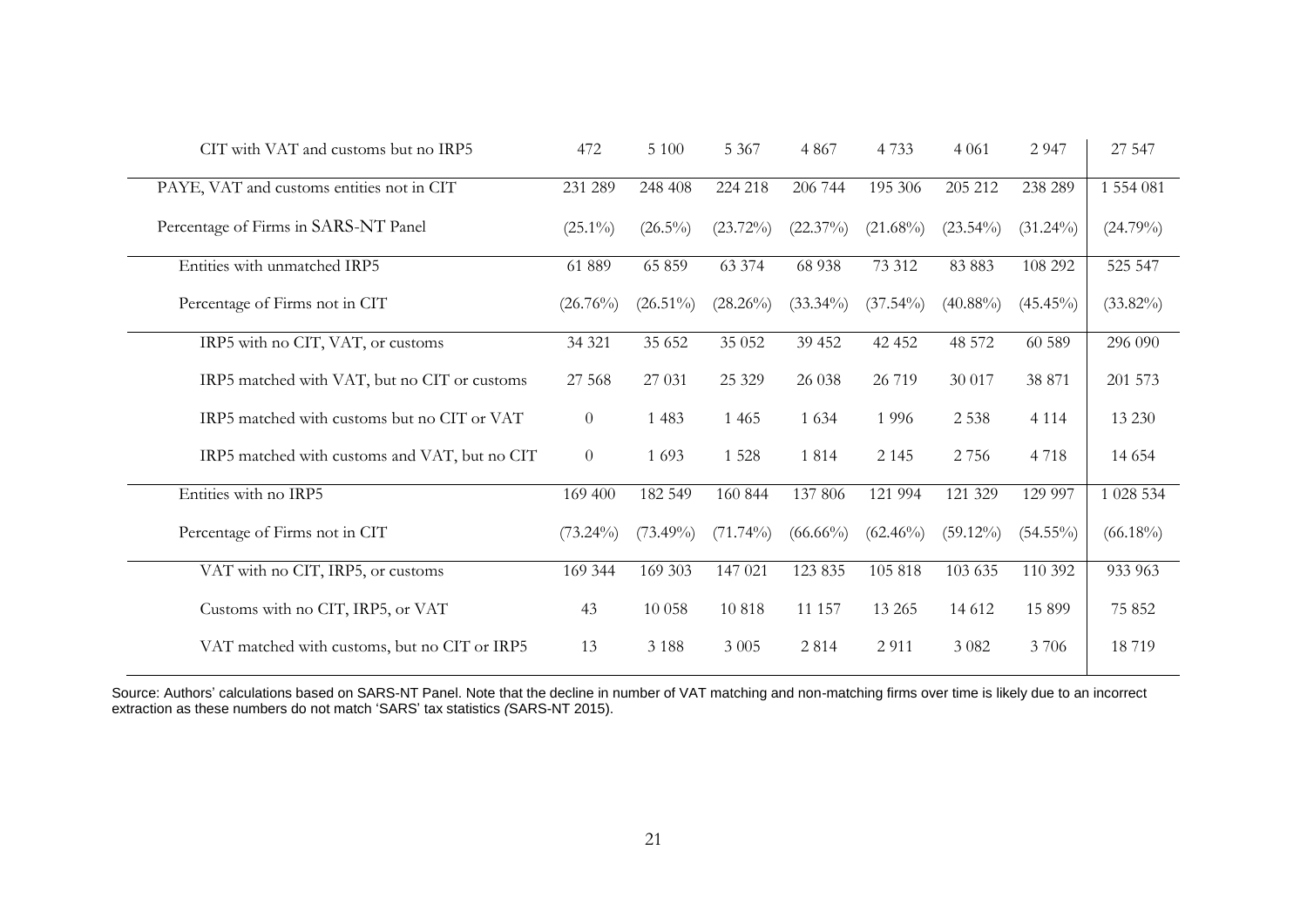| | | | | | | | | |
|---|---|---|---|---|---|---|---|---|
| CIT with VAT and customs but no IRP5 | 472 | 5 100 | 5 367 | 4 867 | 4 733 | 4 061 | 2 947 | 27 547 |
| PAYE, VAT and customs entities not in CIT | 231 289 | 248 408 | 224 218 | 206 744 | 195 306 | 205 212 | 238 289 | 1 554 081 |
| Percentage of Firms in SARS-NT Panel | (25.1%) | (26.5%) | (23.72%) | (22.37%) | (21.68%) | (23.54%) | (31.24%) | (24.79%) |
| Entities with unmatched IRP5 | 61 889 | 65 859 | 63 374 | 68 938 | 73 312 | 83 883 | 108 292 | 525 547 |
| Percentage of Firms not in CIT | (26.76%) | (26.51%) | (28.26%) | (33.34%) | (37.54%) | (40.88%) | (45.45%) | (33.82%) |
| IRP5 with no CIT, VAT, or customs | 34 321 | 35 652 | 35 052 | 39 452 | 42 452 | 48 572 | 60 589 | 296 090 |
| IRP5 matched with VAT, but no CIT or customs | 27 568 | 27 031 | 25 329 | 26 038 | 26 719 | 30 017 | 38 871 | 201 573 |
| IRP5 matched with customs but no CIT or VAT | 0 | 1 483 | 1 465 | 1 634 | 1 996 | 2 538 | 4 114 | 13 230 |
| IRP5 matched with customs and VAT, but no CIT | 0 | 1 693 | 1 528 | 1 814 | 2 145 | 2 756 | 4 718 | 14 654 |
| Entities with no IRP5 | 169 400 | 182 549 | 160 844 | 137 806 | 121 994 | 121 329 | 129 997 | 1 028 534 |
| Percentage of Firms not in CIT | (73.24%) | (73.49%) | (71.74%) | (66.66%) | (62.46%) | (59.12%) | (54.55%) | (66.18%) |
| VAT with no CIT, IRP5, or customs | 169 344 | 169 303 | 147 021 | 123 835 | 105 818 | 103 635 | 110 392 | 933 963 |
| Customs with no CIT, IRP5, or VAT | 43 | 10 058 | 10 818 | 11 157 | 13 265 | 14 612 | 15 899 | 75 852 |
| VAT matched with customs, but no CIT or IRP5 | 13 | 3 188 | 3 005 | 2 814 | 2 911 | 3 082 | 3 706 | 18 719 |

Source: Authors' calculations based on SARS-NT Panel. Note that the decline in number of VAT matching and non-matching firms over time is likely due to an incorrect extraction as these numbers do not match 'SARS' tax statistics *(*SARS-NT 2015).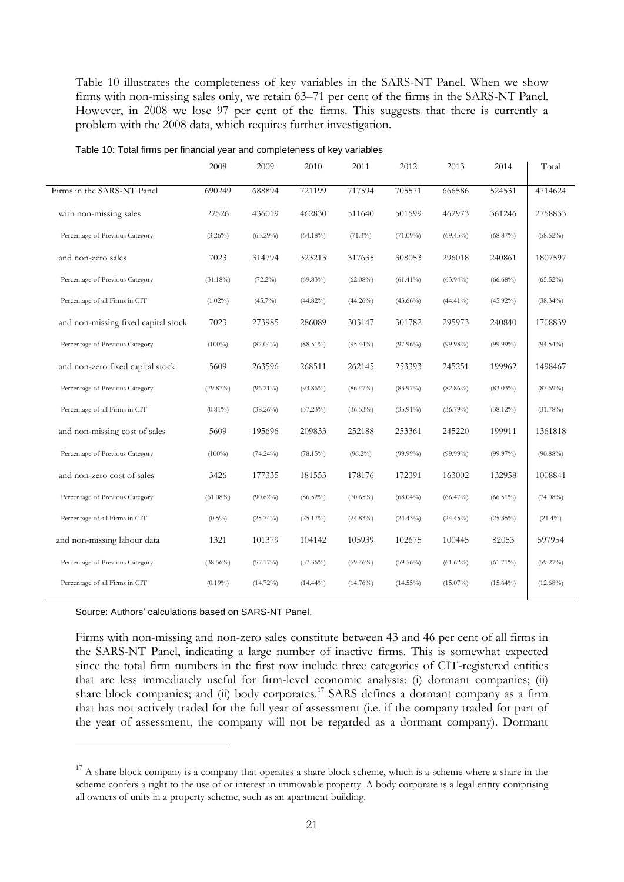Table 10 illustrates the completeness of key variables in the SARS-NT Panel. When we show firms with non-missing sales only, we retain 63–71 per cent of the firms in the SARS-NT Panel. However, in 2008 we lose 97 per cent of the firms. This suggests that there is currently a problem with the 2008 data, which requires further investigation.

Table 10: Total firms per financial year and completeness of key variables

| | 2008 | 2009 | 2010 | 2011 | 2012 | 2013 | 2014 | Total |
|---|---|---|---|---|---|---|---|---|
| Firms in the SARS-NT Panel | 690249 | 688894 | 721199 | 717594 | 705571 | 666586 | 524531 | 4714624 |
| with non-missing sales | 22526 | 436019 | 462830 | 511640 | 501599 | 462973 | 361246 | 2758833 |
| Percentage of Previous Category | (3.26%) | (63.29%) | (64.18%) | (71.3%) | (71.09%) | (69.45%) | (68.87%) | (58.52%) |
| and non-zero sales | 7023 | 314794 | 323213 | 317635 | 308053 | 296018 | 240861 | 1807597 |
| Percentage of Previous Category | (31.18%) | (72.2%) | (69.83%) | (62.08%) | (61.41%) | (63.94%) | (66.68%) | (65.52%) |
| Percentage of all Firms in CIT | (1.02%) | (45.7%) | (44.82%) | (44.26%) | (43.66%) | (44.41%) | (45.92%) | (38.34%) |
| and non-missing fixed capital stock | 7023 | 273985 | 286089 | 303147 | 301782 | 295973 | 240840 | 1708839 |
| Percentage of Previous Category | (100%) | (87.04%) | (88.51%) | (95.44%) | (97.96%) | (99.98%) | (99.99%) | (94.54%) |
| and non-zero fixed capital stock | 5609 | 263596 | 268511 | 262145 | 253393 | 245251 | 199962 | 1498467 |
| Percentage of Previous Category | (79.87%) | (96.21%) | (93.86%) | (86.47%) | (83.97%) | (82.86%) | (83.03%) | (87.69%) |
| Percentage of all Firms in CIT | (0.81%) | (38.26%) | (37.23%) | (36.53%) | (35.91%) | (36.79%) | (38.12%) | (31.78%) |
| and non-missing cost of sales | 5609 | 195696 | 209833 | 252188 | 253361 | 245220 | 199911 | 1361818 |
| Percentage of Previous Category | (100%) | (74.24%) | (78.15%) | (96.2%) | (99.99%) | (99.99%) | (99.97%) | (90.88%) |
| and non-zero cost of sales | 3426 | 177335 | 181553 | 178176 | 172391 | 163002 | 132958 | 1008841 |
| Percentage of Previous Category | (61.08%) | (90.62%) | (86.52%) | (70.65%) | (68.04%) | (66.47%) | (66.51%) | (74.08%) |
| Percentage of all Firms in CIT | (0.5%) | (25.74%) | (25.17%) | (24.83%) | (24.43%) | (24.45%) | (25.35%) | (21.4%) |
| and non-missing labour data | 1321 | 101379 | 104142 | 105939 | 102675 | 100445 | 82053 | 597954 |
| Percentage of Previous Category | (38.56%) | (57.17%) | (57.36%) | (59.46%) | (59.56%) | (61.62%) | (61.71%) | (59.27%) |
| Percentage of all Firms in CIT | (0.19%) | (14.72%) | (14.44%) | (14.76%) | (14.55%) | (15.07%) | (15.64%) | (12.68%) |

Source: Authors' calculations based on SARS-NT Panel.

Firms with non-missing and non-zero sales constitute between 43 and 46 per cent of all firms in the SARS-NT Panel, indicating a large number of inactive firms. This is somewhat expected since the total firm numbers in the first row include three categories of CIT-registered entities that are less immediately useful for firm-level economic analysis: (i) dormant companies; (ii) share block companies; and (ii) body corporates.[17] SARS defines a dormant company as a firm that has not actively traded for the full year of assessment (i.e. if the company traded for part of the year of assessment, the company will not be regarded as a dormant company). Dormant

[17] A share block company is a company that operates a share block scheme, which is a scheme where a share in the scheme confers a right to the use of or interest in immovable property. A body corporate is a legal entity comprising all owners of units in a property scheme, such as an apartment building.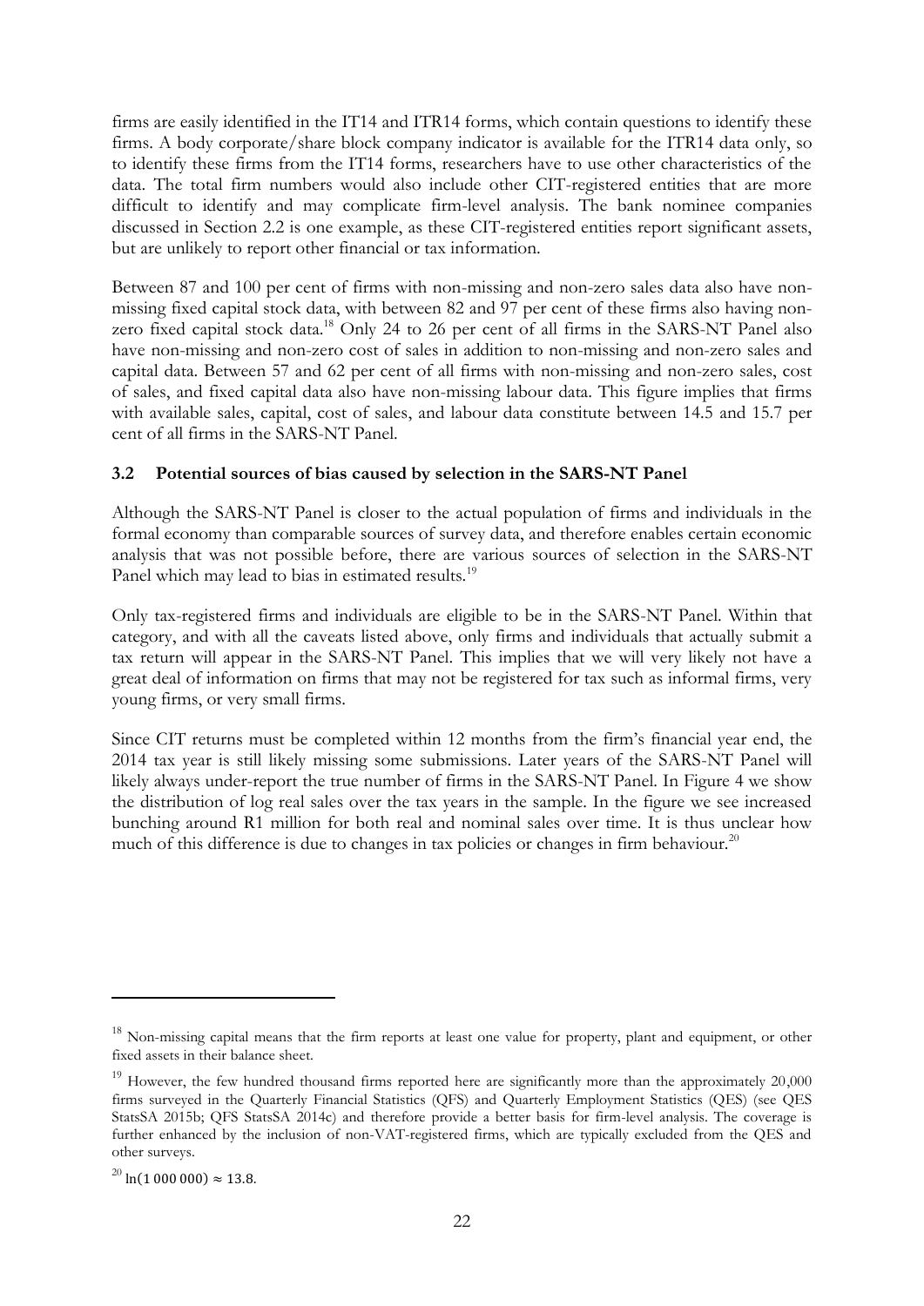firms are easily identified in the IT14 and ITR14 forms, which contain questions to identify these firms. A body corporate/share block company indicator is available for the ITR14 data only, so to identify these firms from the IT14 forms, researchers have to use other characteristics of the data. The total firm numbers would also include other CIT-registered entities that are more difficult to identify and may complicate firm-level analysis. The bank nominee companies discussed in Section 2.2 is one example, as these CIT-registered entities report significant assets, but are unlikely to report other financial or tax information.

Between 87 and 100 per cent of firms with non-missing and non-zero sales data also have non-missing fixed capital stock data, with between 82 and 97 per cent of these firms also having non-zero fixed capital stock data.[18] Only 24 to 26 per cent of all firms in the SARS-NT Panel also have non-missing and non-zero cost of sales in addition to non-missing and non-zero sales and capital data. Between 57 and 62 per cent of all firms with non-missing and non-zero sales, cost of sales, and fixed capital data also have non-missing labour data. This figure implies that firms with available sales, capital, cost of sales, and labour data constitute between 14.5 and 15.7 per cent of all firms in the SARS-NT Panel.

### 3.2 Potential sources of bias caused by selection in the SARS-NT Panel

Although the SARS-NT Panel is closer to the actual population of firms and individuals in the formal economy than comparable sources of survey data, and therefore enables certain economic analysis that was not possible before, there are various sources of selection in the SARS-NT Panel which may lead to bias in estimated results.[19]

Only tax-registered firms and individuals are eligible to be in the SARS-NT Panel. Within that category, and with all the caveats listed above, only firms and individuals that actually submit a tax return will appear in the SARS-NT Panel. This implies that we will very likely not have a great deal of information on firms that may not be registered for tax such as informal firms, very young firms, or very small firms.

Since CIT returns must be completed within 12 months from the firm's financial year end, the 2014 tax year is still likely missing some submissions. Later years of the SARS-NT Panel will likely always under-report the true number of firms in the SARS-NT Panel. In Figure 4 we show the distribution of log real sales over the tax years in the sample. In the figure we see increased bunching around R1 million for both real and nominal sales over time. It is thus unclear how much of this difference is due to changes in tax policies or changes in firm behaviour.[20]

---

[18] Non-missing capital means that the firm reports at least one value for property, plant and equipment, or other fixed assets in their balance sheet.

[19] However, the few hundred thousand firms reported here are significantly more than the approximately 20,000 firms surveyed in the Quarterly Financial Statistics (QFS) and Quarterly Employment Statistics (QES) (see QES StatsSA 2015b; QFS StatsSA 2014c) and therefore provide a better basis for firm-level analysis. The coverage is further enhanced by the inclusion of non-VAT-registered firms, which are typically excluded from the QES and other surveys.

[20] $\ln(1\,000\,000) \approx 13.8$.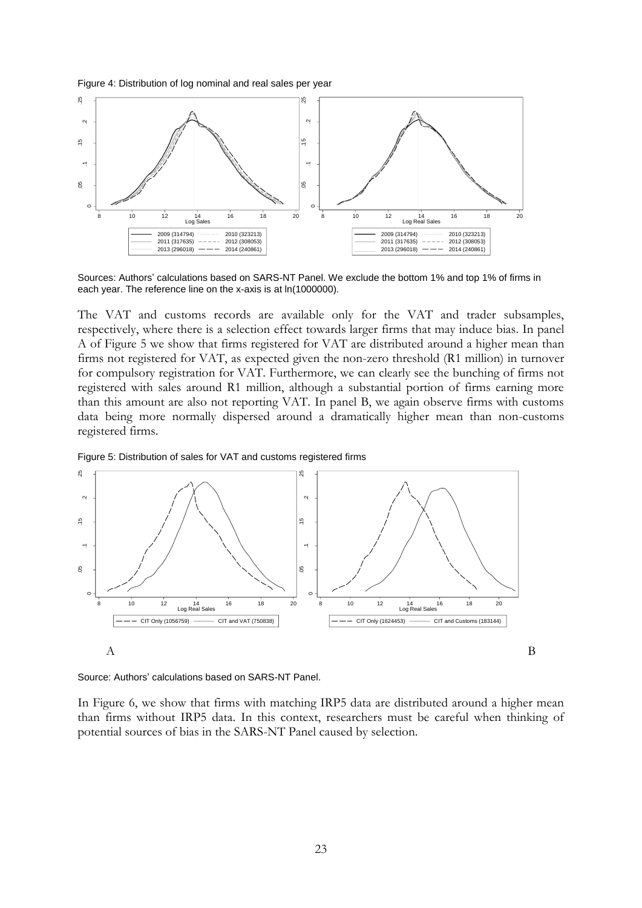Figure 4: Distribution of log nominal and real sales per year

.25
.2
.15
.1
.05
0
8 10 12 14 16 18 20
Log Sales

2009 (314794) 2010 (323213)
2011 (317635) 2012 (308053)
2013 (296018) 2014 (240861)

.25
.2
.15
.1
.05
0
8 10 12 14 16 18 20
Log Real Sales

2009 (314794) 2010 (323213)
2011 (317635) 2012 (308053)
2013 (296018) 2014 (240861)

Sources: Authors' calculations based on SARS-NT Panel. We exclude the bottom 1% and top 1% of firms in each year. The reference line on the x-axis is at ln(1000000).

The VAT and customs records are available only for the VAT and trader subsamples, respectively, where there is a selection effect towards larger firms that may induce bias. In panel A of Figure 5 we show that firms registered for VAT are distributed around a higher mean than firms not registered for VAT, as expected given the non-zero threshold (R1 million) in turnover for compulsory registration for VAT. Furthermore, we can clearly see the bunching of firms not registered with sales around R1 million, although a substantial portion of firms earning more than this amount are also not reporting VAT. In panel B, we again observe firms with customs data being more normally dispersed around a dramatically higher mean than non-customs registered firms.

Figure 5: Distribution of sales for VAT and customs registered firms

.25
.2
.15
.1
.05
0
8 10 12 14 16 18 20
Log Real Sales

CIT Only (1056759) CIT and VAT (750838)

.25
.2
.15
.1
.05
0
8 10 12 14 16 18 20
Log Real Sales

CIT Only (1624453) CIT and Customs (183144)

A B

Source: Authors' calculations based on SARS-NT Panel.

In Figure 6, we show that firms with matching IRP5 data are distributed around a higher mean than firms without IRP5 data. In this context, researchers must be careful when thinking of potential sources of bias in the SARS-NT Panel caused by selection.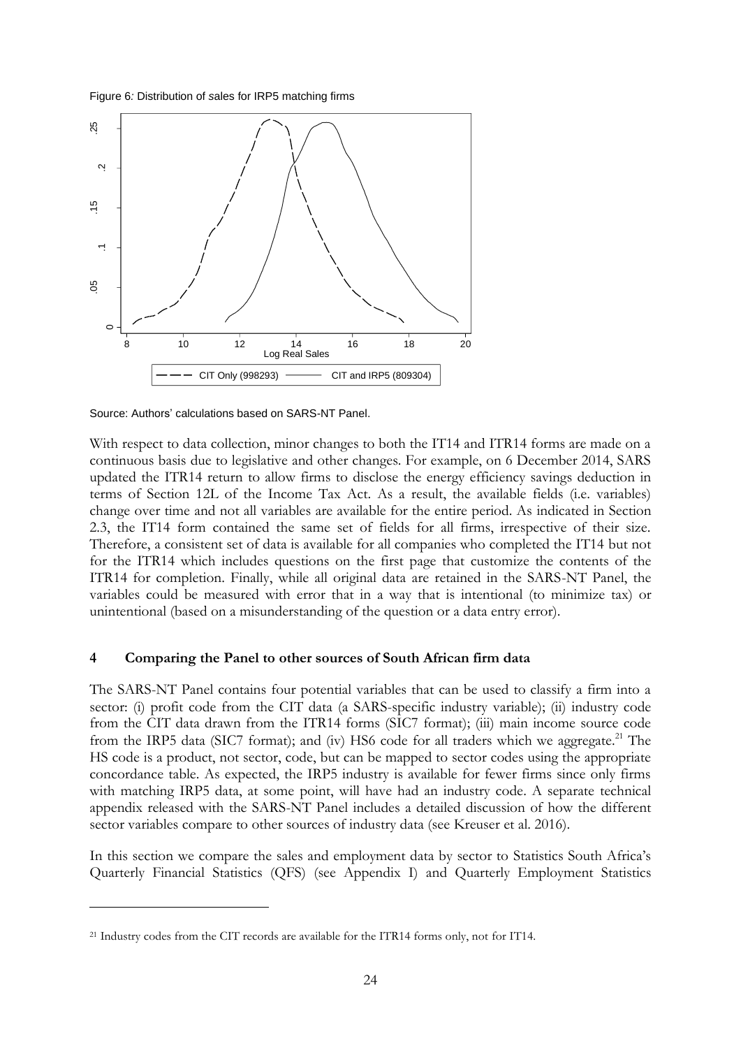Figure 6: Distribution of sales for IRP5 matching firms

.25
.2
.15
.1
.05
0
8
10
12
14
16
18
20
Log Real Sales
CIT Only (998293)
CIT and IRP5 (809304)

Source: Authors' calculations based on SARS-NT Panel.

With respect to data collection, minor changes to both the IT14 and ITR14 forms are made on a continuous basis due to legislative and other changes. For example, on 6 December 2014, SARS updated the ITR14 return to allow firms to disclose the energy efficiency savings deduction in terms of Section 12L of the Income Tax Act. As a result, the available fields (i.e. variables) change over time and not all variables are available for the entire period. As indicated in Section 2.3, the IT14 form contained the same set of fields for all firms, irrespective of their size. Therefore, a consistent set of data is available for all companies who completed the IT14 but not for the ITR14 which includes questions on the first page that customize the contents of the ITR14 for completion. Finally, while all original data are retained in the SARS-NT Panel, the variables could be measured with error that in a way that is intentional (to minimize tax) or unintentional (based on a misunderstanding of the question or a data entry error).

## 4 Comparing the Panel to other sources of South African firm data

The SARS-NT Panel contains four potential variables that can be used to classify a firm into a sector: (i) profit code from the CIT data (a SARS-specific industry variable); (ii) industry code from the CIT data drawn from the ITR14 forms (SIC7 format); (iii) main income source code from the IRP5 data (SIC7 format); and (iv) HS6 code for all traders which we aggregate.[21] The HS code is a product, not sector, code, but can be mapped to sector codes using the appropriate concordance table. As expected, the IRP5 industry is available for fewer firms since only firms with matching IRP5 data, at some point, will have had an industry code. A separate technical appendix released with the SARS-NT Panel includes a detailed discussion of how the different sector variables compare to other sources of industry data (see Kreuser et al. 2016).

In this section we compare the sales and employment data by sector to Statistics South Africa's Quarterly Financial Statistics (QFS) (see Appendix I) and Quarterly Employment Statistics

[21] Industry codes from the CIT records are available for the ITR14 forms only, not for IT14.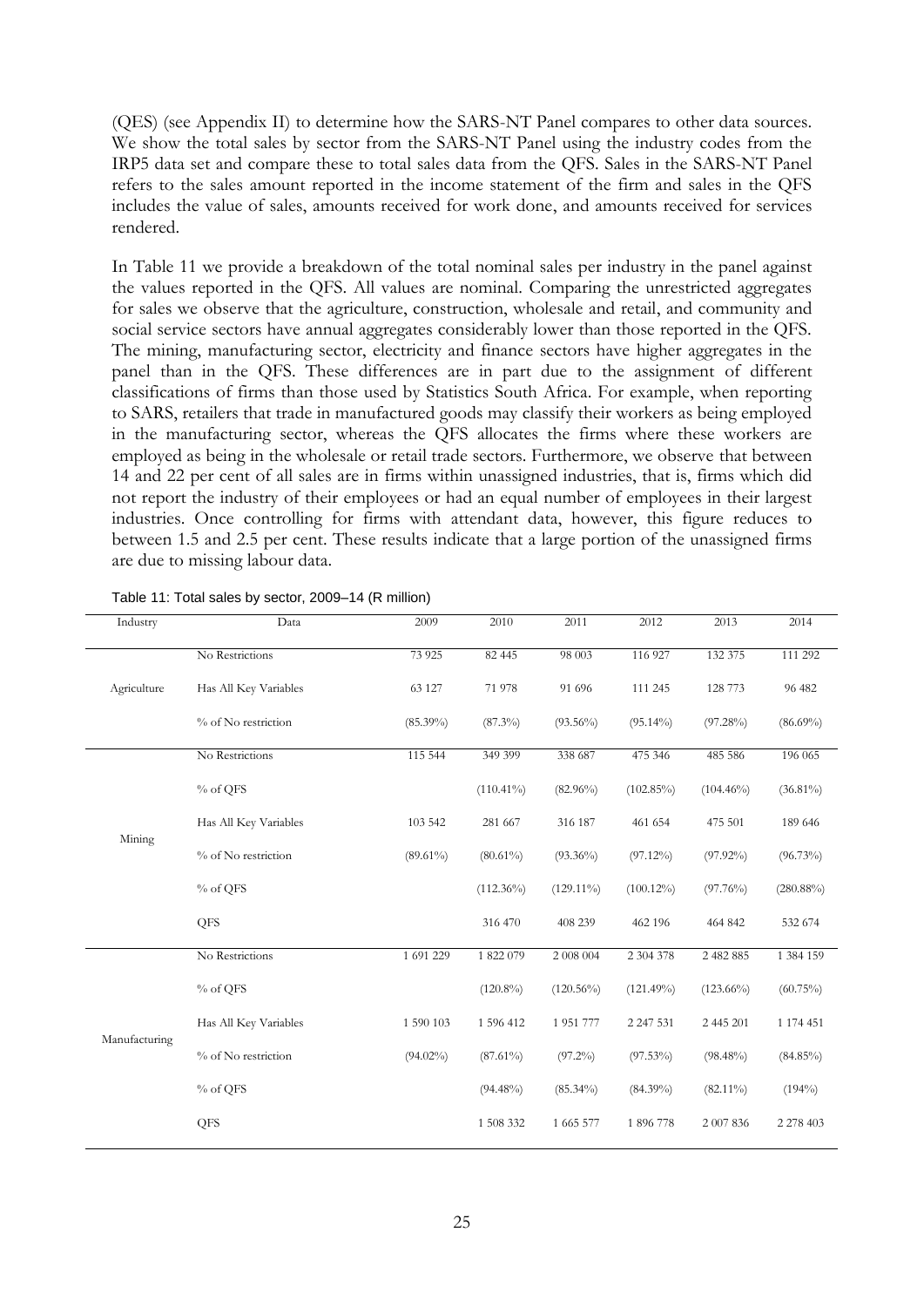(QES) (see Appendix II) to determine how the SARS-NT Panel compares to other data sources. We show the total sales by sector from the SARS-NT Panel using the industry codes from the IRP5 data set and compare these to total sales data from the QFS. Sales in the SARS-NT Panel refers to the sales amount reported in the income statement of the firm and sales in the QFS includes the value of sales, amounts received for work done, and amounts received for services rendered.

In Table 11 we provide a breakdown of the total nominal sales per industry in the panel against the values reported in the QFS. All values are nominal. Comparing the unrestricted aggregates for sales we observe that the agriculture, construction, wholesale and retail, and community and social service sectors have annual aggregates considerably lower than those reported in the QFS. The mining, manufacturing sector, electricity and finance sectors have higher aggregates in the panel than in the QFS. These differences are in part due to the assignment of different classifications of firms than those used by Statistics South Africa. For example, when reporting to SARS, retailers that trade in manufactured goods may classify their workers as being employed in the manufacturing sector, whereas the QFS allocates the firms where these workers are employed as being in the wholesale or retail trade sectors. Furthermore, we observe that between 14 and 22 per cent of all sales are in firms within unassigned industries, that is, firms which did not report the industry of their employees or had an equal number of employees in their largest industries. Once controlling for firms with attendant data, however, this figure reduces to between 1.5 and 2.5 per cent. These results indicate that a large portion of the unassigned firms are due to missing labour data.

Table 11: Total sales by sector, 2009–14 (R million)

| Industry | Data | 2009 | 2010 | 2011 | 2012 | 2013 | 2014 |
|---|---|---|---|---|---|---|---|
| Agriculture | No Restrictions | 73 925 | 82 445 | 98 003 | 116 927 | 132 375 | 111 292 |
| | Has All Key Variables | 63 127 | 71 978 | 91 696 | 111 245 | 128 773 | 96 482 |
| | % of No restriction | (85.39%) | (87.3%) | (93.56%) | (95.14%) | (97.28%) | (86.69%) |
| Mining | No Restrictions | 115 544 | 349 399 | 338 687 | 475 346 | 485 586 | 196 065 |
| | % of QFS | | (110.41%) | (82.96%) | (102.85%) | (104.46%) | (36.81%) |
| | Has All Key Variables | 103 542 | 281 667 | 316 187 | 461 654 | 475 501 | 189 646 |
| | % of No restriction | (89.61%) | (80.61%) | (93.36%) | (97.12%) | (97.92%) | (96.73%) |
| | % of QFS | | (112.36%) | (129.11%) | (100.12%) | (97.76%) | (280.88%) |
| | QFS | | 316 470 | 408 239 | 462 196 | 464 842 | 532 674 |
| Manufacturing | No Restrictions | 1 691 229 | 1 822 079 | 2 008 004 | 2 304 378 | 2 482 885 | 1 384 159 |
| | % of QFS | | (120.8%) | (120.56%) | (121.49%) | (123.66%) | (60.75%) |
| | Has All Key Variables | 1 590 103 | 1 596 412 | 1 951 777 | 2 247 531 | 2 445 201 | 1 174 451 |
| | % of No restriction | (94.02%) | (87.61%) | (97.2%) | (97.53%) | (98.48%) | (84.85%) |
| | % of QFS | | (94.48%) | (85.34%) | (84.39%) | (82.11%) | (194%) |
| | QFS | | 1 508 332 | 1 665 577 | 1 896 778 | 2 007 836 | 2 278 403 |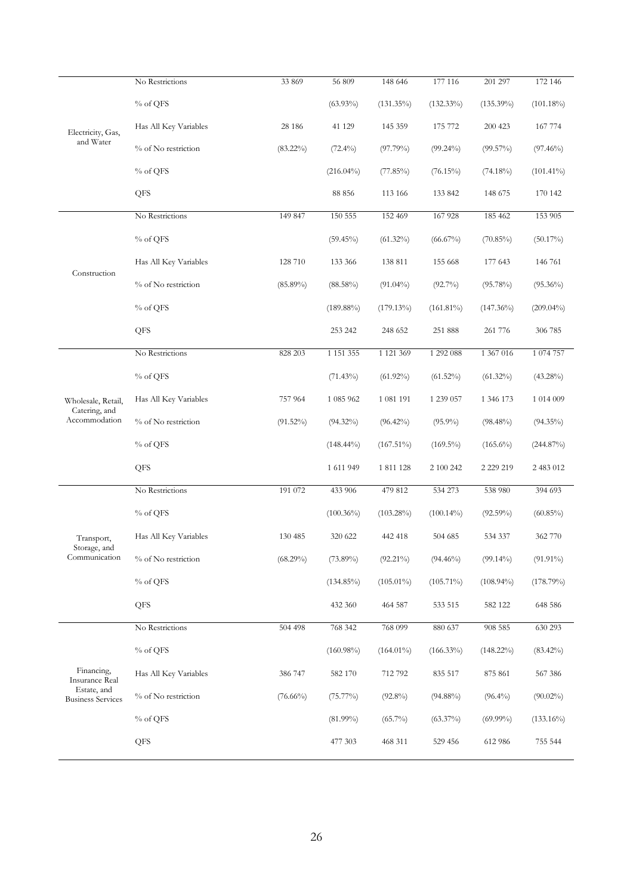| | | | | | | | |
|---|---|---|---|---|---|---|---|
| Electricity, Gas, and Water | No Restrictions | 33 869 | 56 809 | 148 646 | 177 116 | 201 297 | 172 146 |
| | % of QFS | | (63.93%) | (131.35%) | (132.33%) | (135.39%) | (101.18%) |
| | Has All Key Variables | 28 186 | 41 129 | 145 359 | 175 772 | 200 423 | 167 774 |
| | % of No restriction | (83.22%) | (72.4%) | (97.79%) | (99.24%) | (99.57%) | (97.46%) |
| | % of QFS | | (216.04%) | (77.85%) | (76.15%) | (74.18%) | (101.41%) |
| | QFS | | 88 856 | 113 166 | 133 842 | 148 675 | 170 142 |
| Construction | No Restrictions | 149 847 | 150 555 | 152 469 | 167 928 | 185 462 | 153 905 |
| | % of QFS | | (59.45%) | (61.32%) | (66.67%) | (70.85%) | (50.17%) |
| | Has All Key Variables | 128 710 | 133 366 | 138 811 | 155 668 | 177 643 | 146 761 |
| | % of No restriction | (85.89%) | (88.58%) | (91.04%) | (92.7%) | (95.78%) | (95.36%) |
| | % of QFS | | (189.88%) | (179.13%) | (161.81%) | (147.36%) | (209.04%) |
| | QFS | | 253 242 | 248 652 | 251 888 | 261 776 | 306 785 |
| Wholesale, Retail, Catering, and Accommodation | No Restrictions | 828 203 | 1 151 355 | 1 121 369 | 1 292 088 | 1 367 016 | 1 074 757 |
| | % of QFS | | (71.43%) | (61.92%) | (61.52%) | (61.32%) | (43.28%) |
| | Has All Key Variables | 757 964 | 1 085 962 | 1 081 191 | 1 239 057 | 1 346 173 | 1 014 009 |
| | % of No restriction | (91.52%) | (94.32%) | (96.42%) | (95.9%) | (98.48%) | (94.35%) |
| | % of QFS | | (148.44%) | (167.51%) | (169.5%) | (165.6%) | (244.87%) |
| | QFS | | 1 611 949 | 1 811 128 | 2 100 242 | 2 229 219 | 2 483 012 |
| Transport, Storage, and Communication | No Restrictions | 191 072 | 433 906 | 479 812 | 534 273 | 538 980 | 394 693 |
| | % of QFS | | (100.36%) | (103.28%) | (100.14%) | (92.59%) | (60.85%) |
| | Has All Key Variables | 130 485 | 320 622 | 442 418 | 504 685 | 534 337 | 362 770 |
| | % of No restriction | (68.29%) | (73.89%) | (92.21%) | (94.46%) | (99.14%) | (91.91%) |
| | % of QFS | | (134.85%) | (105.01%) | (105.71%) | (108.94%) | (178.79%) |
| | QFS | | 432 360 | 464 587 | 533 515 | 582 122 | 648 586 |
| Financing, Insurance Real Estate, and Business Services | No Restrictions | 504 498 | 768 342 | 768 099 | 880 637 | 908 585 | 630 293 |
| | % of QFS | | (160.98%) | (164.01%) | (166.33%) | (148.22%) | (83.42%) |
| | Has All Key Variables | 386 747 | 582 170 | 712 792 | 835 517 | 875 861 | 567 386 |
| | % of No restriction | (76.66%) | (75.77%) | (92.8%) | (94.88%) | (96.4%) | (90.02%) |
| | % of QFS | | (81.99%) | (65.7%) | (63.37%) | (69.99%) | (133.16%) |
| | QFS | | 477 303 | 468 311 | 529 456 | 612 986 | 755 544 |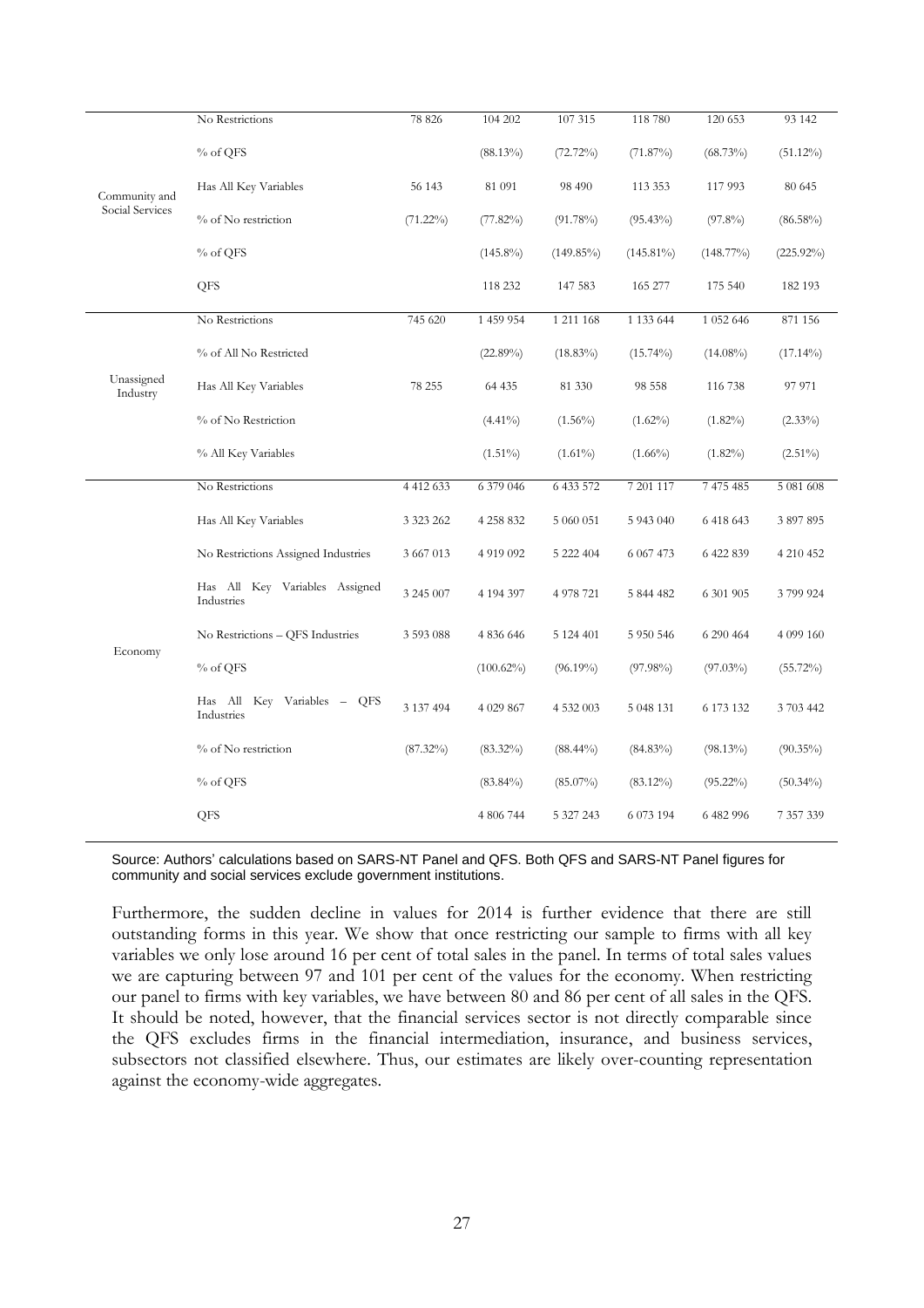| | | | | | | | |
|---|---|---|---|---|---|---|---|
| Community and Social Services | No Restrictions | 78 826 | 104 202 | 107 315 | 118 780 | 120 653 | 93 142 |
| | % of QFS | | (88.13%) | (72.72%) | (71.87%) | (68.73%) | (51.12%) |
| | Has All Key Variables | 56 143 | 81 091 | 98 490 | 113 353 | 117 993 | 80 645 |
| | % of No restriction | (71.22%) | (77.82%) | (91.78%) | (95.43%) | (97.8%) | (86.58%) |
| | % of QFS | | (145.8%) | (149.85%) | (145.81%) | (148.77%) | (225.92%) |
| | QFS | | 118 232 | 147 583 | 165 277 | 175 540 | 182 193 |
| Unassigned Industry | No Restrictions | 745 620 | 1 459 954 | 1 211 168 | 1 133 644 | 1 052 646 | 871 156 |
| | % of All No Restricted | | (22.89%) | (18.83%) | (15.74%) | (14.08%) | (17.14%) |
| | Has All Key Variables | 78 255 | 64 435 | 81 330 | 98 558 | 116 738 | 97 971 |
| | % of No Restriction | | (4.41%) | (1.56%) | (1.62%) | (1.82%) | (2.33%) |
| | % All Key Variables | | (1.51%) | (1.61%) | (1.66%) | (1.82%) | (2.51%) |
| Economy | No Restrictions | 4 412 633 | 6 379 046 | 6 433 572 | 7 201 117 | 7 475 485 | 5 081 608 |
| | Has All Key Variables | 3 323 262 | 4 258 832 | 5 060 051 | 5 943 040 | 6 418 643 | 3 897 895 |
| | No Restrictions Assigned Industries | 3 667 013 | 4 919 092 | 5 222 404 | 6 067 473 | 6 422 839 | 4 210 452 |
| | Has All Key Variables Assigned Industries | 3 245 007 | 4 194 397 | 4 978 721 | 5 844 482 | 6 301 905 | 3 799 924 |
| | No Restrictions – QFS Industries | 3 593 088 | 4 836 646 | 5 124 401 | 5 950 546 | 6 290 464 | 4 099 160 |
| | % of QFS | | (100.62%) | (96.19%) | (97.98%) | (97.03%) | (55.72%) |
| | Has All Key Variables – QFS Industries | 3 137 494 | 4 029 867 | 4 532 003 | 5 048 131 | 6 173 132 | 3 703 442 |
| | % of No restriction | (87.32%) | (83.32%) | (88.44%) | (84.83%) | (98.13%) | (90.35%) |
| | % of QFS | | (83.84%) | (85.07%) | (83.12%) | (95.22%) | (50.34%) |
| | QFS | | 4 806 744 | 5 327 243 | 6 073 194 | 6 482 996 | 7 357 339 |

Source: Authors' calculations based on SARS-NT Panel and QFS. Both QFS and SARS-NT Panel figures for community and social services exclude government institutions.

Furthermore, the sudden decline in values for 2014 is further evidence that there are still outstanding forms in this year. We show that once restricting our sample to firms with all key variables we only lose around 16 per cent of total sales in the panel. In terms of total sales values we are capturing between 97 and 101 per cent of the values for the economy. When restricting our panel to firms with key variables, we have between 80 and 86 per cent of all sales in the QFS. It should be noted, however, that the financial services sector is not directly comparable since the QFS excludes firms in the financial intermediation, insurance, and business services, subsectors not classified elsewhere. Thus, our estimates are likely over-counting representation against the economy-wide aggregates.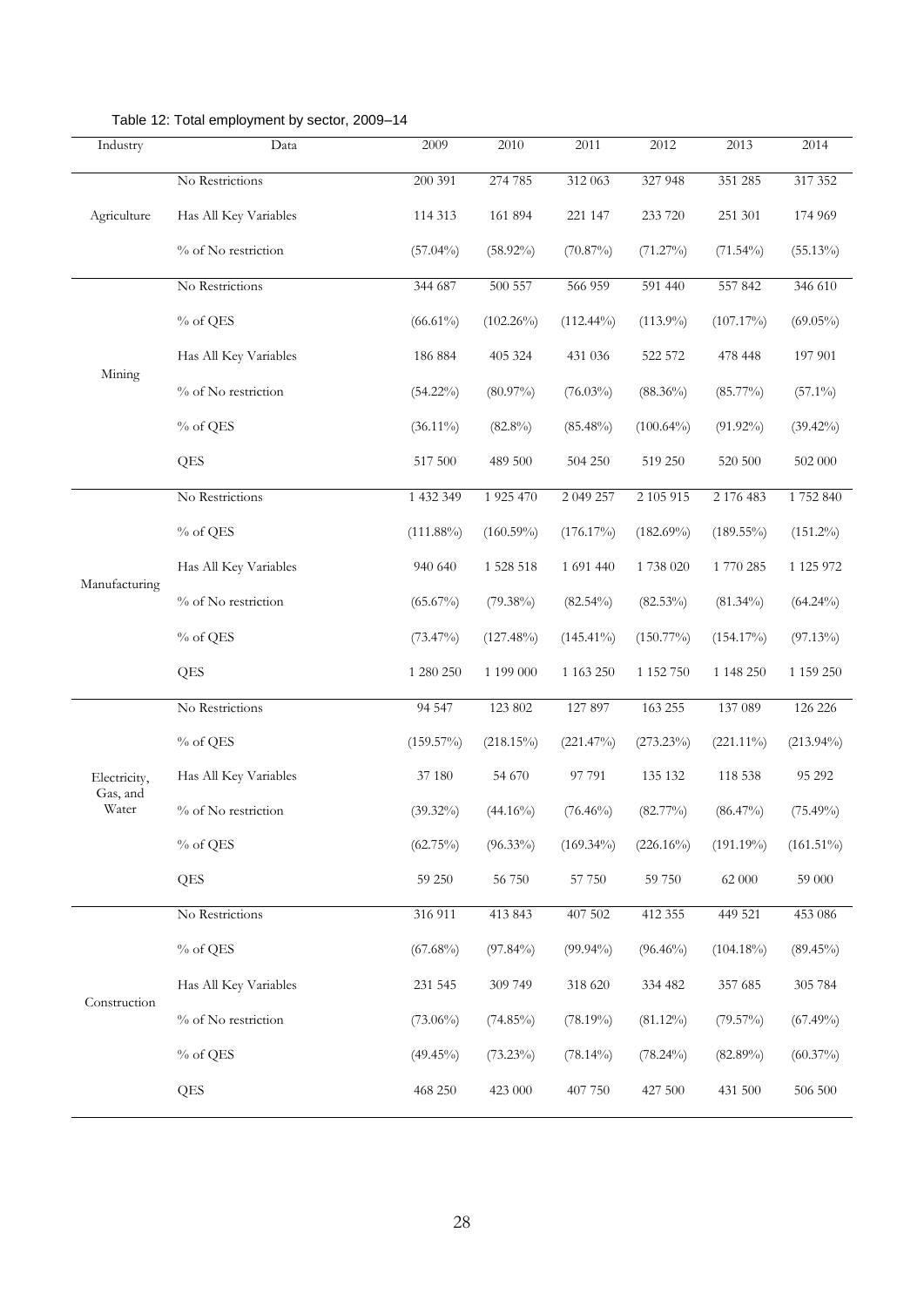Table 12: Total employment by sector, 2009–14

| Industry | Data | 2009 | 2010 | 2011 | 2012 | 2013 | 2014 |
|---|---|---|---|---|---|---|---|
| Agriculture | No Restrictions | 200 391 | 274 785 | 312 063 | 327 948 | 351 285 | 317 352 |
| | Has All Key Variables | 114 313 | 161 894 | 221 147 | 233 720 | 251 301 | 174 969 |
| | % of No restriction | (57.04%) | (58.92%) | (70.87%) | (71.27%) | (71.54%) | (55.13%) |
| Mining | No Restrictions | 344 687 | 500 557 | 566 959 | 591 440 | 557 842 | 346 610 |
| | % of QES | (66.61%) | (102.26%) | (112.44%) | (113.9%) | (107.17%) | (69.05%) |
| | Has All Key Variables | 186 884 | 405 324 | 431 036 | 522 572 | 478 448 | 197 901 |
| | % of No restriction | (54.22%) | (80.97%) | (76.03%) | (88.36%) | (85.77%) | (57.1%) |
| | % of QES | (36.11%) | (82.8%) | (85.48%) | (100.64%) | (91.92%) | (39.42%) |
| | QES | 517 500 | 489 500 | 504 250 | 519 250 | 520 500 | 502 000 |
| Manufacturing | No Restrictions | 1 432 349 | 1 925 470 | 2 049 257 | 2 105 915 | 2 176 483 | 1 752 840 |
| | % of QES | (111.88%) | (160.59%) | (176.17%) | (182.69%) | (189.55%) | (151.2%) |
| | Has All Key Variables | 940 640 | 1 528 518 | 1 691 440 | 1 738 020 | 1 770 285 | 1 125 972 |
| | % of No restriction | (65.67%) | (79.38%) | (82.54%) | (82.53%) | (81.34%) | (64.24%) |
| | % of QES | (73.47%) | (127.48%) | (145.41%) | (150.77%) | (154.17%) | (97.13%) |
| | QES | 1 280 250 | 1 199 000 | 1 163 250 | 1 152 750 | 1 148 250 | 1 159 250 |
| Electricity, Gas, and Water | No Restrictions | 94 547 | 123 802 | 127 897 | 163 255 | 137 089 | 126 226 |
| | % of QES | (159.57%) | (218.15%) | (221.47%) | (273.23%) | (221.11%) | (213.94%) |
| | Has All Key Variables | 37 180 | 54 670 | 97 791 | 135 132 | 118 538 | 95 292 |
| | % of No restriction | (39.32%) | (44.16%) | (76.46%) | (82.77%) | (86.47%) | (75.49%) |
| | % of QES | (62.75%) | (96.33%) | (169.34%) | (226.16%) | (191.19%) | (161.51%) |
| | QES | 59 250 | 56 750 | 57 750 | 59 750 | 62 000 | 59 000 |
| Construction | No Restrictions | 316 911 | 413 843 | 407 502 | 412 355 | 449 521 | 453 086 |
| | % of QES | (67.68%) | (97.84%) | (99.94%) | (96.46%) | (104.18%) | (89.45%) |
| | Has All Key Variables | 231 545 | 309 749 | 318 620 | 334 482 | 357 685 | 305 784 |
| | % of No restriction | (73.06%) | (74.85%) | (78.19%) | (81.12%) | (79.57%) | (67.49%) |
| | % of QES | (49.45%) | (73.23%) | (78.14%) | (78.24%) | (82.89%) | (60.37%) |
| | QES | 468 250 | 423 000 | 407 750 | 427 500 | 431 500 | 506 500 |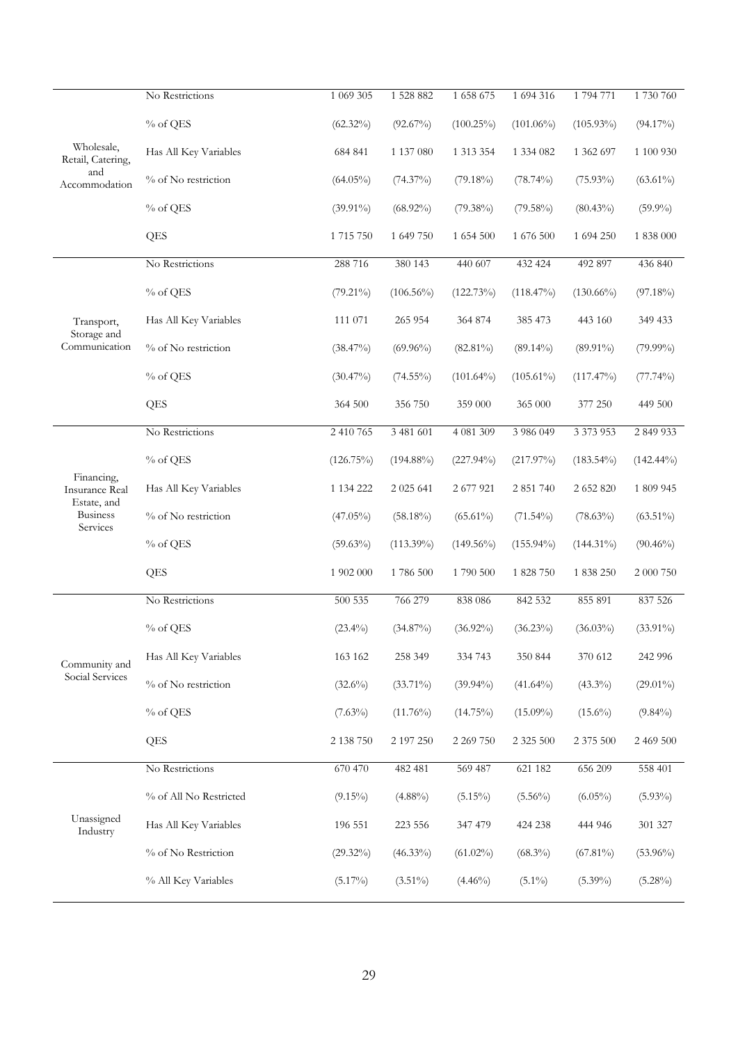| | | | | | | | |
|---|---|---|---|---|---|---|---|
| Wholesale, Retail, Catering, and Accommodation | No Restrictions | 1 069 305 | 1 528 882 | 1 658 675 | 1 694 316 | 1 794 771 | 1 730 760 |
| | % of QES | (62.32%) | (92.67%) | (100.25%) | (101.06%) | (105.93%) | (94.17%) |
| | Has All Key Variables | 684 841 | 1 137 080 | 1 313 354 | 1 334 082 | 1 362 697 | 1 100 930 |
| | % of No restriction | (64.05%) | (74.37%) | (79.18%) | (78.74%) | (75.93%) | (63.61%) |
| | % of QES | (39.91%) | (68.92%) | (79.38%) | (79.58%) | (80.43%) | (59.9%) |
| | QES | 1 715 750 | 1 649 750 | 1 654 500 | 1 676 500 | 1 694 250 | 1 838 000 |
| Transport, Storage and Communication | No Restrictions | 288 716 | 380 143 | 440 607 | 432 424 | 492 897 | 436 840 |
| | % of QES | (79.21%) | (106.56%) | (122.73%) | (118.47%) | (130.66%) | (97.18%) |
| | Has All Key Variables | 111 071 | 265 954 | 364 874 | 385 473 | 443 160 | 349 433 |
| | % of No restriction | (38.47%) | (69.96%) | (82.81%) | (89.14%) | (89.91%) | (79.99%) |
| | % of QES | (30.47%) | (74.55%) | (101.64%) | (105.61%) | (117.47%) | (77.74%) |
| | QES | 364 500 | 356 750 | 359 000 | 365 000 | 377 250 | 449 500 |
| Financing, Insurance Real Estate, and Business Services | No Restrictions | 2 410 765 | 3 481 601 | 4 081 309 | 3 986 049 | 3 373 953 | 2 849 933 |
| | % of QES | (126.75%) | (194.88%) | (227.94%) | (217.97%) | (183.54%) | (142.44%) |
| | Has All Key Variables | 1 134 222 | 2 025 641 | 2 677 921 | 2 851 740 | 2 652 820 | 1 809 945 |
| | % of No restriction | (47.05%) | (58.18%) | (65.61%) | (71.54%) | (78.63%) | (63.51%) |
| | % of QES | (59.63%) | (113.39%) | (149.56%) | (155.94%) | (144.31%) | (90.46%) |
| | QES | 1 902 000 | 1 786 500 | 1 790 500 | 1 828 750 | 1 838 250 | 2 000 750 |
| Community and Social Services | No Restrictions | 500 535 | 766 279 | 838 086 | 842 532 | 855 891 | 837 526 |
| | % of QES | (23.4%) | (34.87%) | (36.92%) | (36.23%) | (36.03%) | (33.91%) |
| | Has All Key Variables | 163 162 | 258 349 | 334 743 | 350 844 | 370 612 | 242 996 |
| | % of No restriction | (32.6%) | (33.71%) | (39.94%) | (41.64%) | (43.3%) | (29.01%) |
| | % of QES | (7.63%) | (11.76%) | (14.75%) | (15.09%) | (15.6%) | (9.84%) |
| | QES | 2 138 750 | 2 197 250 | 2 269 750 | 2 325 500 | 2 375 500 | 2 469 500 |
| Unassigned Industry | No Restrictions | 670 470 | 482 481 | 569 487 | 621 182 | 656 209 | 558 401 |
| | % of All No Restricted | (9.15%) | (4.88%) | (5.15%) | (5.56%) | (6.05%) | (5.93%) |
| | Has All Key Variables | 196 551 | 223 556 | 347 479 | 424 238 | 444 946 | 301 327 |
| | % of No Restriction | (29.32%) | (46.33%) | (61.02%) | (68.3%) | (67.81%) | (53.96%) |
| | % All Key Variables | (5.17%) | (3.51%) | (4.46%) | (5.1%) | (5.39%) | (5.28%) |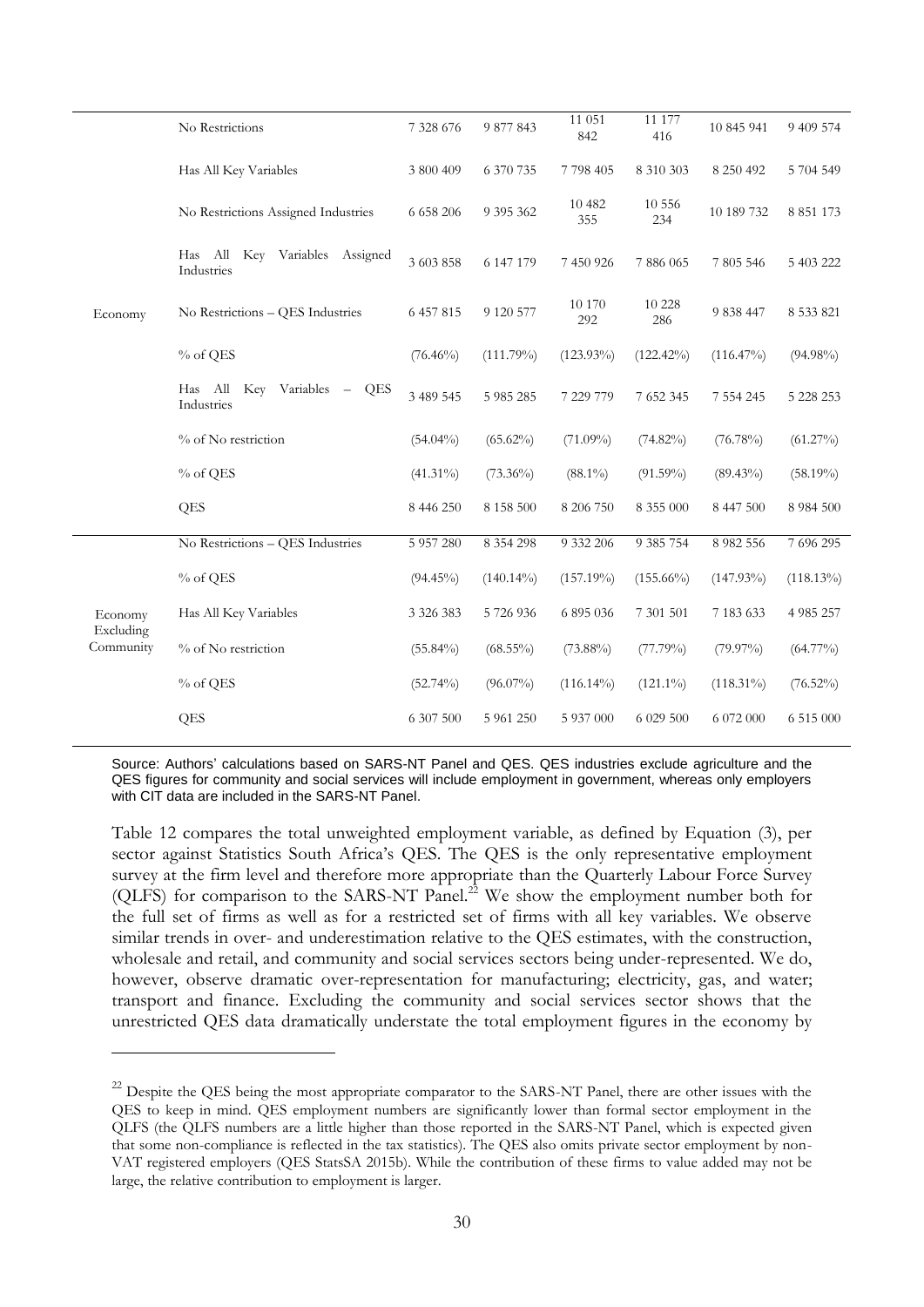| | | | | | | | |
|---|---|---|---|---|---|---|---|
| Economy | No Restrictions | 7 328 676 | 9 877 843 | 11 051 842 | 11 177 416 | 10 845 941 | 9 409 574 |
| | Has All Key Variables | 3 800 409 | 6 370 735 | 7 798 405 | 8 310 303 | 8 250 492 | 5 704 549 |
| | No Restrictions Assigned Industries | 6 658 206 | 9 395 362 | 10 482 355 | 10 556 234 | 10 189 732 | 8 851 173 |
| | Has All Key Variables Assigned Industries | 3 603 858 | 6 147 179 | 7 450 926 | 7 886 065 | 7 805 546 | 5 403 222 |
| | No Restrictions – QES Industries | 6 457 815 | 9 120 577 | 10 170 292 | 10 228 286 | 9 838 447 | 8 533 821 |
| | % of QES | (76.46%) | (111.79%) | (123.93%) | (122.42%) | (116.47%) | (94.98%) |
| | Has All Key Variables – QES Industries | 3 489 545 | 5 985 285 | 7 229 779 | 7 652 345 | 7 554 245 | 5 228 253 |
| | % of No restriction | (54.04%) | (65.62%) | (71.09%) | (74.82%) | (76.78%) | (61.27%) |
| | % of QES | (41.31%) | (73.36%) | (88.1%) | (91.59%) | (89.43%) | (58.19%) |
| | QES | 8 446 250 | 8 158 500 | 8 206 750 | 8 355 000 | 8 447 500 | 8 984 500 |
| Economy Excluding Community | No Restrictions – QES Industries | 5 957 280 | 8 354 298 | 9 332 206 | 9 385 754 | 8 982 556 | 7 696 295 |
| | % of QES | (94.45%) | (140.14%) | (157.19%) | (155.66%) | (147.93%) | (118.13%) |
| | Has All Key Variables | 3 326 383 | 5 726 936 | 6 895 036 | 7 301 501 | 7 183 633 | 4 985 257 |
| | % of No restriction | (55.84%) | (68.55%) | (73.88%) | (77.79%) | (79.97%) | (64.77%) |
| | % of QES | (52.74%) | (96.07%) | (116.14%) | (121.1%) | (118.31%) | (76.52%) |
| | QES | 6 307 500 | 5 961 250 | 5 937 000 | 6 029 500 | 6 072 000 | 6 515 000 |

Source: Authors' calculations based on SARS-NT Panel and QES. QES industries exclude agriculture and the QES figures for community and social services will include employment in government, whereas only employers with CIT data are included in the SARS-NT Panel.

Table 12 compares the total unweighted employment variable, as defined by Equation (3), per sector against Statistics South Africa's QES. The QES is the only representative employment survey at the firm level and therefore more appropriate than the Quarterly Labour Force Survey (QLFS) for comparison to the SARS-NT Panel.[22] We show the employment number both for the full set of firms as well as for a restricted set of firms with all key variables. We observe similar trends in over- and underestimation relative to the QES estimates, with the construction, wholesale and retail, and community and social services sectors being under-represented. We do, however, observe dramatic over-representation for manufacturing; electricity, gas, and water; transport and finance. Excluding the community and social services sector shows that the unrestricted QES data dramatically understate the total employment figures in the economy by

[22] Despite the QES being the most appropriate comparator to the SARS-NT Panel, there are other issues with the QES to keep in mind. QES employment numbers are significantly lower than formal sector employment in the QLFS (the QLFS numbers are a little higher than those reported in the SARS-NT Panel, which is expected given that some non-compliance is reflected in the tax statistics). The QES also omits private sector employment by non-VAT registered employers (QES StatsSA 2015b). While the contribution of these firms to value added may not be large, the relative contribution to employment is larger.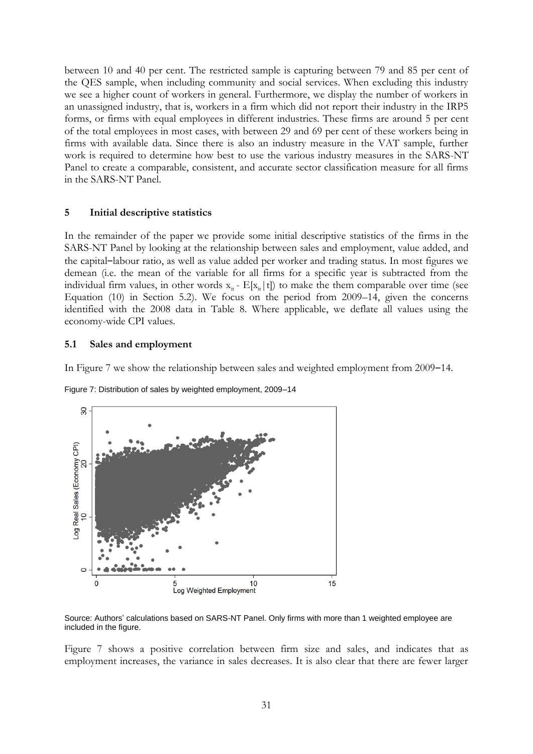between 10 and 40 per cent. The restricted sample is capturing between 79 and 85 per cent of the QES sample, when including community and social services. When excluding this industry we see a higher count of workers in general. Furthermore, we display the number of workers in an unassigned industry, that is, workers in a firm which did not report their industry in the IRP5 forms, or firms with equal employees in different industries. These firms are around 5 per cent of the total employees in most cases, with between 29 and 69 per cent of these workers being in firms with available data. Since there is also an industry measure in the VAT sample, further work is required to determine how best to use the various industry measures in the SARS-NT Panel to create a comparable, consistent, and accurate sector classification measure for all firms in the SARS-NT Panel.

## 5 Initial descriptive statistics

In the remainder of the paper we provide some initial descriptive statistics of the firms in the SARS-NT Panel by looking at the relationship between sales and employment, value added, and the capital–labour ratio, as well as value added per worker and trading status. In most figures we demean (i.e. the mean of the variable for all firms for a specific year is subtracted from the individual firm values, in other words $x_{it} - E[x_{it}|t]$) to make the them comparable over time (see Equation (10) in Section 5.2). We focus on the period from 2009–14, given the concerns identified with the 2008 data in Table 8. Where applicable, we deflate all values using the economy-wide CPI values.

### 5.1 Sales and employment

In Figure 7 we show the relationship between sales and weighted employment from 2009–14.

Figure 7: Distribution of sales by weighted employment, 2009–14

Log Real Sales (Economy CPI)

0
10
20
30

0
5
10
15

Log Weighted Employment

Source: Authors' calculations based on SARS-NT Panel. Only firms with more than 1 weighted employee are included in the figure.

Figure 7 shows a positive correlation between firm size and sales, and indicates that as employment increases, the variance in sales decreases. It is also clear that there are fewer larger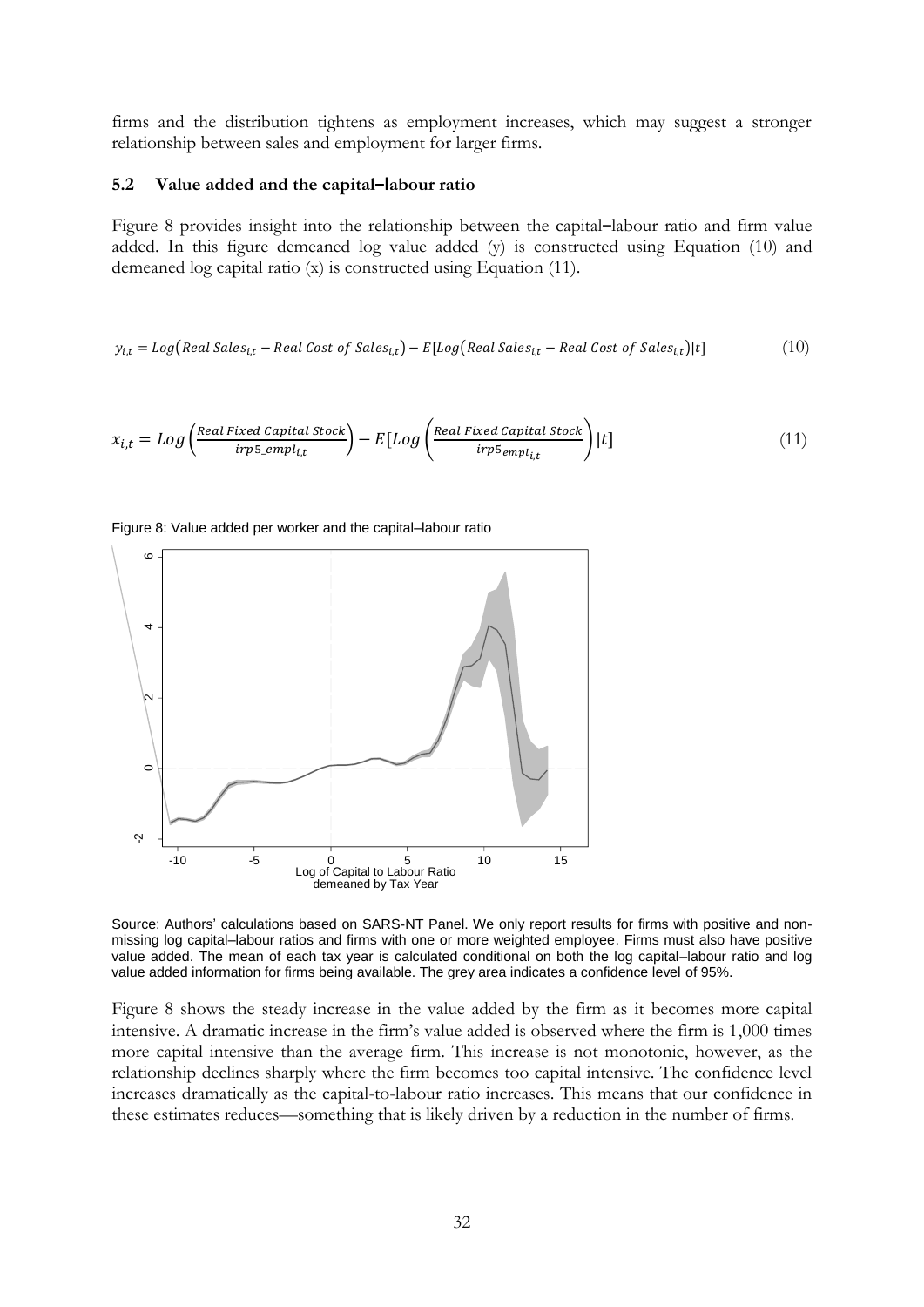firms and the distribution tightens as employment increases, which may suggest a stronger relationship between sales and employment for larger firms.

### 5.2 Value added and the capital–labour ratio

Figure 8 provides insight into the relationship between the capital–labour ratio and firm value added. In this figure demeaned log value added (y) is constructed using Equation (10) and demeaned log capital ratio (x) is constructed using Equation (11).

$$y_{i,t} = Log(Real\ Sales_{i,t} - Real\ Cost\ of\ Sales_{i,t}) - E[Log(Real\ Sales_{i,t} - Real\ Cost\ of\ Sales_{i,t})|t] \tag{10}$$

$$x_{i,t} = Log\left(\frac{Real\ Fixed\ Capital\ Stock}{irp5\_empl_{i,t}}\right) - E\left[Log\left(\frac{Real\ Fixed\ Capital\ Stock}{irp5_{empl_{i,t}}}\right)|t\right] \tag{11}$$

Figure 8: Value added per worker and the capital–labour ratio

6
4
2
0
-2
-10
-5
0
5
10
15
Log of Capital to Labour Ratio
demeaned by Tax Year

Source: Authors' calculations based on SARS-NT Panel. We only report results for firms with positive and non-missing log capital–labour ratios and firms with one or more weighted employee. Firms must also have positive value added. The mean of each tax year is calculated conditional on both the log capital–labour ratio and log value added information for firms being available. The grey area indicates a confidence level of 95%.

Figure 8 shows the steady increase in the value added by the firm as it becomes more capital intensive. A dramatic increase in the firm's value added is observed where the firm is 1,000 times more capital intensive than the average firm. This increase is not monotonic, however, as the relationship declines sharply where the firm becomes too capital intensive. The confidence level increases dramatically as the capital-to-labour ratio increases. This means that our confidence in these estimates reduces—something that is likely driven by a reduction in the number of firms.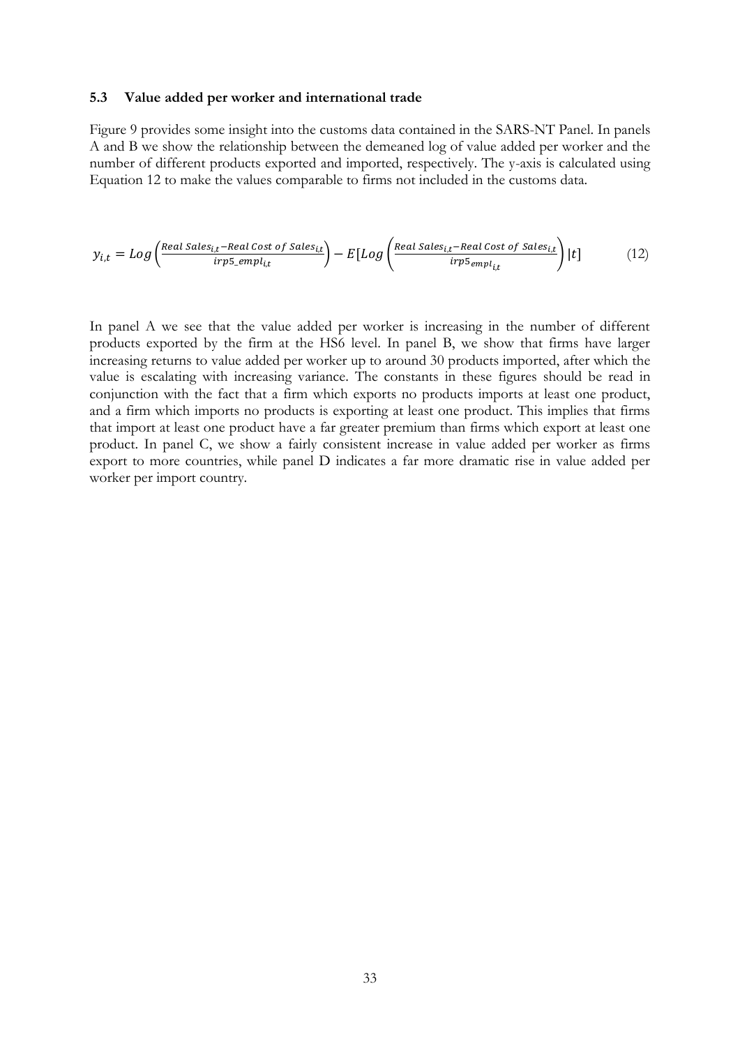### 5.3 Value added per worker and international trade

Figure 9 provides some insight into the customs data contained in the SARS-NT Panel. In panels A and B we show the relationship between the demeaned log of value added per worker and the number of different products exported and imported, respectively. The y-axis is calculated using Equation 12 to make the values comparable to firms not included in the customs data.

$$y_{i,t} = Log\left(\frac{Real\ Sales_{i,t} - Real\ Cost\ of\ Sales_{i,t}}{irp5\_empl_{i,t}}\right) - E[Log\left(\frac{Real\ Sales_{i,t} - Real\ Cost\ of\ Sales_{i,t}}{irp5_{empl_{i,t}}}\right)|t] \tag{12}$$

In panel A we see that the value added per worker is increasing in the number of different products exported by the firm at the HS6 level. In panel B, we show that firms have larger increasing returns to value added per worker up to around 30 products imported, after which the value is escalating with increasing variance. The constants in these figures should be read in conjunction with the fact that a firm which exports no products imports at least one product, and a firm which imports no products is exporting at least one product. This implies that firms that import at least one product have a far greater premium than firms which export at least one product. In panel C, we show a fairly consistent increase in value added per worker as firms export to more countries, while panel D indicates a far more dramatic rise in value added per worker per import country.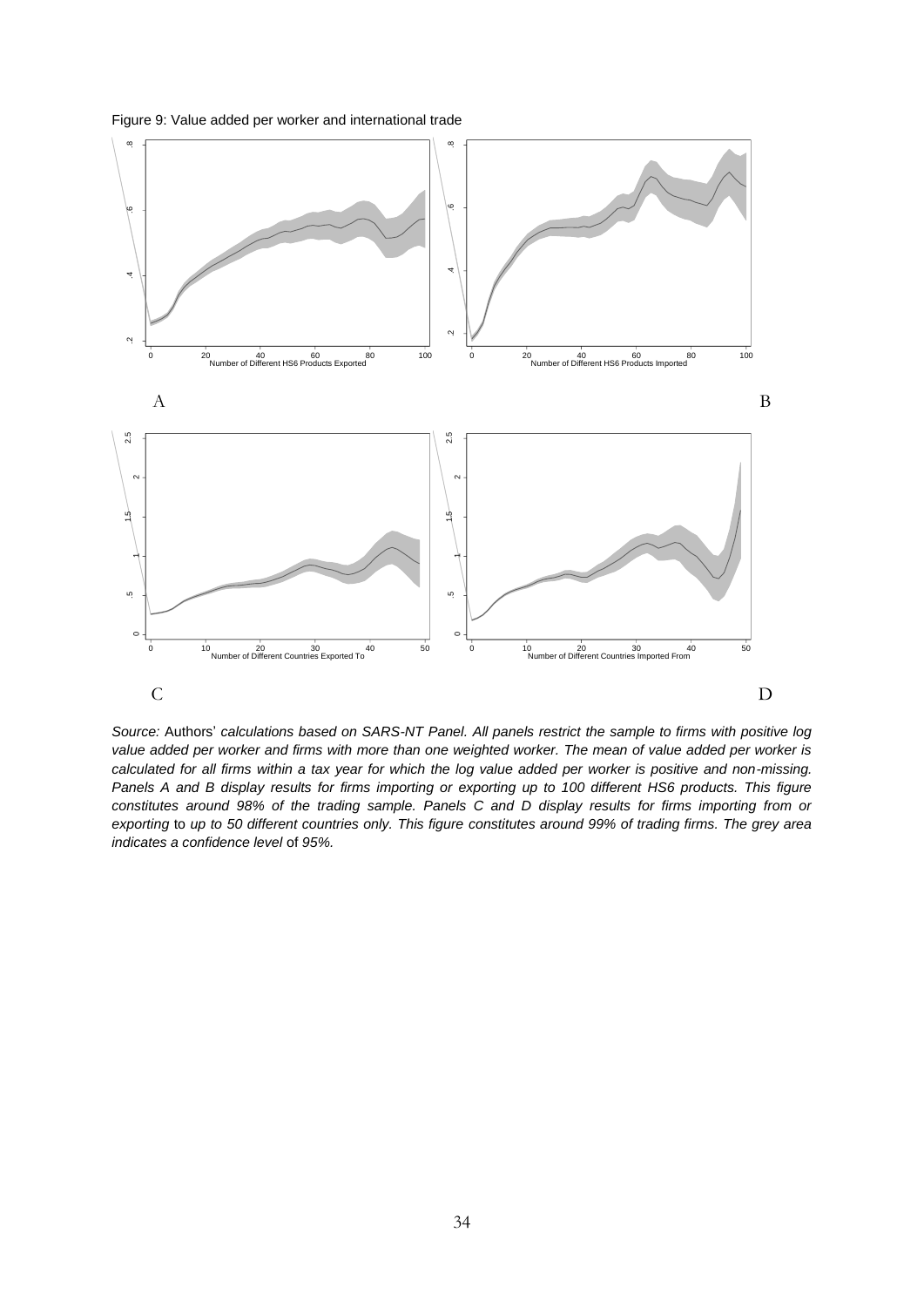Figure 9: Value added per worker and international trade

.8
.6
.4
.2
0
20
40
60
80
100
Number of Different HS6 Products Exported

A

.8
.6
.4
.2
0
20
40
60
80
100
Number of Different HS6 Products Imported

B

2.5
2
1.5
1
.5
0
0
10
20
30
40
50
Number of Different Countries Exported To

C

2.5
2
1.5
1
.5
0
0
10
20
30
40
50
Number of Different Countries Imported From

D

*Source:* Authors' *calculations based on SARS-NT Panel. All panels restrict the sample to firms with positive log value added per worker and firms with more than one weighted worker. The mean of value added per worker is calculated for all firms within a tax year for which the log value added per worker is positive and non-missing. Panels A and B display results for firms importing or exporting up to 100 different HS6 products. This figure constitutes around 98% of the trading sample. Panels C and D display results for firms importing from or exporting* to *up to 50 different countries only. This figure constitutes around 99% of trading firms. The grey area indicates a confidence level* of *95%.*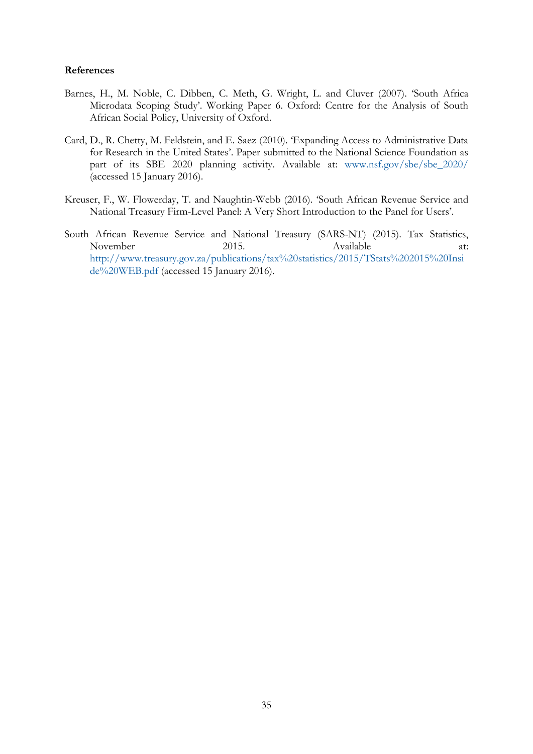**References**

Barnes, H., M. Noble, C. Dibben, C. Meth, G. Wright, L. and Cluver (2007). 'South Africa Microdata Scoping Study'. Working Paper 6. Oxford: Centre for the Analysis of South African Social Policy, University of Oxford.

Card, D., R. Chetty, M. Feldstein, and E. Saez (2010). 'Expanding Access to Administrative Data for Research in the United States'. Paper submitted to the National Science Foundation as part of its SBE 2020 planning activity. Available at: www.nsf.gov/sbe/sbe_2020/ (accessed 15 January 2016).

Kreuser, F., W. Flowerday, T. and Naughtin-Webb (2016). 'South African Revenue Service and National Treasury Firm-Level Panel: A Very Short Introduction to the Panel for Users'.

South African Revenue Service and National Treasury (SARS-NT) (2015). Tax Statistics, November 2015. Available at: http://www.treasury.gov.za/publications/tax%20statistics/2015/TStats%202015%20Inside%20WEB.pdf (accessed 15 January 2016).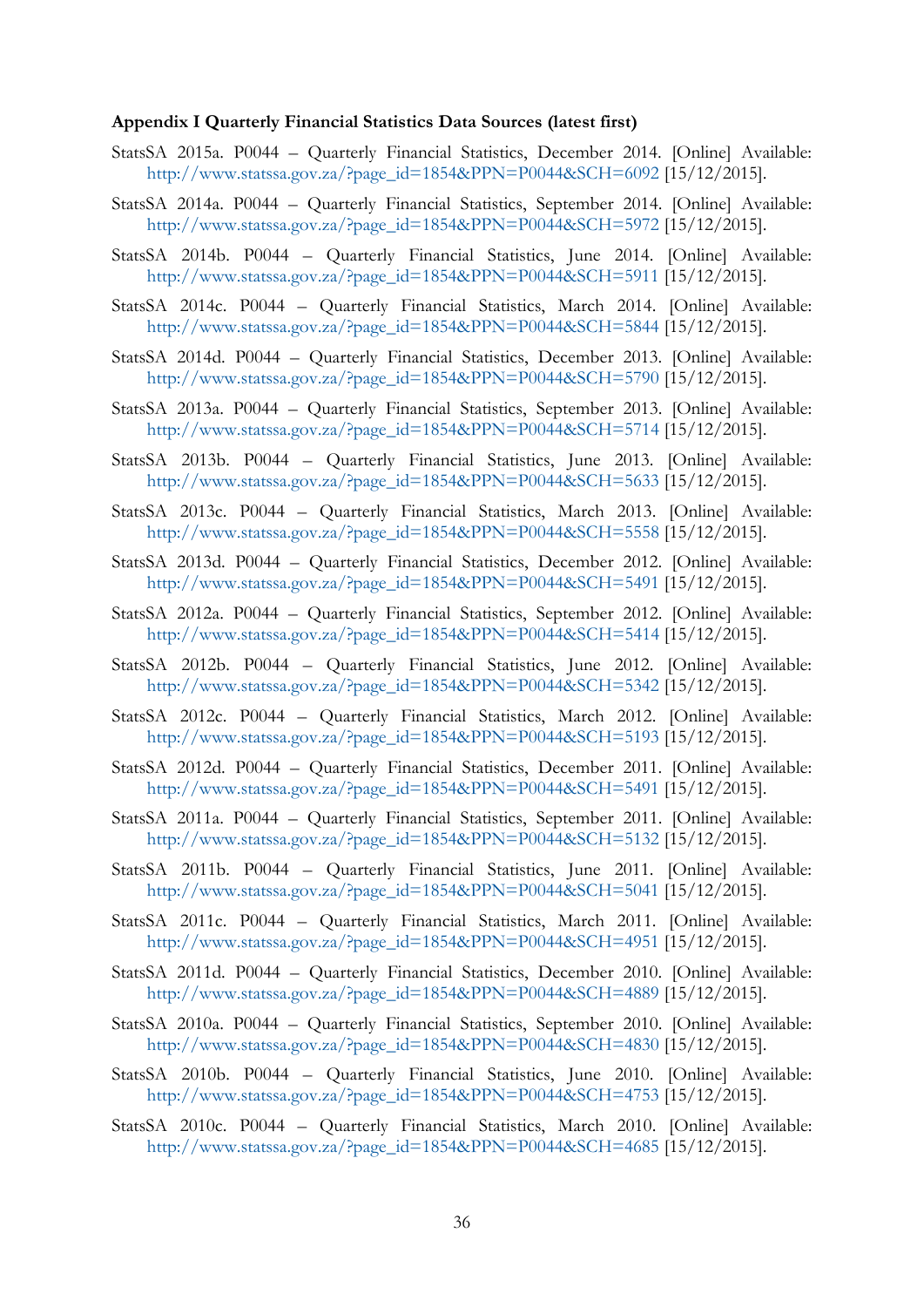**Appendix I Quarterly Financial Statistics Data Sources (latest first)**

StatsSA 2015a. P0044 – Quarterly Financial Statistics, December 2014. [Online] Available: http://www.statssa.gov.za/?page_id=1854&PPN=P0044&SCH=6092 [15/12/2015].

StatsSA 2014a. P0044 – Quarterly Financial Statistics, September 2014. [Online] Available: http://www.statssa.gov.za/?page_id=1854&PPN=P0044&SCH=5972 [15/12/2015].

StatsSA 2014b. P0044 – Quarterly Financial Statistics, June 2014. [Online] Available: http://www.statssa.gov.za/?page_id=1854&PPN=P0044&SCH=5911 [15/12/2015].

StatsSA 2014c. P0044 – Quarterly Financial Statistics, March 2014. [Online] Available: http://www.statssa.gov.za/?page_id=1854&PPN=P0044&SCH=5844 [15/12/2015].

StatsSA 2014d. P0044 – Quarterly Financial Statistics, December 2013. [Online] Available: http://www.statssa.gov.za/?page_id=1854&PPN=P0044&SCH=5790 [15/12/2015].

StatsSA 2013a. P0044 – Quarterly Financial Statistics, September 2013. [Online] Available: http://www.statssa.gov.za/?page_id=1854&PPN=P0044&SCH=5714 [15/12/2015].

StatsSA 2013b. P0044 – Quarterly Financial Statistics, June 2013. [Online] Available: http://www.statssa.gov.za/?page_id=1854&PPN=P0044&SCH=5633 [15/12/2015].

StatsSA 2013c. P0044 – Quarterly Financial Statistics, March 2013. [Online] Available: http://www.statssa.gov.za/?page_id=1854&PPN=P0044&SCH=5558 [15/12/2015].

StatsSA 2013d. P0044 – Quarterly Financial Statistics, December 2012. [Online] Available: http://www.statssa.gov.za/?page_id=1854&PPN=P0044&SCH=5491 [15/12/2015].

StatsSA 2012a. P0044 – Quarterly Financial Statistics, September 2012. [Online] Available: http://www.statssa.gov.za/?page_id=1854&PPN=P0044&SCH=5414 [15/12/2015].

StatsSA 2012b. P0044 – Quarterly Financial Statistics, June 2012. [Online] Available: http://www.statssa.gov.za/?page_id=1854&PPN=P0044&SCH=5342 [15/12/2015].

StatsSA 2012c. P0044 – Quarterly Financial Statistics, March 2012. [Online] Available: http://www.statssa.gov.za/?page_id=1854&PPN=P0044&SCH=5193 [15/12/2015].

StatsSA 2012d. P0044 – Quarterly Financial Statistics, December 2011. [Online] Available: http://www.statssa.gov.za/?page_id=1854&PPN=P0044&SCH=5491 [15/12/2015].

StatsSA 2011a. P0044 – Quarterly Financial Statistics, September 2011. [Online] Available: http://www.statssa.gov.za/?page_id=1854&PPN=P0044&SCH=5132 [15/12/2015].

StatsSA 2011b. P0044 – Quarterly Financial Statistics, June 2011. [Online] Available: http://www.statssa.gov.za/?page_id=1854&PPN=P0044&SCH=5041 [15/12/2015].

StatsSA 2011c. P0044 – Quarterly Financial Statistics, March 2011. [Online] Available: http://www.statssa.gov.za/?page_id=1854&PPN=P0044&SCH=4951 [15/12/2015].

StatsSA 2011d. P0044 – Quarterly Financial Statistics, December 2010. [Online] Available: http://www.statssa.gov.za/?page_id=1854&PPN=P0044&SCH=4889 [15/12/2015].

StatsSA 2010a. P0044 – Quarterly Financial Statistics, September 2010. [Online] Available: http://www.statssa.gov.za/?page_id=1854&PPN=P0044&SCH=4830 [15/12/2015].

StatsSA 2010b. P0044 – Quarterly Financial Statistics, June 2010. [Online] Available: http://www.statssa.gov.za/?page_id=1854&PPN=P0044&SCH=4753 [15/12/2015].

StatsSA 2010c. P0044 – Quarterly Financial Statistics, March 2010. [Online] Available: http://www.statssa.gov.za/?page_id=1854&PPN=P0044&SCH=4685 [15/12/2015].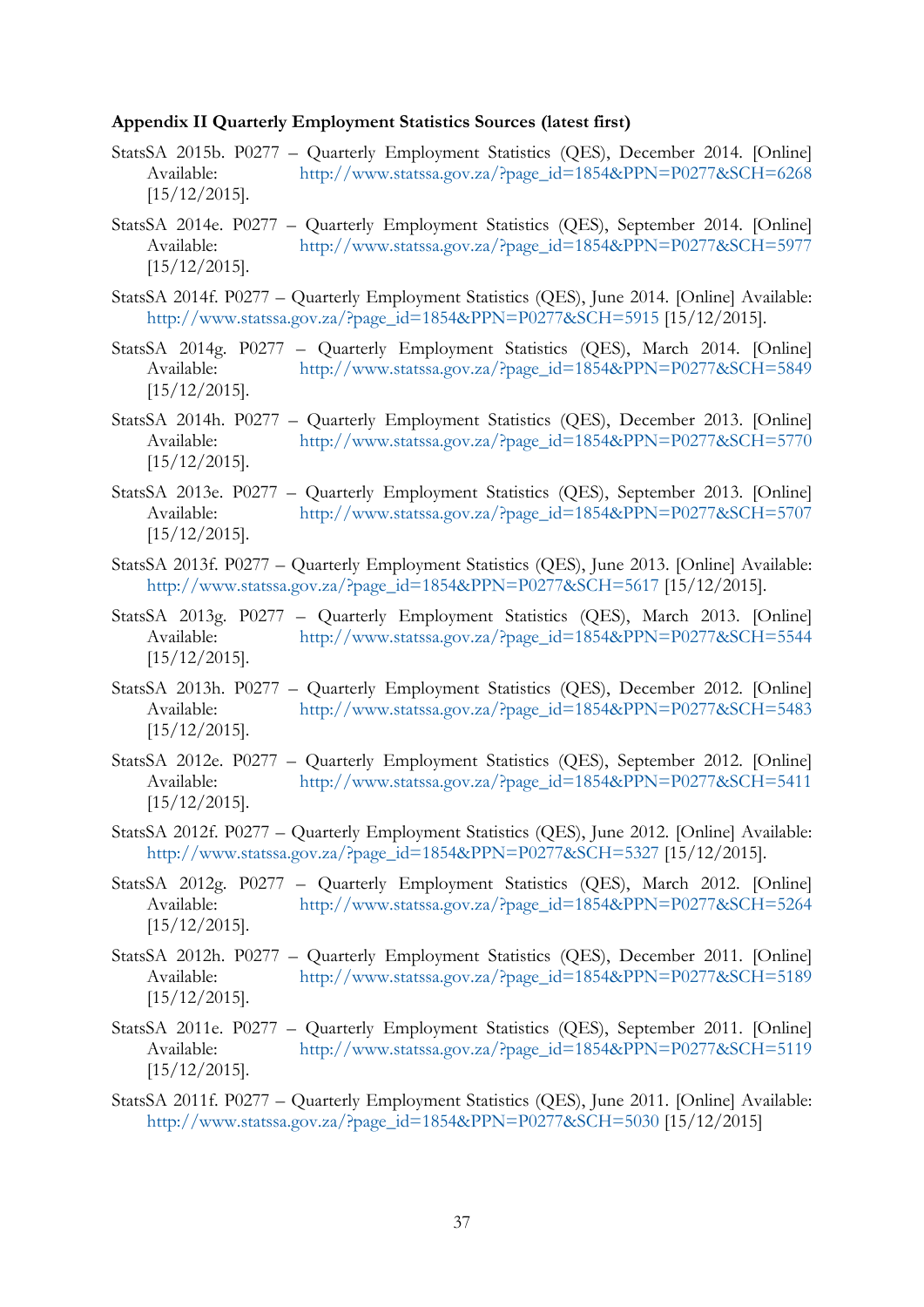**Appendix II Quarterly Employment Statistics Sources (latest first)**

StatsSA 2015b. P0277 – Quarterly Employment Statistics (QES), December 2014. [Online] Available: http://www.statssa.gov.za/?page_id=1854&PPN=P0277&SCH=6268 [15/12/2015].

StatsSA 2014e. P0277 – Quarterly Employment Statistics (QES), September 2014. [Online] Available: http://www.statssa.gov.za/?page_id=1854&PPN=P0277&SCH=5977 [15/12/2015].

StatsSA 2014f. P0277 – Quarterly Employment Statistics (QES), June 2014. [Online] Available: http://www.statssa.gov.za/?page_id=1854&PPN=P0277&SCH=5915 [15/12/2015].

StatsSA 2014g. P0277 – Quarterly Employment Statistics (QES), March 2014. [Online] Available: http://www.statssa.gov.za/?page_id=1854&PPN=P0277&SCH=5849 [15/12/2015].

StatsSA 2014h. P0277 – Quarterly Employment Statistics (QES), December 2013. [Online] Available: http://www.statssa.gov.za/?page_id=1854&PPN=P0277&SCH=5770 [15/12/2015].

StatsSA 2013e. P0277 – Quarterly Employment Statistics (QES), September 2013. [Online] Available: http://www.statssa.gov.za/?page_id=1854&PPN=P0277&SCH=5707 [15/12/2015].

StatsSA 2013f. P0277 – Quarterly Employment Statistics (QES), June 2013. [Online] Available: http://www.statssa.gov.za/?page_id=1854&PPN=P0277&SCH=5617 [15/12/2015].

StatsSA 2013g. P0277 – Quarterly Employment Statistics (QES), March 2013. [Online] Available: http://www.statssa.gov.za/?page_id=1854&PPN=P0277&SCH=5544 [15/12/2015].

StatsSA 2013h. P0277 – Quarterly Employment Statistics (QES), December 2012. [Online] Available: http://www.statssa.gov.za/?page_id=1854&PPN=P0277&SCH=5483 [15/12/2015].

StatsSA 2012e. P0277 – Quarterly Employment Statistics (QES), September 2012. [Online] Available: http://www.statssa.gov.za/?page_id=1854&PPN=P0277&SCH=5411 [15/12/2015].

StatsSA 2012f. P0277 – Quarterly Employment Statistics (QES), June 2012. [Online] Available: http://www.statssa.gov.za/?page_id=1854&PPN=P0277&SCH=5327 [15/12/2015].

StatsSA 2012g. P0277 – Quarterly Employment Statistics (QES), March 2012. [Online] Available: http://www.statssa.gov.za/?page_id=1854&PPN=P0277&SCH=5264 [15/12/2015].

StatsSA 2012h. P0277 – Quarterly Employment Statistics (QES), December 2011. [Online] Available: http://www.statssa.gov.za/?page_id=1854&PPN=P0277&SCH=5189 [15/12/2015].

StatsSA 2011e. P0277 – Quarterly Employment Statistics (QES), September 2011. [Online] Available: http://www.statssa.gov.za/?page_id=1854&PPN=P0277&SCH=5119 [15/12/2015].

StatsSA 2011f. P0277 – Quarterly Employment Statistics (QES), June 2011. [Online] Available: http://www.statssa.gov.za/?page_id=1854&PPN=P0277&SCH=5030 [15/12/2015]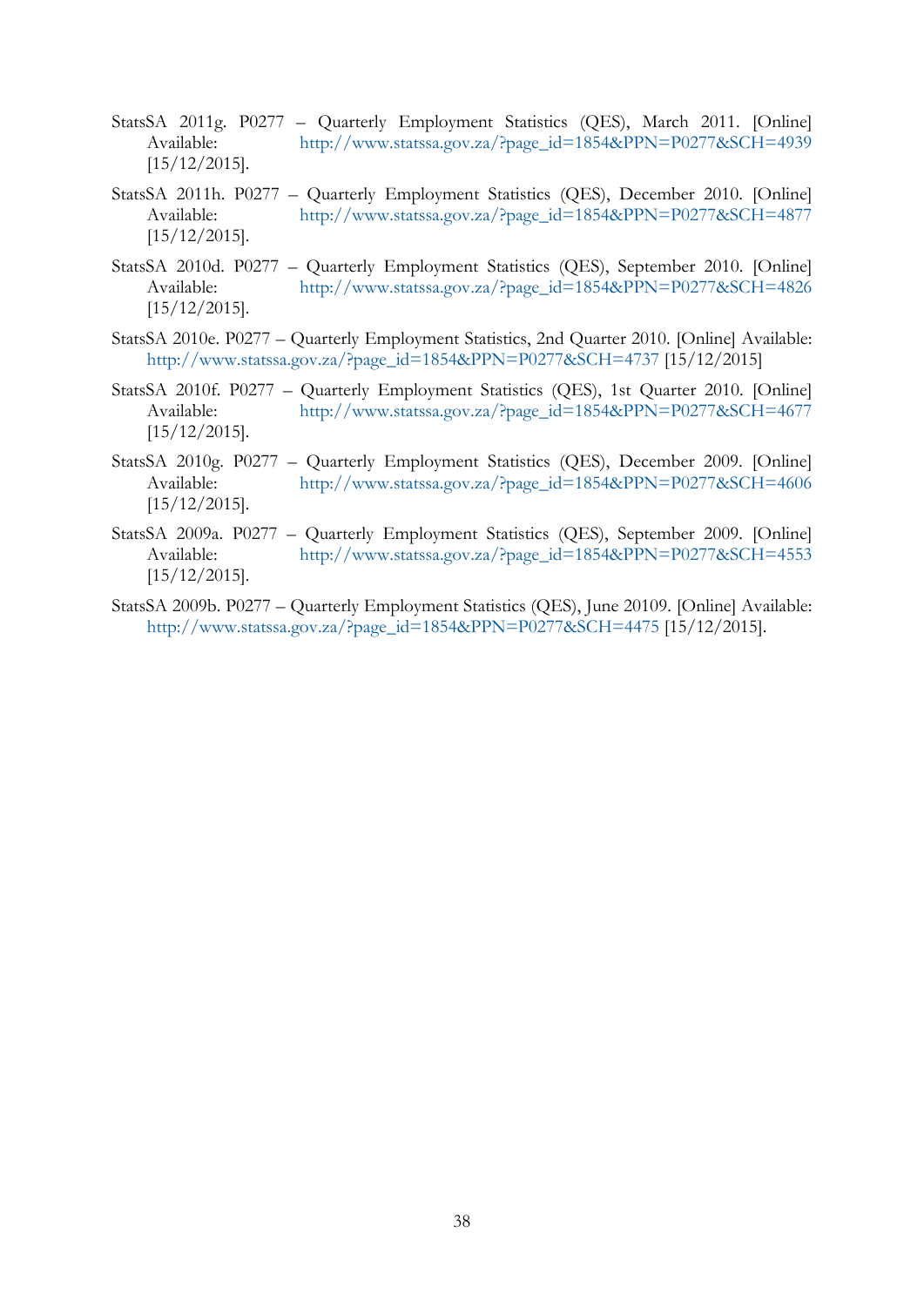StatsSA 2011g. P0277 – Quarterly Employment Statistics (QES), March 2011. [Online] Available: http://www.statssa.gov.za/?page_id=1854&PPN=P0277&SCH=4939 [15/12/2015].

StatsSA 2011h. P0277 – Quarterly Employment Statistics (QES), December 2010. [Online] Available: http://www.statssa.gov.za/?page_id=1854&PPN=P0277&SCH=4877 [15/12/2015].

StatsSA 2010d. P0277 – Quarterly Employment Statistics (QES), September 2010. [Online] Available: http://www.statssa.gov.za/?page_id=1854&PPN=P0277&SCH=4826 [15/12/2015].

StatsSA 2010e. P0277 – Quarterly Employment Statistics, 2nd Quarter 2010. [Online] Available: http://www.statssa.gov.za/?page_id=1854&PPN=P0277&SCH=4737 [15/12/2015]

StatsSA 2010f. P0277 – Quarterly Employment Statistics (QES), 1st Quarter 2010. [Online] Available: http://www.statssa.gov.za/?page_id=1854&PPN=P0277&SCH=4677 [15/12/2015].

StatsSA 2010g. P0277 – Quarterly Employment Statistics (QES), December 2009. [Online] Available: http://www.statssa.gov.za/?page_id=1854&PPN=P0277&SCH=4606 [15/12/2015].

StatsSA 2009a. P0277 – Quarterly Employment Statistics (QES), September 2009. [Online] Available: http://www.statssa.gov.za/?page_id=1854&PPN=P0277&SCH=4553 [15/12/2015].

StatsSA 2009b. P0277 – Quarterly Employment Statistics (QES), June 20109. [Online] Available: http://www.statssa.gov.za/?page_id=1854&PPN=P0277&SCH=4475 [15/12/2015].